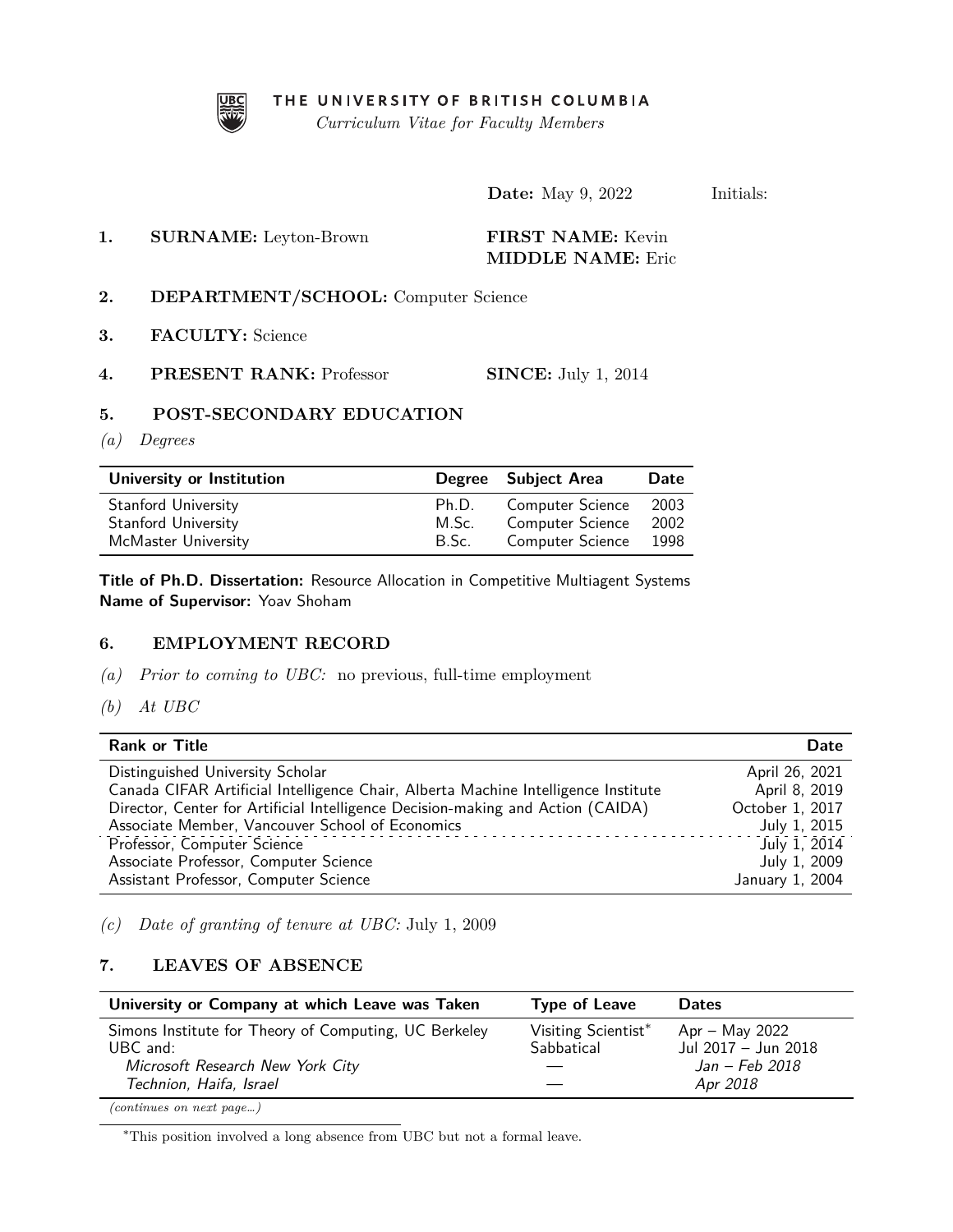THE UNIVERSITY OF BRITISH COLUMBIA

*Curriculum Vitae for Faculty Members*

**Date:** May 9, 2022 Initials:

**1. SURNAME:** Leyton-Brown **FIRST NAME:** Kevin
**MIDDLE NAME:** Eric

**2. DEPARTMENT/SCHOOL:** Computer Science

**3. FACULTY:** Science

**4. PRESENT RANK:** Professor **SINCE:** July 1, 2014

## 5. POST-SECONDARY EDUCATION

*(a) Degrees*

| University or Institution | Degree | Subject Area | Date |
|---|---|---|---|
| Stanford University | Ph.D. | Computer Science | 2003 |
| Stanford University | M.Sc. | Computer Science | 2002 |
| McMaster University | B.Sc. | Computer Science | 1998 |

**Title of Ph.D. Dissertation:** Resource Allocation in Competitive Multiagent Systems
**Name of Supervisor:** Yoav Shoham

## 6. EMPLOYMENT RECORD

*(a) Prior to coming to UBC:* no previous, full-time employment

*(b) At UBC*

| Rank or Title | Date |
|---|---|
| Distinguished University Scholar | April 26, 2021 |
| Canada CIFAR Artificial Intelligence Chair, Alberta Machine Intelligence Institute | April 8, 2019 |
| Director, Center for Artificial Intelligence Decision-making and Action (CAIDA) | October 1, 2017 |
| Associate Member, Vancouver School of Economics | July 1, 2015 |
| Professor, Computer Science | July 1, 2014 |
| Associate Professor, Computer Science | July 1, 2009 |
| Assistant Professor, Computer Science | January 1, 2004 |

*(c) Date of granting of tenure at UBC:* July 1, 2009

## 7. LEAVES OF ABSENCE

| University or Company at which Leave was Taken | Type of Leave | Dates |
|---|---|---|
| Simons Institute for Theory of Computing, UC Berkeley | Visiting Scientist* | Apr – May 2022 |
| UBC and: | Sabbatical | Jul 2017 – Jun 2018 |
| *Microsoft Research New York City* | — | *Jan – Feb 2018* |
| *Technion, Haifa, Israel* | — | *Apr 2018* |

*(continues on next page...)*

*This position involved a long absence from UBC but not a formal leave.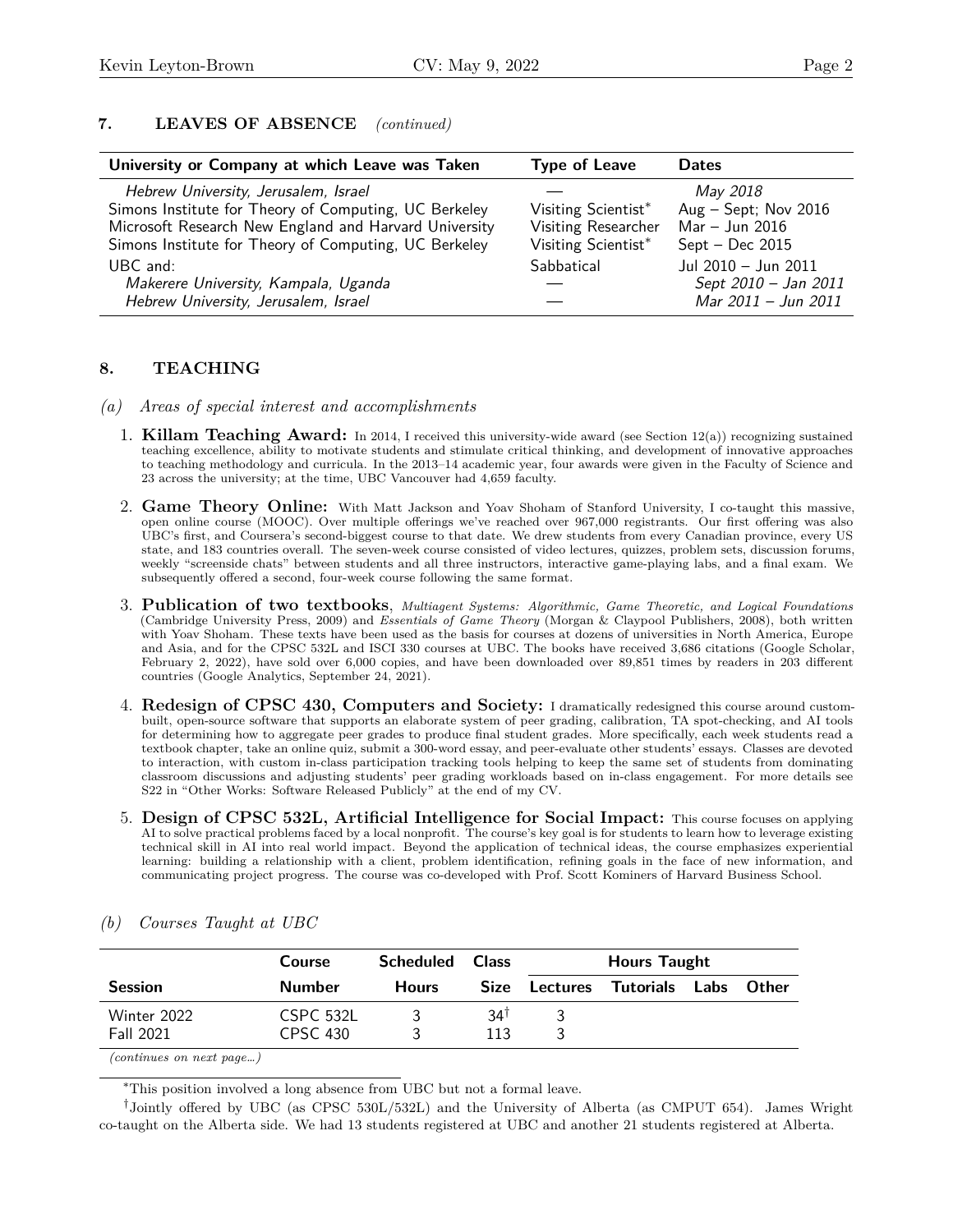## 7. LEAVES OF ABSENCE *(continued)*

| University or Company at which Leave was Taken | Type of Leave | Dates |
|---|---|---|
| *Hebrew University, Jerusalem, Israel* | — | *May 2018* |
| Simons Institute for Theory of Computing, UC Berkeley | Visiting Scientist* | Aug – Sept; Nov 2016 |
| Microsoft Research New England and Harvard University | Visiting Researcher | Mar – Jun 2016 |
| Simons Institute for Theory of Computing, UC Berkeley | Visiting Scientist* | Sept – Dec 2015 |
| UBC and: | Sabbatical | Jul 2010 – Jun 2011 |
| *Makerere University, Kampala, Uganda* | — | *Sept 2010 – Jan 2011* |
| *Hebrew University, Jerusalem, Israel* | — | *Mar 2011 – Jun 2011* |

## 8. TEACHING

### *(a) Areas of special interest and accomplishments*

1. **Killam Teaching Award:** In 2014, I received this university-wide award (see Section 12(a)) recognizing sustained teaching excellence, ability to motivate students and stimulate critical thinking, and development of innovative approaches to teaching methodology and curricula. In the 2013–14 academic year, four awards were given in the Faculty of Science and 23 across the university; at the time, UBC Vancouver had 4,659 faculty.

2. **Game Theory Online:** With Matt Jackson and Yoav Shoham of Stanford University, I co-taught this massive, open online course (MOOC). Over multiple offerings we've reached over 967,000 registrants. Our first offering was also UBC's first, and Coursera's second-biggest course to that date. We drew students from every Canadian province, every US state, and 183 countries overall. The seven-week course consisted of video lectures, quizzes, problem sets, discussion forums, weekly "screenside chats" between students and all three instructors, interactive game-playing labs, and a final exam. We subsequently offered a second, four-week course following the same format.

3. **Publication of two textbooks**, *Multiagent Systems: Algorithmic, Game Theoretic, and Logical Foundations* (Cambridge University Press, 2009) and *Essentials of Game Theory* (Morgan & Claypool Publishers, 2008), both written with Yoav Shoham. These texts have been used as the basis for courses at dozens of universities in North America, Europe and Asia, and for the CPSC 532L and ISCI 330 courses at UBC. The books have received 3,686 citations (Google Scholar, February 2, 2022), have sold over 6,000 copies, and have been downloaded over 89,851 times by readers in 203 different countries (Google Analytics, September 24, 2021).

4. **Redesign of CPSC 430, Computers and Society:** I dramatically redesigned this course around custom-built, open-source software that supports an elaborate system of peer grading, calibration, TA spot-checking, and AI tools for determining how to aggregate peer grades to produce final student grades. More specifically, each week students read a textbook chapter, take an online quiz, submit a 300-word essay, and peer-evaluate other students' essays. Classes are devoted to interaction, with custom in-class participation tracking tools helping to keep the same set of students from dominating classroom discussions and adjusting students' peer grading workloads based on in-class engagement. For more details see S22 in "Other Works: Software Released Publicly" at the end of my CV.

5. **Design of CPSC 532L, Artificial Intelligence for Social Impact:** This course focuses on applying AI to solve practical problems faced by a local nonprofit. The course's key goal is for students to learn how to leverage existing technical skill in AI into real world impact. Beyond the application of technical ideas, the course emphasizes experiential learning: building a relationship with a client, problem identification, refining goals in the face of new information, and communicating project progress. The course was co-developed with Prof. Scott Kominers of Harvard Business School.

### *(b) Courses Taught at UBC*

| | Course | Scheduled | Class | Hours Taught | | | |
|---|---|---|---|---|---|---|---|
| Session | Number | Hours | Size | Lectures | Tutorials | Labs | Other |
| Winter 2022 | CSPC 532L | 3 | 34† | 3 | | | |
| Fall 2021 | CPSC 430 | 3 | 113 | 3 | | | |

*(continues on next page...)*

*This position involved a long absence from UBC but not a formal leave.

†Jointly offered by UBC (as CPSC 530L/532L) and the University of Alberta (as CMPUT 654). James Wright co-taught on the Alberta side. We had 13 students registered at UBC and another 21 students registered at Alberta.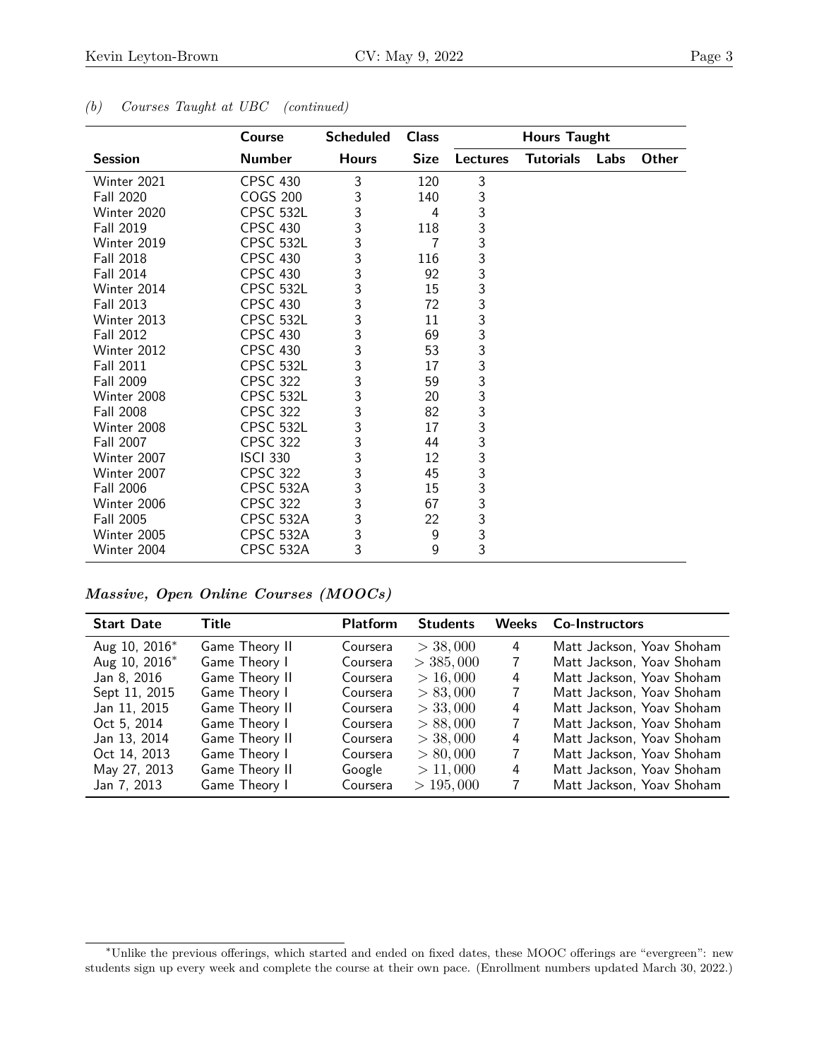*(b) Courses Taught at UBC (continued)*

| Session | Course Number | Scheduled Hours | Class Size | Hours Taught | | | |
|---|---|---|---|---|---|---|---|
| | | | | Lectures | Tutorials | Labs | Other |
| Winter 2021 | CPSC 430 | 3 | 120 | 3 | | | |
| Fall 2020 | COGS 200 | 3 | 140 | 3 | | | |
| Winter 2020 | CPSC 532L | 3 | 4 | 3 | | | |
| Fall 2019 | CPSC 430 | 3 | 118 | 3 | | | |
| Winter 2019 | CPSC 532L | 3 | 7 | 3 | | | |
| Fall 2018 | CPSC 430 | 3 | 116 | 3 | | | |
| Fall 2014 | CPSC 430 | 3 | 92 | 3 | | | |
| Winter 2014 | CPSC 532L | 3 | 15 | 3 | | | |
| Fall 2013 | CPSC 430 | 3 | 72 | 3 | | | |
| Winter 2013 | CPSC 532L | 3 | 11 | 3 | | | |
| Fall 2012 | CPSC 430 | 3 | 69 | 3 | | | |
| Winter 2012 | CPSC 430 | 3 | 53 | 3 | | | |
| Fall 2011 | CPSC 532L | 3 | 17 | 3 | | | |
| Fall 2009 | CPSC 322 | 3 | 59 | 3 | | | |
| Winter 2008 | CPSC 532L | 3 | 20 | 3 | | | |
| Fall 2008 | CPSC 322 | 3 | 82 | 3 | | | |
| Winter 2008 | CPSC 532L | 3 | 17 | 3 | | | |
| Fall 2007 | CPSC 322 | 3 | 44 | 3 | | | |
| Winter 2007 | ISCI 330 | 3 | 12 | 3 | | | |
| Winter 2007 | CPSC 322 | 3 | 45 | 3 | | | |
| Fall 2006 | CPSC 532A | 3 | 15 | 3 | | | |
| Winter 2006 | CPSC 322 | 3 | 67 | 3 | | | |
| Fall 2005 | CPSC 532A | 3 | 22 | 3 | | | |
| Winter 2005 | CPSC 532A | 3 | 9 | 3 | | | |
| Winter 2004 | CPSC 532A | 3 | 9 | 3 | | | |

***Massive, Open Online Courses (MOOCs)***

| Start Date | Title | Platform | Students | Weeks | Co-Instructors |
|---|---|---|---|---|---|
| Aug 10, 2016* | Game Theory II | Coursera | $> 38,000$ | 4 | Matt Jackson, Yoav Shoham |
| Aug 10, 2016* | Game Theory I | Coursera | $> 385,000$ | 7 | Matt Jackson, Yoav Shoham |
| Jan 8, 2016 | Game Theory II | Coursera | $> 16,000$ | 4 | Matt Jackson, Yoav Shoham |
| Sept 11, 2015 | Game Theory I | Coursera | $> 83,000$ | 7 | Matt Jackson, Yoav Shoham |
| Jan 11, 2015 | Game Theory II | Coursera | $> 33,000$ | 4 | Matt Jackson, Yoav Shoham |
| Oct 5, 2014 | Game Theory I | Coursera | $> 88,000$ | 7 | Matt Jackson, Yoav Shoham |
| Jan 13, 2014 | Game Theory II | Coursera | $> 38,000$ | 4 | Matt Jackson, Yoav Shoham |
| Oct 14, 2013 | Game Theory I | Coursera | $> 80,000$ | 7 | Matt Jackson, Yoav Shoham |
| May 27, 2013 | Game Theory II | Google | $> 11,000$ | 4 | Matt Jackson, Yoav Shoham |
| Jan 7, 2013 | Game Theory I | Coursera | $> 195,000$ | 7 | Matt Jackson, Yoav Shoham |

*Unlike the previous offerings, which started and ended on fixed dates, these MOOC offerings are "evergreen": new students sign up every week and complete the course at their own pace. (Enrollment numbers updated March 30, 2022.)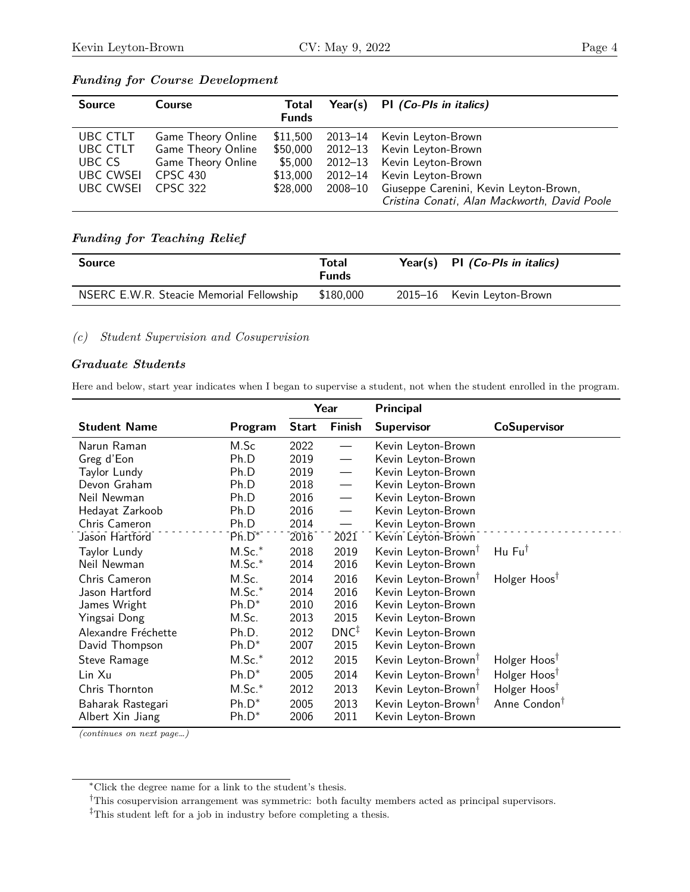### *Funding for Course Development*

| Source | Course | Total Funds | Year(s) | PI *(Co-PIs in italics)* |
|---|---|---|---|---|
| UBC CTLT | Game Theory Online | $11,500 | 2013–14 | Kevin Leyton-Brown |
| UBC CTLT | Game Theory Online | $50,000 | 2012–13 | Kevin Leyton-Brown |
| UBC CS | Game Theory Online | $5,000 | 2012–13 | Kevin Leyton-Brown |
| UBC CWSEI | CPSC 430 | $13,000 | 2012–14 | Kevin Leyton-Brown |
| UBC CWSEI | CPSC 322 | $28,000 | 2008–10 | Giuseppe Carenini, Kevin Leyton-Brown, *Cristina Conati*, *Alan Mackworth, David Poole* |

### *Funding for Teaching Relief*

| Source | Total Funds | Year(s) | PI *(Co-PIs in italics)* |
|---|---|---|---|
| NSERC E.W.R. Steacie Memorial Fellowship | $180,000 | 2015–16 | Kevin Leyton-Brown |

## *(c) Student Supervision and Cosupervision*

### *Graduate Students*

Here and below, start year indicates when I began to supervise a student, not when the student enrolled in the program.

| Student Name | Program | Year: Start | Year: Finish | Principal Supervisor | CoSupervisor |
|---|---|---|---|---|---|
| Narun Raman | M.Sc | 2022 | — | Kevin Leyton-Brown | |
| Greg d'Eon | Ph.D | 2019 | — | Kevin Leyton-Brown | |
| Taylor Lundy | Ph.D | 2019 | — | Kevin Leyton-Brown | |
| Devon Graham | Ph.D | 2018 | — | Kevin Leyton-Brown | |
| Neil Newman | Ph.D | 2016 | — | Kevin Leyton-Brown | |
| Hedayat Zarkoob | Ph.D | 2016 | — | Kevin Leyton-Brown | |
| Chris Cameron | Ph.D | 2014 | — | Kevin Leyton-Brown | |
| Jason Hartford | Ph.D* | 2016 | 2021 | Kevin Leyton-Brown | |
| Taylor Lundy | M.Sc.* | 2018 | 2019 | Kevin Leyton-Brown† | Hu Fu† |
| Neil Newman | M.Sc.* | 2014 | 2016 | Kevin Leyton-Brown | |
| Chris Cameron | M.Sc. | 2014 | 2016 | Kevin Leyton-Brown† | Holger Hoos† |
| Jason Hartford | M.Sc.* | 2014 | 2016 | Kevin Leyton-Brown | |
| James Wright | Ph.D* | 2010 | 2016 | Kevin Leyton-Brown | |
| Yingsai Dong | M.Sc. | 2013 | 2015 | Kevin Leyton-Brown | |
| Alexandre Fréchette | Ph.D. | 2012 | DNC‡ | Kevin Leyton-Brown | |
| David Thompson | Ph.D* | 2007 | 2015 | Kevin Leyton-Brown | |
| Steve Ramage | M.Sc.* | 2012 | 2015 | Kevin Leyton-Brown† | Holger Hoos† |
| Lin Xu | Ph.D* | 2005 | 2014 | Kevin Leyton-Brown† | Holger Hoos† |
| Chris Thornton | M.Sc.* | 2012 | 2013 | Kevin Leyton-Brown† | Holger Hoos† |
| Baharak Rastegari | Ph.D* | 2005 | 2013 | Kevin Leyton-Brown† | Anne Condon† |
| Albert Xin Jiang | Ph.D* | 2006 | 2011 | Kevin Leyton-Brown | |

*(continues on next page...)*

*Click the degree name for a link to the student's thesis.

†This cosupervision arrangement was symmetric: both faculty members acted as principal supervisors.

‡This student left for a job in industry before completing a thesis.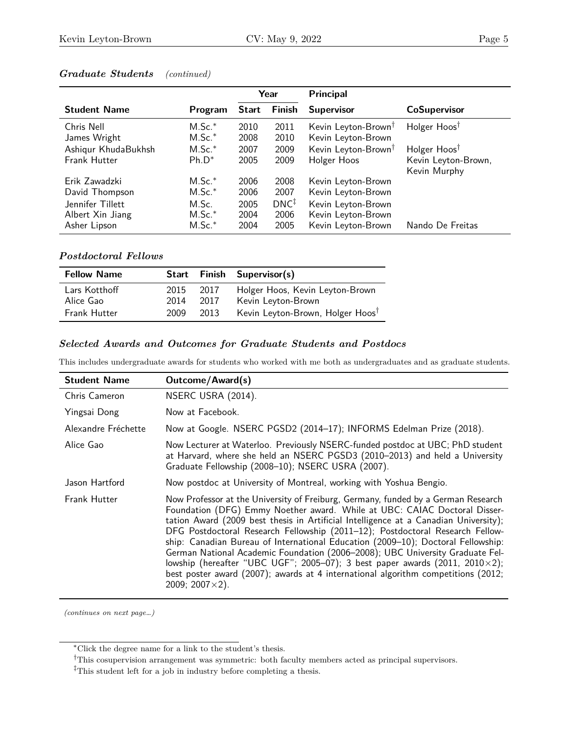### *Graduate Students* *(continued)*

| Student Name | Program | Year Start | Year Finish | Principal Supervisor | CoSupervisor |
|---|---|---|---|---|---|
| Chris Nell | M.Sc.* | 2010 | 2011 | Kevin Leyton-Brown† | Holger Hoos† |
| James Wright | M.Sc.* | 2008 | 2010 | Kevin Leyton-Brown | |
| Ashiqur KhudaBukhsh | M.Sc.* | 2007 | 2009 | Kevin Leyton-Brown† | Holger Hoos† |
| Frank Hutter | Ph.D* | 2005 | 2009 | Holger Hoos | Kevin Leyton-Brown, Kevin Murphy |
| Erik Zawadzki | M.Sc.* | 2006 | 2008 | Kevin Leyton-Brown | |
| David Thompson | M.Sc.* | 2006 | 2007 | Kevin Leyton-Brown | |
| Jennifer Tillett | M.Sc. | 2005 | DNC‡ | Kevin Leyton-Brown | |
| Albert Xin Jiang | M.Sc.* | 2004 | 2006 | Kevin Leyton-Brown | |
| Asher Lipson | M.Sc.* | 2004 | 2005 | Kevin Leyton-Brown | Nando De Freitas |

### *Postdoctoral Fellows*

| Fellow Name | Start | Finish | Supervisor(s) |
|---|---|---|---|
| Lars Kotthoff | 2015 | 2017 | Holger Hoos, Kevin Leyton-Brown |
| Alice Gao | 2014 | 2017 | Kevin Leyton-Brown |
| Frank Hutter | 2009 | 2013 | Kevin Leyton-Brown, Holger Hoos† |

### *Selected Awards and Outcomes for Graduate Students and Postdocs*

This includes undergraduate awards for students who worked with me both as undergraduates and as graduate students.

| Student Name | Outcome/Award(s) |
|---|---|
| Chris Cameron | NSERC USRA (2014). |
| Yingsai Dong | Now at Facebook. |
| Alexandre Fréchette | Now at Google. NSERC PGSD2 (2014–17); INFORMS Edelman Prize (2018). |
| Alice Gao | Now Lecturer at Waterloo. Previously NSERC-funded postdoc at UBC; PhD student at Harvard, where she held an NSERC PGSD3 (2010–2013) and held a University Graduate Fellowship (2008–10); NSERC USRA (2007). |
| Jason Hartford | Now postdoc at University of Montreal, working with Yoshua Bengio. |
| Frank Hutter | Now Professor at the University of Freiburg, Germany, funded by a German Research Foundation (DFG) Emmy Noether award. While at UBC: CAIAC Doctoral Dissertation Award (2009 best thesis in Artificial Intelligence at a Canadian University); DFG Postdoctoral Research Fellowship (2011–12); Postdoctoral Research Fellowship: Canadian Bureau of International Education (2009–10); Doctoral Fellowship: German National Academic Foundation (2006–2008); UBC University Graduate Fellowship (hereafter "UBC UGF"; 2005–07); 3 best paper awards (2011, 2010×2); best poster award (2007); awards at 4 international algorithm competitions (2012; 2009; 2007×2). |

*(continues on next page...)*

*Click the degree name for a link to the student's thesis.

†This cosupervision arrangement was symmetric: both faculty members acted as principal supervisors.

‡This student left for a job in industry before completing a thesis.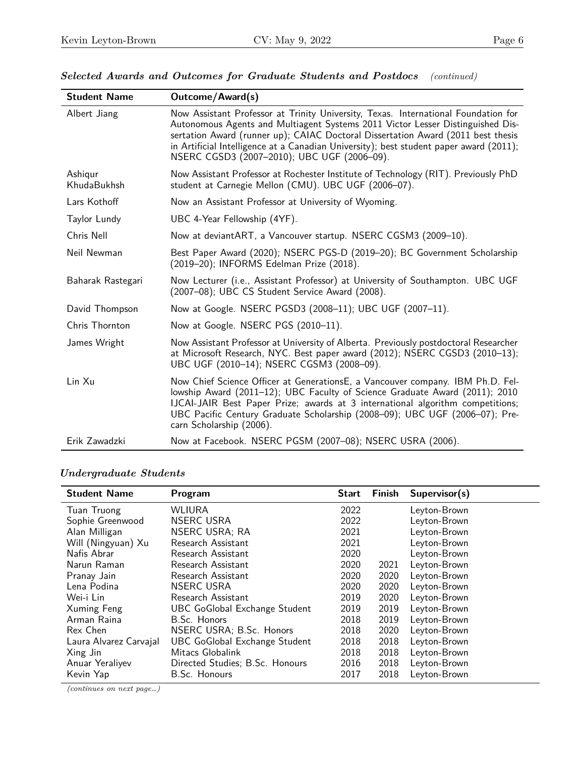### *Selected Awards and Outcomes for Graduate Students and Postdocs* *(continued)*

| Student Name | Outcome/Award(s) |
|---|---|
| Albert Jiang | Now Assistant Professor at Trinity University, Texas. International Foundation for Autonomous Agents and Multiagent Systems 2011 Victor Lesser Distinguished Dissertation Award (runner up); CAIAC Doctoral Dissertation Award (2011 best thesis in Artificial Intelligence at a Canadian University); best student paper award (2011); NSERC CGSD3 (2007–2010); UBC UGF (2006–09). |
| Ashiqur KhudaBukhsh | Now Assistant Professor at Rochester Institute of Technology (RIT). Previously PhD student at Carnegie Mellon (CMU). UBC UGF (2006–07). |
| Lars Kothoff | Now an Assistant Professor at University of Wyoming. |
| Taylor Lundy | UBC 4-Year Fellowship (4YF). |
| Chris Nell | Now at deviantART, a Vancouver startup. NSERC CGSM3 (2009–10). |
| Neil Newman | Best Paper Award (2020); NSERC PGS-D (2019–20); BC Government Scholarship (2019–20); INFORMS Edelman Prize (2018). |
| Baharak Rastegari | Now Lecturer (i.e., Assistant Professor) at University of Southampton. UBC UGF (2007–08); UBC CS Student Service Award (2008). |
| David Thompson | Now at Google. NSERC PGSD3 (2008–11); UBC UGF (2007–11). |
| Chris Thornton | Now at Google. NSERC PGS (2010–11). |
| James Wright | Now Assistant Professor at University of Alberta. Previously postdoctoral Researcher at Microsoft Research, NYC. Best paper award (2012); NSERC CGSD3 (2010–13); UBC UGF (2010–14); NSERC CGSM3 (2008–09). |
| Lin Xu | Now Chief Science Officer at GenerationsE, a Vancouver company. IBM Ph.D. Fellowship Award (2011–12); UBC Faculty of Science Graduate Award (2011); 2010 IJCAI-JAIR Best Paper Prize; awards at 3 international algorithm competitions; UBC Pacific Century Graduate Scholarship (2008–09); UBC UGF (2006–07); Precarn Scholarship (2006). |
| Erik Zawadzki | Now at Facebook. NSERC PGSM (2007–08); NSERC USRA (2006). |

### *Undergraduate Students*

| Student Name | Program | Start | Finish | Supervisor(s) |
|---|---|---|---|---|
| Tuan Truong | WLIURA | 2022 | | Leyton-Brown |
| Sophie Greenwood | NSERC USRA | 2022 | | Leyton-Brown |
| Alan Milligan | NSERC USRA; RA | 2021 | | Leyton-Brown |
| Will (Ningyuan) Xu | Research Assistant | 2021 | | Leyton-Brown |
| Nafis Abrar | Research Assistant | 2020 | | Leyton-Brown |
| Narun Raman | Research Assistant | 2020 | 2021 | Leyton-Brown |
| Pranay Jain | Research Assistant | 2020 | 2020 | Leyton-Brown |
| Lena Podina | NSERC USRA | 2020 | 2020 | Leyton-Brown |
| Wei-i Lin | Research Assistant | 2019 | 2020 | Leyton-Brown |
| Xuming Feng | UBC GoGlobal Exchange Student | 2019 | 2019 | Leyton-Brown |
| Arman Raina | B.Sc. Honors | 2018 | 2019 | Leyton-Brown |
| Rex Chen | NSERC USRA; B.Sc. Honors | 2018 | 2020 | Leyton-Brown |
| Laura Alvarez Carvajal | UBC GoGlobal Exchange Student | 2018 | 2018 | Leyton-Brown |
| Xing Jin | Mitacs Globalink | 2018 | 2018 | Leyton-Brown |
| Anuar Yeraliyev | Directed Studies; B.Sc. Honours | 2016 | 2018 | Leyton-Brown |
| Kevin Yap | B.Sc. Honours | 2017 | 2018 | Leyton-Brown |

*(continues on next page...)*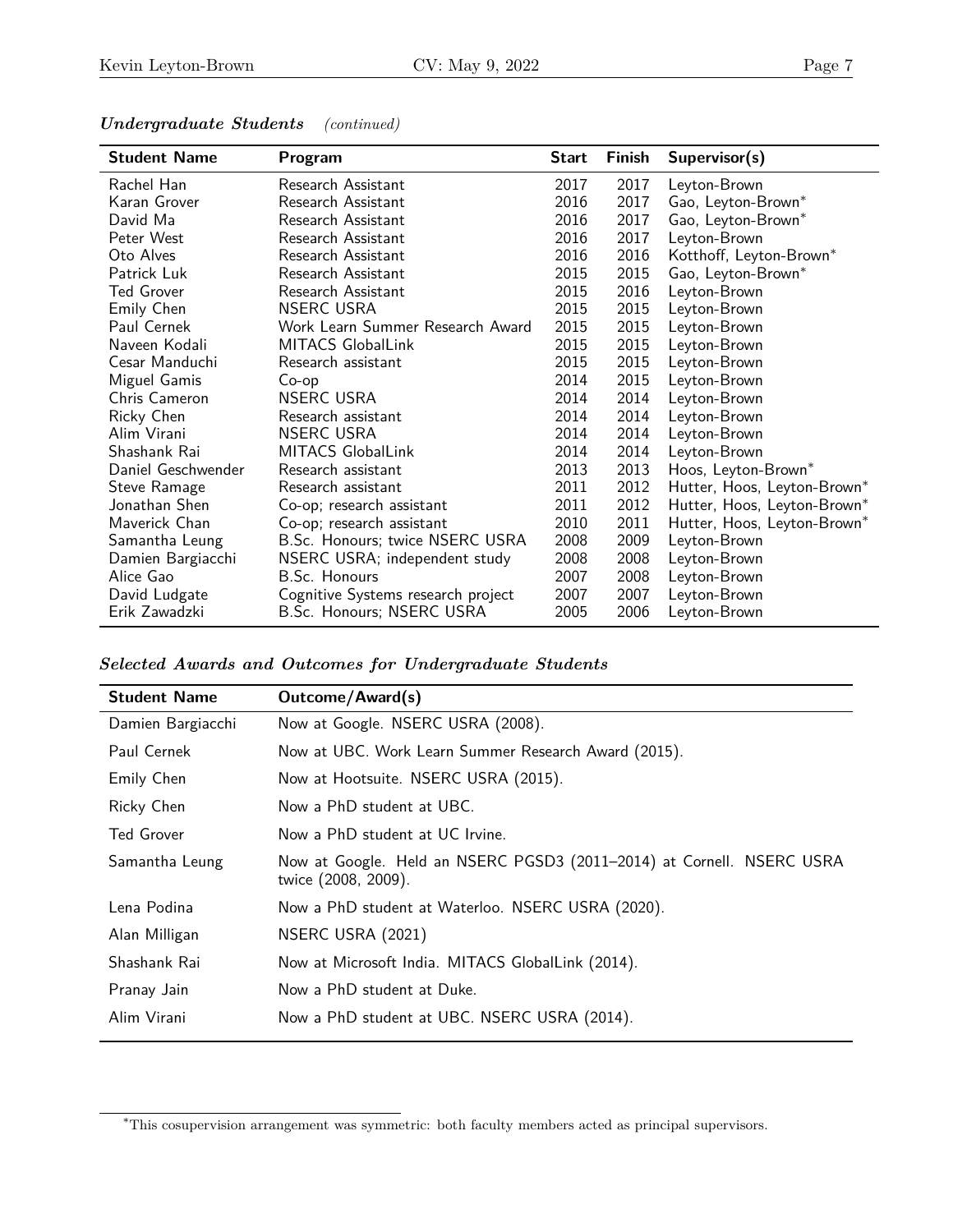***Undergraduate Students*** *(continued)*

| Student Name | Program | Start | Finish | Supervisor(s) |
|---|---|---|---|---|
| Rachel Han | Research Assistant | 2017 | 2017 | Leyton-Brown |
| Karan Grover | Research Assistant | 2016 | 2017 | Gao, Leyton-Brown* |
| David Ma | Research Assistant | 2016 | 2017 | Gao, Leyton-Brown* |
| Peter West | Research Assistant | 2016 | 2017 | Leyton-Brown |
| Oto Alves | Research Assistant | 2016 | 2016 | Kotthoff, Leyton-Brown* |
| Patrick Luk | Research Assistant | 2015 | 2015 | Gao, Leyton-Brown* |
| Ted Grover | Research Assistant | 2015 | 2016 | Leyton-Brown |
| Emily Chen | NSERC USRA | 2015 | 2015 | Leyton-Brown |
| Paul Cernek | Work Learn Summer Research Award | 2015 | 2015 | Leyton-Brown |
| Naveen Kodali | MITACS GlobalLink | 2015 | 2015 | Leyton-Brown |
| Cesar Manduchi | Research assistant | 2015 | 2015 | Leyton-Brown |
| Miguel Gamis | Co-op | 2014 | 2015 | Leyton-Brown |
| Chris Cameron | NSERC USRA | 2014 | 2014 | Leyton-Brown |
| Ricky Chen | Research assistant | 2014 | 2014 | Leyton-Brown |
| Alim Virani | NSERC USRA | 2014 | 2014 | Leyton-Brown |
| Shashank Rai | MITACS GlobalLink | 2014 | 2014 | Leyton-Brown |
| Daniel Geschwender | Research assistant | 2013 | 2013 | Hoos, Leyton-Brown* |
| Steve Ramage | Research assistant | 2011 | 2012 | Hutter, Hoos, Leyton-Brown* |
| Jonathan Shen | Co-op; research assistant | 2011 | 2012 | Hutter, Hoos, Leyton-Brown* |
| Maverick Chan | Co-op; research assistant | 2010 | 2011 | Hutter, Hoos, Leyton-Brown* |
| Samantha Leung | B.Sc. Honours; twice NSERC USRA | 2008 | 2009 | Leyton-Brown |
| Damien Bargiacchi | NSERC USRA; independent study | 2008 | 2008 | Leyton-Brown |
| Alice Gao | B.Sc. Honours | 2007 | 2008 | Leyton-Brown |
| David Ludgate | Cognitive Systems research project | 2007 | 2007 | Leyton-Brown |
| Erik Zawadzki | B.Sc. Honours; NSERC USRA | 2005 | 2006 | Leyton-Brown |

***Selected Awards and Outcomes for Undergraduate Students***

| Student Name | Outcome/Award(s) |
|---|---|
| Damien Bargiacchi | Now at Google. NSERC USRA (2008). |
| Paul Cernek | Now at UBC. Work Learn Summer Research Award (2015). |
| Emily Chen | Now at Hootsuite. NSERC USRA (2015). |
| Ricky Chen | Now a PhD student at UBC. |
| Ted Grover | Now a PhD student at UC Irvine. |
| Samantha Leung | Now at Google. Held an NSERC PGSD3 (2011–2014) at Cornell. NSERC USRA twice (2008, 2009). |
| Lena Podina | Now a PhD student at Waterloo. NSERC USRA (2020). |
| Alan Milligan | NSERC USRA (2021) |
| Shashank Rai | Now at Microsoft India. MITACS GlobalLink (2014). |
| Pranay Jain | Now a PhD student at Duke. |
| Alim Virani | Now a PhD student at UBC. NSERC USRA (2014). |

*This cosupervision arrangement was symmetric: both faculty members acted as principal supervisors.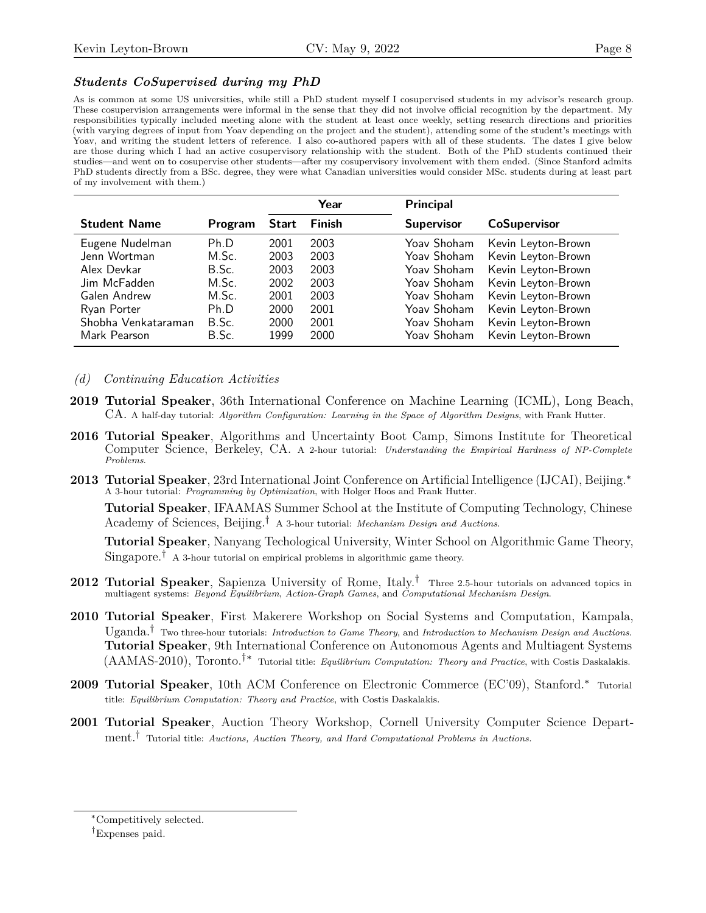### *Students CoSupervised during my PhD*

As is common at some US universities, while still a PhD student myself I cosupervised students in my advisor's research group. These cosupervision arrangements were informal in the sense that they did not involve official recognition by the department. My responsibilities typically included meeting alone with the student at least once weekly, setting research directions and priorities (with varying degrees of input from Yoav depending on the project and the student), attending some of the student's meetings with Yoav, and writing the student letters of reference. I also co-authored papers with all of these students. The dates I give below are those during which I had an active cosupervisory relationship with the student. Both of the PhD students continued their studies—and went on to cosupervise other students—after my cosupervisory involvement with them ended. (Since Stanford admits PhD students directly from a BSc. degree, they were what Canadian universities would consider MSc. students during at least part of my involvement with them.)

| Student Name | Program | Year Start | Year Finish | Principal Supervisor | CoSupervisor |
|---|---|---|---|---|---|
| Eugene Nudelman | Ph.D | 2001 | 2003 | Yoav Shoham | Kevin Leyton-Brown |
| Jenn Wortman | M.Sc. | 2003 | 2003 | Yoav Shoham | Kevin Leyton-Brown |
| Alex Devkar | B.Sc. | 2003 | 2003 | Yoav Shoham | Kevin Leyton-Brown |
| Jim McFadden | M.Sc. | 2002 | 2003 | Yoav Shoham | Kevin Leyton-Brown |
| Galen Andrew | M.Sc. | 2001 | 2003 | Yoav Shoham | Kevin Leyton-Brown |
| Ryan Porter | Ph.D | 2000 | 2001 | Yoav Shoham | Kevin Leyton-Brown |
| Shobha Venkataraman | B.Sc. | 2000 | 2001 | Yoav Shoham | Kevin Leyton-Brown |
| Mark Pearson | B.Sc. | 1999 | 2000 | Yoav Shoham | Kevin Leyton-Brown |

*(d) Continuing Education Activities*

**2019** **Tutorial Speaker**, 36th International Conference on Machine Learning (ICML), Long Beach, CA. A half-day tutorial: *Algorithm Configuration: Learning in the Space of Algorithm Designs*, with Frank Hutter.

**2016** **Tutorial Speaker**, Algorithms and Uncertainty Boot Camp, Simons Institute for Theoretical Computer Science, Berkeley, CA. A 2-hour tutorial: *Understanding the Empirical Hardness of NP-Complete Problems*.

**2013** **Tutorial Speaker**, 23rd International Joint Conference on Artificial Intelligence (IJCAI), Beijing.* A 3-hour tutorial: *Programming by Optimization*, with Holger Hoos and Frank Hutter.

**Tutorial Speaker**, IFAAMAS Summer School at the Institute of Computing Technology, Chinese Academy of Sciences, Beijing.† A 3-hour tutorial: *Mechanism Design and Auctions*.

**Tutorial Speaker**, Nanyang Techological University, Winter School on Algorithmic Game Theory, Singapore.† A 3-hour tutorial on empirical problems in algorithmic game theory.

**2012** **Tutorial Speaker**, Sapienza University of Rome, Italy.† Three 2.5-hour tutorials on advanced topics in multiagent systems: *Beyond Equilibrium*, *Action-Graph Games*, and *Computational Mechanism Design*.

**2010** **Tutorial Speaker**, First Makerere Workshop on Social Systems and Computation, Kampala, Uganda.† Two three-hour tutorials: *Introduction to Game Theory*, and *Introduction to Mechanism Design and Auctions*.
**Tutorial Speaker**, 9th International Conference on Autonomous Agents and Multiagent Systems (AAMAS-2010), Toronto.†* Tutorial title: *Equilibrium Computation: Theory and Practice*, with Costis Daskalakis.

**2009** **Tutorial Speaker**, 10th ACM Conference on Electronic Commerce (EC'09), Stanford.* Tutorial title: *Equilibrium Computation: Theory and Practice*, with Costis Daskalakis.

**2001** **Tutorial Speaker**, Auction Theory Workshop, Cornell University Computer Science Department.† Tutorial title: *Auctions, Auction Theory, and Hard Computational Problems in Auctions.*

---

*Competitively selected.

†Expenses paid.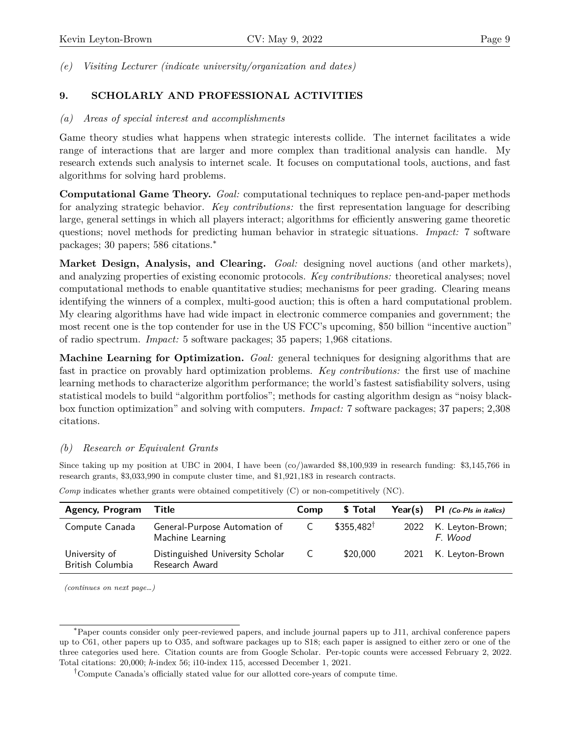*(e) Visiting Lecturer (indicate university/organization and dates)*

## 9. SCHOLARLY AND PROFESSIONAL ACTIVITIES

*(a) Areas of special interest and accomplishments*

Game theory studies what happens when strategic interests collide. The internet facilitates a wide range of interactions that are larger and more complex than traditional analysis can handle. My research extends such analysis to internet scale. It focuses on computational tools, auctions, and fast algorithms for solving hard problems.

**Computational Game Theory.** *Goal:* computational techniques to replace pen-and-paper methods for analyzing strategic behavior. *Key contributions:* the first representation language for describing large, general settings in which all players interact; algorithms for efficiently answering game theoretic questions; novel methods for predicting human behavior in strategic situations. *Impact:* 7 software packages; 30 papers; 586 citations.[*]

**Market Design, Analysis, and Clearing.** *Goal:* designing novel auctions (and other markets), and analyzing properties of existing economic protocols. *Key contributions:* theoretical analyses; novel computational methods to enable quantitative studies; mechanisms for peer grading. Clearing means identifying the winners of a complex, multi-good auction; this is often a hard computational problem. My clearing algorithms have had wide impact in electronic commerce companies and government; the most recent one is the top contender for use in the US FCC's upcoming, $50 billion "incentive auction" of radio spectrum. *Impact:* 5 software packages; 35 papers; 1,968 citations.

**Machine Learning for Optimization.** *Goal:* general techniques for designing algorithms that are fast in practice on provably hard optimization problems. *Key contributions:* the first use of machine learning methods to characterize algorithm performance; the world's fastest satisfiability solvers, using statistical models to build "algorithm portfolios"; methods for casting algorithm design as "noisy black-box function optimization" and solving with computers. *Impact:* 7 software packages; 37 papers; 2,308 citations.

*(b) Research or Equivalent Grants*

Since taking up my position at UBC in 2004, I have been (co/)awarded $8,100,939 in research funding: $3,145,766 in research grants, $3,033,990 in compute cluster time, and $1,921,183 in research contracts.

*Comp* indicates whether grants were obtained competitively (C) or non-competitively (NC).

| Agency, Program | Title | Comp | $ Total | Year(s) | PI *(Co-PIs in italics)* |
|---|---|---|---|---|---|
| Compute Canada | General-Purpose Automation of Machine Learning | C | $355,482[†] | 2022 | K. Leyton-Brown; *F. Wood* |
| University of British Columbia | Distinguished University Scholar Research Award | C | $20,000 | 2021 | K. Leyton-Brown |

*(continues on next page...)*

[*] Paper counts consider only peer-reviewed papers, and include journal papers up to J11, archival conference papers up to C61, other papers up to O35, and software packages up to S18; each paper is assigned to either zero or one of the three categories used here. Citation counts are from Google Scholar. Per-topic counts were accessed February 2, 2022. Total citations: 20,000; $h$-index 56; i10-index 115, accessed December 1, 2021.

[†] Compute Canada's officially stated value for our allotted core-years of compute time.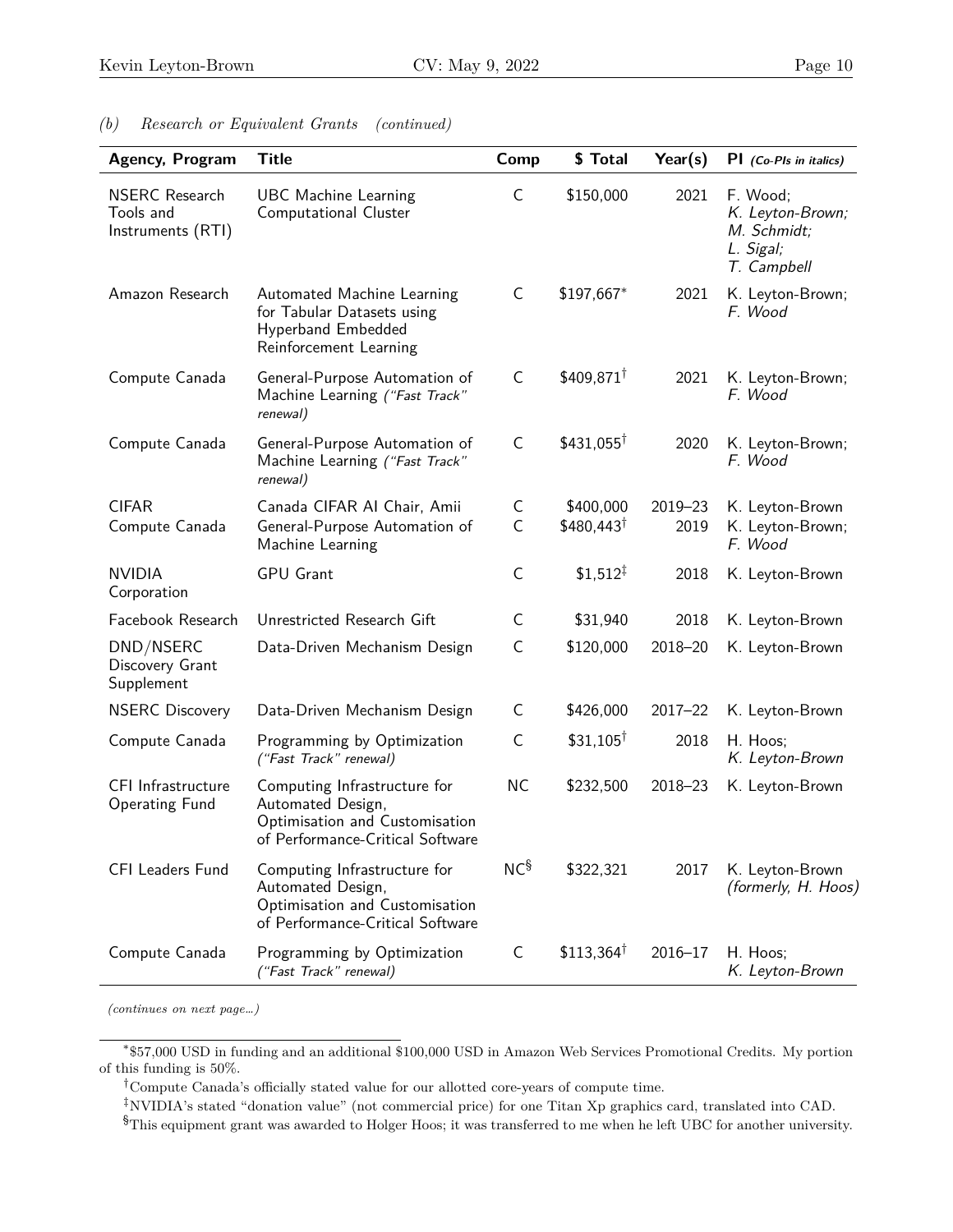*(b) Research or Equivalent Grants (continued)*

| Agency, Program | Title | Comp | $ Total | Year(s) | PI *(Co-PIs in italics)* |
|---|---|---|---|---|---|
| NSERC Research Tools and Instruments (RTI) | UBC Machine Learning Computational Cluster | C | $150,000 | 2021 | F. Wood; *K. Leyton-Brown; M. Schmidt; L. Sigal; T. Campbell* |
| Amazon Research | Automated Machine Learning for Tabular Datasets using Hyperband Embedded Reinforcement Learning | C | $197,667* | 2021 | K. Leyton-Brown; *F. Wood* |
| Compute Canada | General-Purpose Automation of Machine Learning *("Fast Track" renewal)* | C | $409,871† | 2021 | K. Leyton-Brown; *F. Wood* |
| Compute Canada | General-Purpose Automation of Machine Learning *("Fast Track" renewal)* | C | $431,055† | 2020 | K. Leyton-Brown; *F. Wood* |
| CIFAR | Canada CIFAR AI Chair, Amii | C | $400,000 | 2019–23 | K. Leyton-Brown |
| Compute Canada | General-Purpose Automation of Machine Learning | C | $480,443† | 2019 | K. Leyton-Brown; *F. Wood* |
| NVIDIA Corporation | GPU Grant | C | $1,512‡ | 2018 | K. Leyton-Brown |
| Facebook Research | Unrestricted Research Gift | C | $31,940 | 2018 | K. Leyton-Brown |
| DND/NSERC Discovery Grant Supplement | Data-Driven Mechanism Design | C | $120,000 | 2018–20 | K. Leyton-Brown |
| NSERC Discovery | Data-Driven Mechanism Design | C | $426,000 | 2017–22 | K. Leyton-Brown |
| Compute Canada | Programming by Optimization *("Fast Track" renewal)* | C | $31,105† | 2018 | H. Hoos; *K. Leyton-Brown* |
| CFI Infrastructure Operating Fund | Computing Infrastructure for Automated Design, Optimisation and Customisation of Performance-Critical Software | NC | $232,500 | 2018–23 | K. Leyton-Brown |
| CFI Leaders Fund | Computing Infrastructure for Automated Design, Optimisation and Customisation of Performance-Critical Software | NC§ | $322,321 | 2017 | K. Leyton-Brown *(formerly, H. Hoos)* |
| Compute Canada | Programming by Optimization *("Fast Track" renewal)* | C | $113,364† | 2016–17 | H. Hoos; *K. Leyton-Brown* |

*(continues on next page...)*

*$57,000 USD in funding and an additional $100,000 USD in Amazon Web Services Promotional Credits. My portion of this funding is 50%.

†Compute Canada's officially stated value for our allotted core-years of compute time.

‡NVIDIA's stated "donation value" (not commercial price) for one Titan Xp graphics card, translated into CAD.

§This equipment grant was awarded to Holger Hoos; it was transferred to me when he left UBC for another university.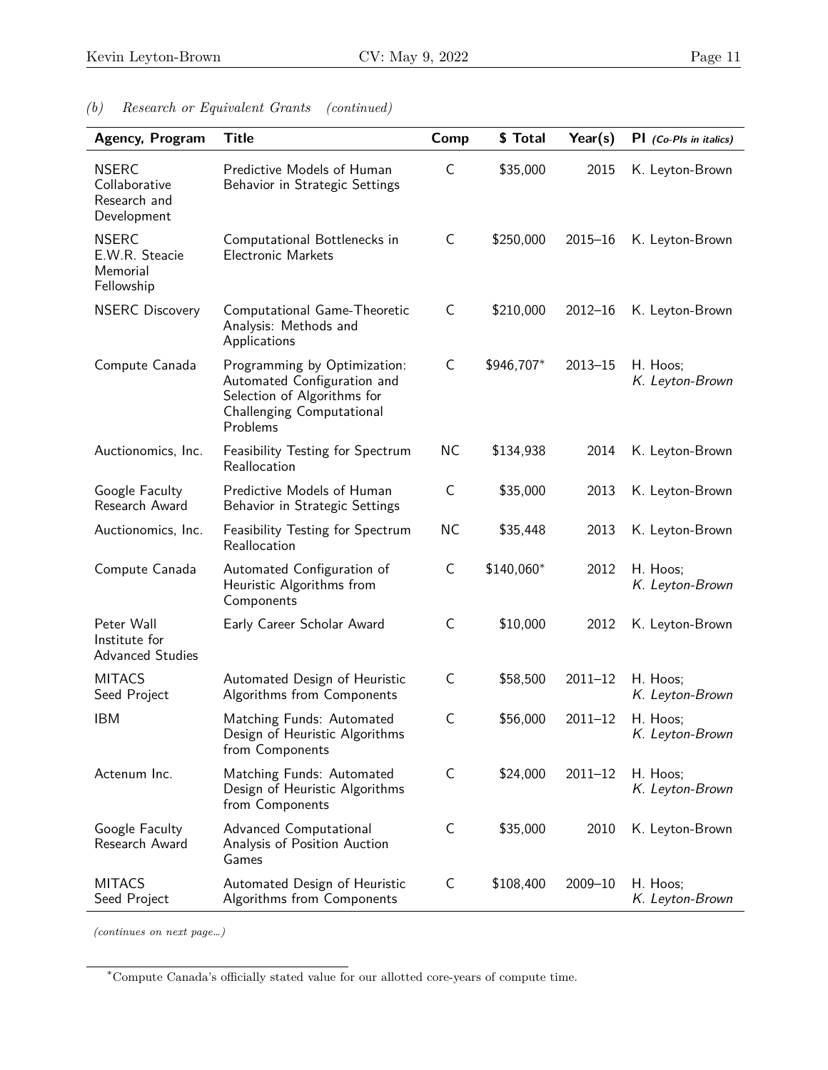*(b) Research or Equivalent Grants (continued)*

| Agency, Program | Title | Comp | $ Total | Year(s) | PI *(Co-PIs in italics)* |
|---|---|---|---|---|---|
| NSERC Collaborative Research and Development | Predictive Models of Human Behavior in Strategic Settings | C | $35,000 | 2015 | K. Leyton-Brown |
| NSERC E.W.R. Steacie Memorial Fellowship | Computational Bottlenecks in Electronic Markets | C | $250,000 | 2015–16 | K. Leyton-Brown |
| NSERC Discovery | Computational Game-Theoretic Analysis: Methods and Applications | C | $210,000 | 2012–16 | K. Leyton-Brown |
| Compute Canada | Programming by Optimization: Automated Configuration and Selection of Algorithms for Challenging Computational Problems | C | $946,707* | 2013–15 | H. Hoos; *K. Leyton-Brown* |
| Auctionomics, Inc. | Feasibility Testing for Spectrum Reallocation | NC | $134,938 | 2014 | K. Leyton-Brown |
| Google Faculty Research Award | Predictive Models of Human Behavior in Strategic Settings | C | $35,000 | 2013 | K. Leyton-Brown |
| Auctionomics, Inc. | Feasibility Testing for Spectrum Reallocation | NC | $35,448 | 2013 | K. Leyton-Brown |
| Compute Canada | Automated Configuration of Heuristic Algorithms from Components | C | $140,060* | 2012 | H. Hoos; *K. Leyton-Brown* |
| Peter Wall Institute for Advanced Studies | Early Career Scholar Award | C | $10,000 | 2012 | K. Leyton-Brown |
| MITACS Seed Project | Automated Design of Heuristic Algorithms from Components | C | $58,500 | 2011–12 | H. Hoos; *K. Leyton-Brown* |
| IBM | Matching Funds: Automated Design of Heuristic Algorithms from Components | C | $56,000 | 2011–12 | H. Hoos; *K. Leyton-Brown* |
| Actenum Inc. | Matching Funds: Automated Design of Heuristic Algorithms from Components | C | $24,000 | 2011–12 | H. Hoos; *K. Leyton-Brown* |
| Google Faculty Research Award | Advanced Computational Analysis of Position Auction Games | C | $35,000 | 2010 | K. Leyton-Brown |
| MITACS Seed Project | Automated Design of Heuristic Algorithms from Components | C | $108,400 | 2009–10 | H. Hoos; *K. Leyton-Brown* |

*(continues on next page...)*

*Compute Canada's officially stated value for our allotted core-years of compute time.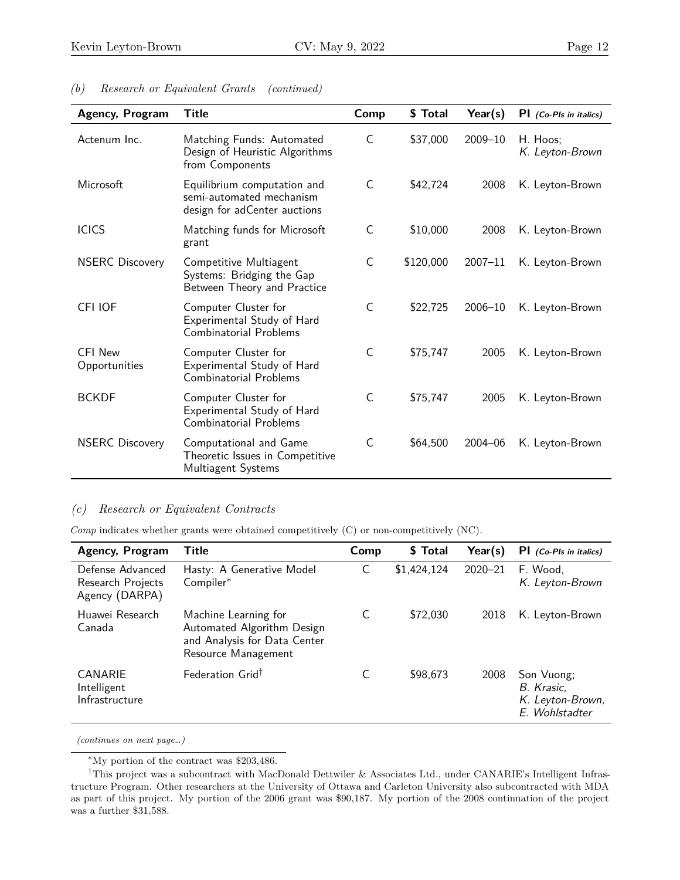*(b) Research or Equivalent Grants (continued)*

| Agency, Program | Title | Comp | $ Total | Year(s) | PI *(Co-PIs in italics)* |
|---|---|---|---|---|---|
| Actenum Inc. | Matching Funds: Automated Design of Heuristic Algorithms from Components | C | $37,000 | 2009–10 | H. Hoos; *K. Leyton-Brown* |
| Microsoft | Equilibrium computation and semi-automated mechanism design for adCenter auctions | C | $42,724 | 2008 | K. Leyton-Brown |
| ICICS | Matching funds for Microsoft grant | C | $10,000 | 2008 | K. Leyton-Brown |
| NSERC Discovery | Competitive Multiagent Systems: Bridging the Gap Between Theory and Practice | C | $120,000 | 2007–11 | K. Leyton-Brown |
| CFI IOF | Computer Cluster for Experimental Study of Hard Combinatorial Problems | C | $22,725 | 2006–10 | K. Leyton-Brown |
| CFI New Opportunities | Computer Cluster for Experimental Study of Hard Combinatorial Problems | C | $75,747 | 2005 | K. Leyton-Brown |
| BCKDF | Computer Cluster for Experimental Study of Hard Combinatorial Problems | C | $75,747 | 2005 | K. Leyton-Brown |
| NSERC Discovery | Computational and Game Theoretic Issues in Competitive Multiagent Systems | C | $64,500 | 2004–06 | K. Leyton-Brown |

*(c) Research or Equivalent Contracts*

*Comp* indicates whether grants were obtained competitively (C) or non-competitively (NC).

| Agency, Program | Title | Comp | $ Total | Year(s) | PI *(Co-PIs in italics)* |
|---|---|---|---|---|---|
| Defense Advanced Research Projects Agency (DARPA) | Hasty: A Generative Model Compiler* | C | $1,424,124 | 2020–21 | F. Wood, *K. Leyton-Brown* |
| Huawei Research Canada | Machine Learning for Automated Algorithm Design and Analysis for Data Center Resource Management | C | $72,030 | 2018 | K. Leyton-Brown |
| CANARIE Intelligent Infrastructure | Federation Grid† | C | $98,673 | 2008 | Son Vuong; *B. Krasic, K. Leyton-Brown, E. Wohlstadter* |

*(continues on next page...)*

*My portion of the contract was $203,486.

†This project was a subcontract with MacDonald Dettwiler & Associates Ltd., under CANARIE's Intelligent Infrastructure Program. Other researchers at the University of Ottawa and Carleton University also subcontracted with MDA as part of this project. My portion of the 2006 grant was $90,187. My portion of the 2008 continuation of the project was a further $31,588.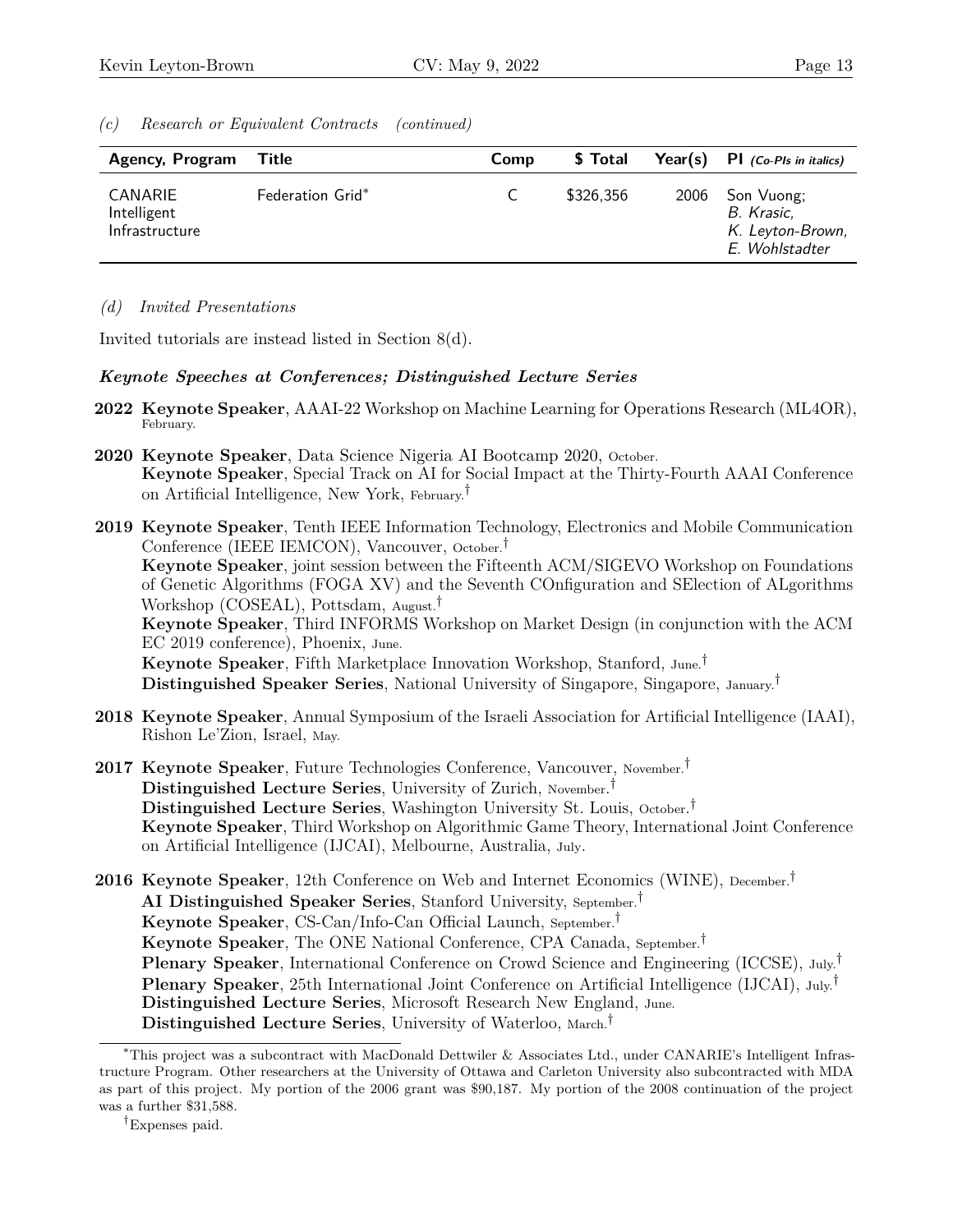*(c) Research or Equivalent Contracts (continued)*

| Agency, Program | Title | Comp | $ Total | Year(s) | PI *(Co-PIs in italics)* |
|---|---|---|---|---|---|
| CANARIE Intelligent Infrastructure | Federation Grid* | C | $326,356 | 2006 | Son Vuong; *B. Krasic, K. Leyton-Brown, E. Wohlstadter* |

*(d) Invited Presentations*

Invited tutorials are instead listed in Section 8(d).

***Keynote Speeches at Conferences; Distinguished Lecture Series***

**2022** **Keynote Speaker**, AAAI-22 Workshop on Machine Learning for Operations Research (ML4OR), February.

**2020** **Keynote Speaker**, Data Science Nigeria AI Bootcamp 2020, October.
**Keynote Speaker**, Special Track on AI for Social Impact at the Thirty-Fourth AAAI Conference on Artificial Intelligence, New York, February.†

**2019** **Keynote Speaker**, Tenth IEEE Information Technology, Electronics and Mobile Communication Conference (IEEE IEMCON), Vancouver, October.†
**Keynote Speaker**, joint session between the Fifteenth ACM/SIGEVO Workshop on Foundations of Genetic Algorithms (FOGA XV) and the Seventh COnfiguration and SElection of ALgorithms Workshop (COSEAL), Pottsdam, August.†
**Keynote Speaker**, Third INFORMS Workshop on Market Design (in conjunction with the ACM EC 2019 conference), Phoenix, June.
**Keynote Speaker**, Fifth Marketplace Innovation Workshop, Stanford, June.†
**Distinguished Speaker Series**, National University of Singapore, Singapore, January.†

**2018** **Keynote Speaker**, Annual Symposium of the Israeli Association for Artificial Intelligence (IAAI), Rishon Le'Zion, Israel, May.

**2017** **Keynote Speaker**, Future Technologies Conference, Vancouver, November.†
**Distinguished Lecture Series**, University of Zurich, November.†
**Distinguished Lecture Series**, Washington University St. Louis, October.†
**Keynote Speaker**, Third Workshop on Algorithmic Game Theory, International Joint Conference on Artificial Intelligence (IJCAI), Melbourne, Australia, July.

**2016** **Keynote Speaker**, 12th Conference on Web and Internet Economics (WINE), December.†
**AI Distinguished Speaker Series**, Stanford University, September.†
**Keynote Speaker**, CS-Can/Info-Can Official Launch, September.†
**Keynote Speaker**, The ONE National Conference, CPA Canada, September.†
**Plenary Speaker**, International Conference on Crowd Science and Engineering (ICCSE), July.†
**Plenary Speaker**, 25th International Joint Conference on Artificial Intelligence (IJCAI), July.†
**Distinguished Lecture Series**, Microsoft Research New England, June.
**Distinguished Lecture Series**, University of Waterloo, March.†

---

*This project was a subcontract with MacDonald Dettwiler & Associates Ltd., under CANARIE's Intelligent Infrastructure Program. Other researchers at the University of Ottawa and Carleton University also subcontracted with MDA as part of this project. My portion of the 2006 grant was $90,187. My portion of the 2008 continuation of the project was a further $31,588.

†Expenses paid.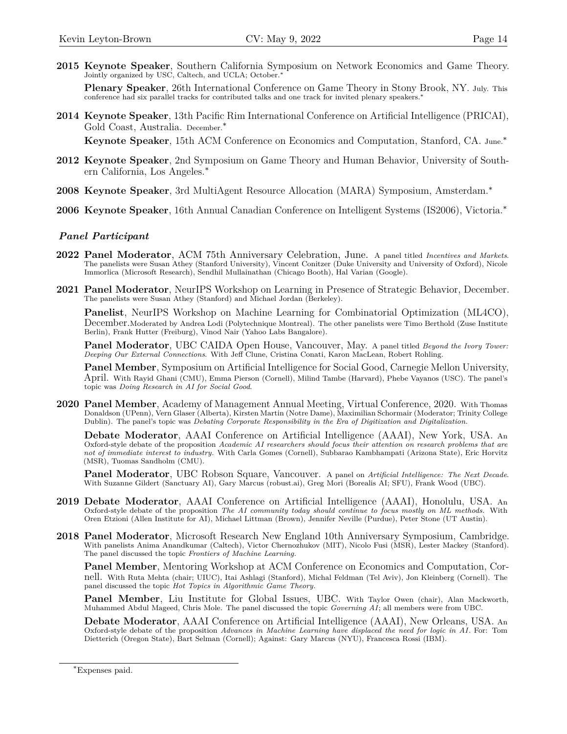**2015** **Keynote Speaker**, Southern California Symposium on Network Economics and Game Theory. Jointly organized by USC, Caltech, and UCLA; October.*

**Plenary Speaker**, 26th International Conference on Game Theory in Stony Brook, NY. July. This conference had six parallel tracks for contributed talks and one track for invited plenary speakers.*

**2014** **Keynote Speaker**, 13th Pacific Rim International Conference on Artificial Intelligence (PRICAI), Gold Coast, Australia. December.*

**Keynote Speaker**, 15th ACM Conference on Economics and Computation, Stanford, CA. June.*

**2012** **Keynote Speaker**, 2nd Symposium on Game Theory and Human Behavior, University of Southern California, Los Angeles.*

**2008** **Keynote Speaker**, 3rd MultiAgent Resource Allocation (MARA) Symposium, Amsterdam.*

**2006** **Keynote Speaker**, 16th Annual Canadian Conference on Intelligent Systems (IS2006), Victoria.*

### *Panel Participant*

**2022** **Panel Moderator**, ACM 75th Anniversary Celebration, June. A panel titled *Incentives and Markets*. The panelists were Susan Athey (Stanford University), Vincent Conitzer (Duke University and University of Oxford), Nicole Immorlica (Microsoft Research), Sendhil Mullainathan (Chicago Booth), Hal Varian (Google).

**2021** **Panel Moderator**, NeurIPS Workshop on Learning in Presence of Strategic Behavior, December. The panelists were Susan Athey (Stanford) and Michael Jordan (Berkeley).

**Panelist**, NeurIPS Workshop on Machine Learning for Combinatorial Optimization (ML4CO), December. Moderated by Andrea Lodi (Polytechnique Montreal). The other panelists were Timo Berthold (Zuse Institute Berlin), Frank Hutter (Freiburg), Vinod Nair (Yahoo Labs Bangalore).

**Panel Moderator**, UBC CAIDA Open House, Vancouver, May. A panel titled *Beyond the Ivory Tower: Deeping Our External Connections*. With Jeff Clune, Cristina Conati, Karon MacLean, Robert Rohling.

**Panel Member**, Symposium on Artificial Intelligence for Social Good, Carnegie Mellon University, April. With Rayid Ghani (CMU), Emma Pierson (Cornell), Milind Tambe (Harvard), Phebe Vayanos (USC). The panel's topic was *Doing Research in AI for Social Good*.

**2020** **Panel Member**, Academy of Management Annual Meeting, Virtual Conference, 2020. With Thomas Donaldson (UPenn), Vern Glaser (Alberta), Kirsten Martin (Notre Dame), Maximilian Schormair (Moderator; Trinity College Dublin). The panel's topic was *Debating Corporate Responsibility in the Era of Digitization and Digitalization*.

**Debate Moderator**, AAAI Conference on Artificial Intelligence (AAAI), New York, USA. An Oxford-style debate of the proposition *Academic AI researchers should focus their attention on research problems that are not of immediate interest to industry.* With Carla Gomes (Cornell), Subbarao Kambhampati (Arizona State), Eric Horvitz (MSR), Tuomas Sandholm (CMU).

**Panel Moderator**, UBC Robson Square, Vancouver. A panel on *Artificial Intelligence: The Next Decade*. With Suzanne Gildert (Sanctuary AI), Gary Marcus (robust.ai), Greg Mori (Borealis AI; SFU), Frank Wood (UBC).

**2019** **Debate Moderator**, AAAI Conference on Artificial Intelligence (AAAI), Honolulu, USA. An Oxford-style debate of the proposition *The AI community today should continue to focus mostly on ML methods.* With Oren Etzioni (Allen Institute for AI), Michael Littman (Brown), Jennifer Neville (Purdue), Peter Stone (UT Austin).

**2018** **Panel Moderator**, Microsoft Research New England 10th Anniversary Symposium, Cambridge. With panelists Anima Anandkumar (Caltech), Victor Chernozhukov (MIT), Nicolo Fusi (MSR), Lester Mackey (Stanford). The panel discussed the topic *Frontiers of Machine Learning*.

**Panel Member**, Mentoring Workshop at ACM Conference on Economics and Computation, Cornell. With Ruta Mehta (chair; UIUC), Itai Ashlagi (Stanford), Michal Feldman (Tel Aviv), Jon Kleinberg (Cornell). The panel discussed the topic *Hot Topics in Algorithmic Game Theory.*

**Panel Member**, Liu Institute for Global Issues, UBC. With Taylor Owen (chair), Alan Mackworth, Muhammed Abdul Mageed, Chris Mole. The panel discussed the topic *Governing AI*; all members were from UBC.

**Debate Moderator**, AAAI Conference on Artificial Intelligence (AAAI), New Orleans, USA. An Oxford-style debate of the proposition *Advances in Machine Learning have displaced the need for logic in AI*. For: Tom Dietterich (Oregon State), Bart Selman (Cornell); Against: Gary Marcus (NYU), Francesca Rossi (IBM).

*Expenses paid.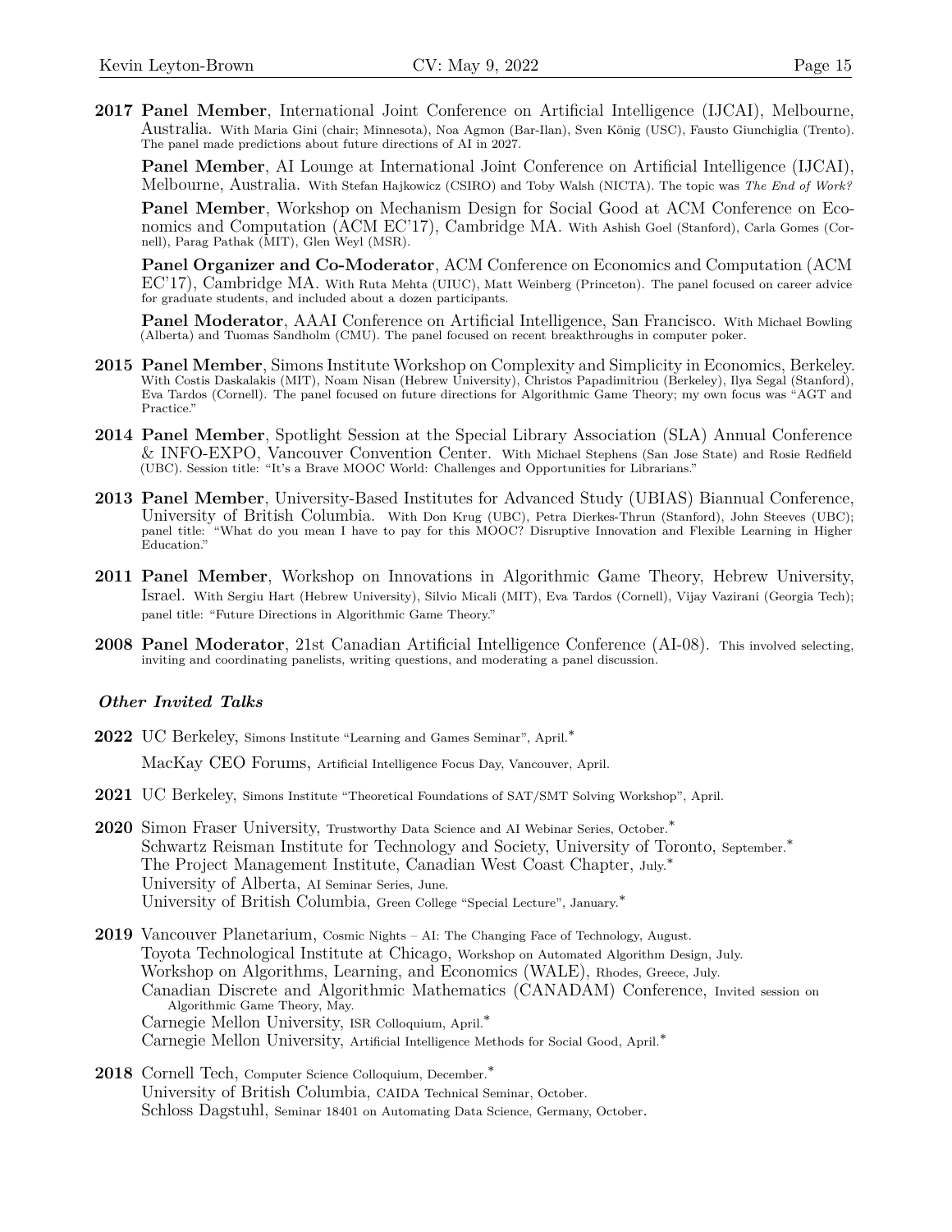**2017** **Panel Member**, International Joint Conference on Artificial Intelligence (IJCAI), Melbourne, Australia. With Maria Gini (chair; Minnesota), Noa Agmon (Bar-Ilan), Sven König (USC), Fausto Giunchiglia (Trento). The panel made predictions about future directions of AI in 2027.

**Panel Member**, AI Lounge at International Joint Conference on Artificial Intelligence (IJCAI), Melbourne, Australia. With Stefan Hajkowicz (CSIRO) and Toby Walsh (NICTA). The topic was *The End of Work?*

**Panel Member**, Workshop on Mechanism Design for Social Good at ACM Conference on Economics and Computation (ACM EC'17), Cambridge MA. With Ashish Goel (Stanford), Carla Gomes (Cornell), Parag Pathak (MIT), Glen Weyl (MSR).

**Panel Organizer and Co-Moderator**, ACM Conference on Economics and Computation (ACM EC'17), Cambridge MA. With Ruta Mehta (UIUC), Matt Weinberg (Princeton). The panel focused on career advice for graduate students, and included about a dozen participants.

**Panel Moderator**, AAAI Conference on Artificial Intelligence, San Francisco. With Michael Bowling (Alberta) and Tuomas Sandholm (CMU). The panel focused on recent breakthroughs in computer poker.

**2015** **Panel Member**, Simons Institute Workshop on Complexity and Simplicity in Economics, Berkeley. With Costis Daskalakis (MIT), Noam Nisan (Hebrew University), Christos Papadimitriou (Berkeley), Ilya Segal (Stanford), Eva Tardos (Cornell). The panel focused on future directions for Algorithmic Game Theory; my own focus was "AGT and Practice."

**2014** **Panel Member**, Spotlight Session at the Special Library Association (SLA) Annual Conference & INFO-EXPO, Vancouver Convention Center. With Michael Stephens (San Jose State) and Rosie Redfield (UBC). Session title: "It's a Brave MOOC World: Challenges and Opportunities for Librarians."

**2013** **Panel Member**, University-Based Institutes for Advanced Study (UBIAS) Biannual Conference, University of British Columbia. With Don Krug (UBC), Petra Dierkes-Thrun (Stanford), John Steeves (UBC); panel title: "What do you mean I have to pay for this MOOC? Disruptive Innovation and Flexible Learning in Higher Education."

**2011** **Panel Member**, Workshop on Innovations in Algorithmic Game Theory, Hebrew University, Israel. With Sergiu Hart (Hebrew University), Silvio Micali (MIT), Eva Tardos (Cornell), Vijay Vazirani (Georgia Tech); panel title: "Future Directions in Algorithmic Game Theory."

**2008** **Panel Moderator**, 21st Canadian Artificial Intelligence Conference (AI-08). This involved selecting, inviting and coordinating panelists, writing questions, and moderating a panel discussion.

### *Other Invited Talks*

**2022** UC Berkeley, Simons Institute "Learning and Games Seminar", April.*

MacKay CEO Forums, Artificial Intelligence Focus Day, Vancouver, April.

**2021** UC Berkeley, Simons Institute "Theoretical Foundations of SAT/SMT Solving Workshop", April.

**2020** Simon Fraser University, Trustworthy Data Science and AI Webinar Series, October.*
Schwartz Reisman Institute for Technology and Society, University of Toronto, September.*
The Project Management Institute, Canadian West Coast Chapter, July.*
University of Alberta, AI Seminar Series, June.
University of British Columbia, Green College "Special Lecture", January.*

**2019** Vancouver Planetarium, Cosmic Nights – AI: The Changing Face of Technology, August.
Toyota Technological Institute at Chicago, Workshop on Automated Algorithm Design, July.
Workshop on Algorithms, Learning, and Economics (WALE), Rhodes, Greece, July.
Canadian Discrete and Algorithmic Mathematics (CANADAM) Conference, Invited session on Algorithmic Game Theory, May.
Carnegie Mellon University, ISR Colloquium, April.*
Carnegie Mellon University, Artificial Intelligence Methods for Social Good, April.*

**2018** Cornell Tech, Computer Science Colloquium, December.*
University of British Columbia, CAIDA Technical Seminar, October.
Schloss Dagstuhl, Seminar 18401 on Automating Data Science, Germany, October.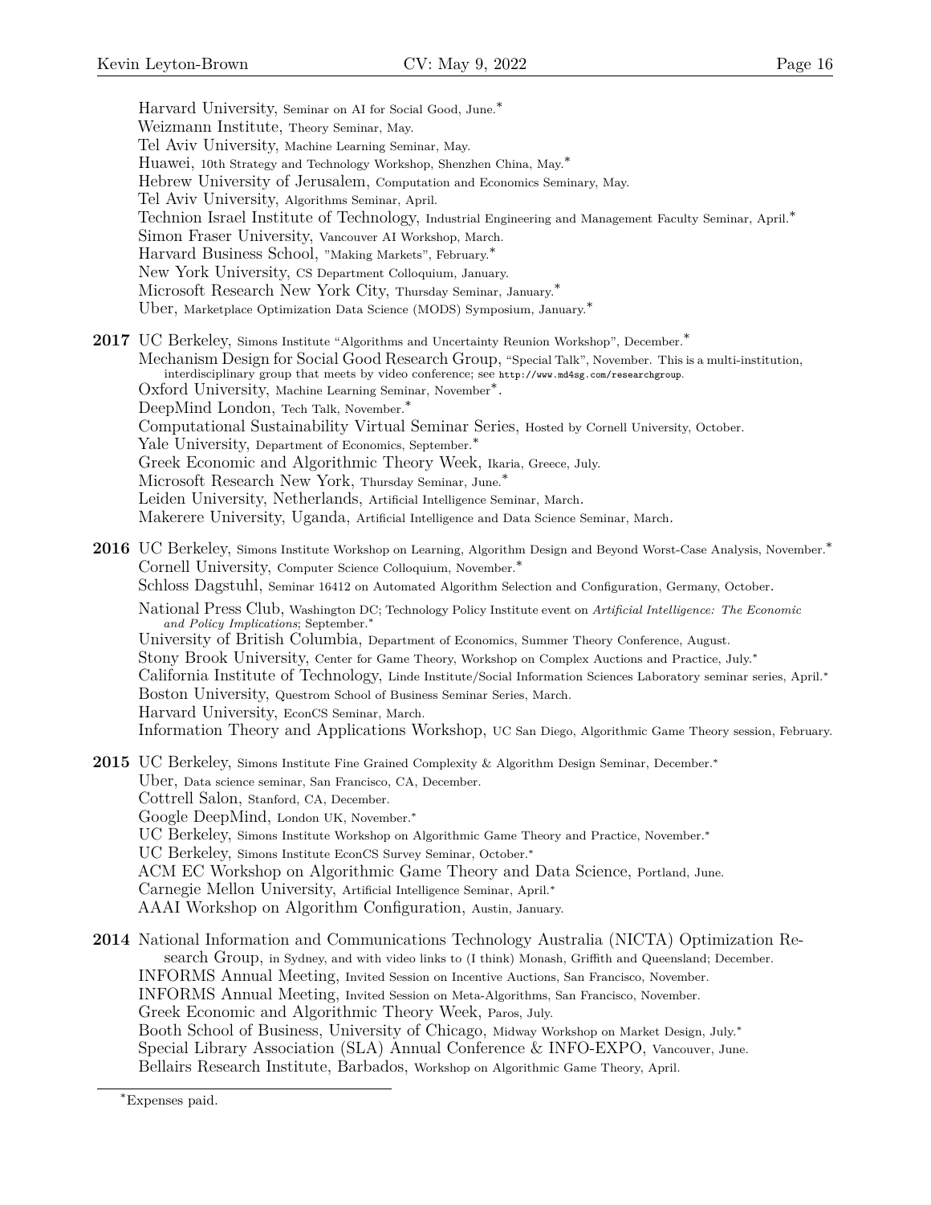Harvard University, Seminar on AI for Social Good, June.*
Weizmann Institute, Theory Seminar, May.
Tel Aviv University, Machine Learning Seminar, May.
Huawei, 10th Strategy and Technology Workshop, Shenzhen China, May.*
Hebrew University of Jerusalem, Computation and Economics Seminary, May.
Tel Aviv University, Algorithms Seminar, April.
Technion Israel Institute of Technology, Industrial Engineering and Management Faculty Seminar, April.*
Simon Fraser University, Vancouver AI Workshop, March.
Harvard Business School, "Making Markets", February.*
New York University, CS Department Colloquium, January.
Microsoft Research New York City, Thursday Seminar, January.*
Uber, Marketplace Optimization Data Science (MODS) Symposium, January.*

**2017** UC Berkeley, Simons Institute "Algorithms and Uncertainty Reunion Workshop", December.*
Mechanism Design for Social Good Research Group, "Special Talk", November. This is a multi-institution, interdisciplinary group that meets by video conference; see http://www.md4sg.com/researchgroup.
Oxford University, Machine Learning Seminar, November*.
DeepMind London, Tech Talk, November.*
Computational Sustainability Virtual Seminar Series, Hosted by Cornell University, October.
Yale University, Department of Economics, September.*
Greek Economic and Algorithmic Theory Week, Ikaria, Greece, July.
Microsoft Research New York, Thursday Seminar, June.*
Leiden University, Netherlands, Artificial Intelligence Seminar, March.
Makerere University, Uganda, Artificial Intelligence and Data Science Seminar, March.

**2016** UC Berkeley, Simons Institute Workshop on Learning, Algorithm Design and Beyond Worst-Case Analysis, November.*
Cornell University, Computer Science Colloquium, November.*
Schloss Dagstuhl, Seminar 16412 on Automated Algorithm Selection and Configuration, Germany, October.
National Press Club, Washington DC; Technology Policy Institute event on *Artificial Intelligence: The Economic and Policy Implications*; September.*
University of British Columbia, Department of Economics, Summer Theory Conference, August.
Stony Brook University, Center for Game Theory, Workshop on Complex Auctions and Practice, July.*
California Institute of Technology, Linde Institute/Social Information Sciences Laboratory seminar series, April.*
Boston University, Questrom School of Business Seminar Series, March.
Harvard University, EconCS Seminar, March.
Information Theory and Applications Workshop, UC San Diego, Algorithmic Game Theory session, February.

**2015** UC Berkeley, Simons Institute Fine Grained Complexity & Algorithm Design Seminar, December.*
Uber, Data science seminar, San Francisco, CA, December.
Cottrell Salon, Stanford, CA, December.
Google DeepMind, London UK, November.*
UC Berkeley, Simons Institute Workshop on Algorithmic Game Theory and Practice, November.*
UC Berkeley, Simons Institute EconCS Survey Seminar, October.*
ACM EC Workshop on Algorithmic Game Theory and Data Science, Portland, June.
Carnegie Mellon University, Artificial Intelligence Seminar, April.*
AAAI Workshop on Algorithm Configuration, Austin, January.

**2014** National Information and Communications Technology Australia (NICTA) Optimization Research Group, in Sydney, and with video links to (I think) Monash, Griffith and Queensland; December.
INFORMS Annual Meeting, Invited Session on Incentive Auctions, San Francisco, November.
INFORMS Annual Meeting, Invited Session on Meta-Algorithms, San Francisco, November.
Greek Economic and Algorithmic Theory Week, Paros, July.
Booth School of Business, University of Chicago, Midway Workshop on Market Design, July.*
Special Library Association (SLA) Annual Conference & INFO-EXPO, Vancouver, June.
Bellairs Research Institute, Barbados, Workshop on Algorithmic Game Theory, April.

*Expenses paid.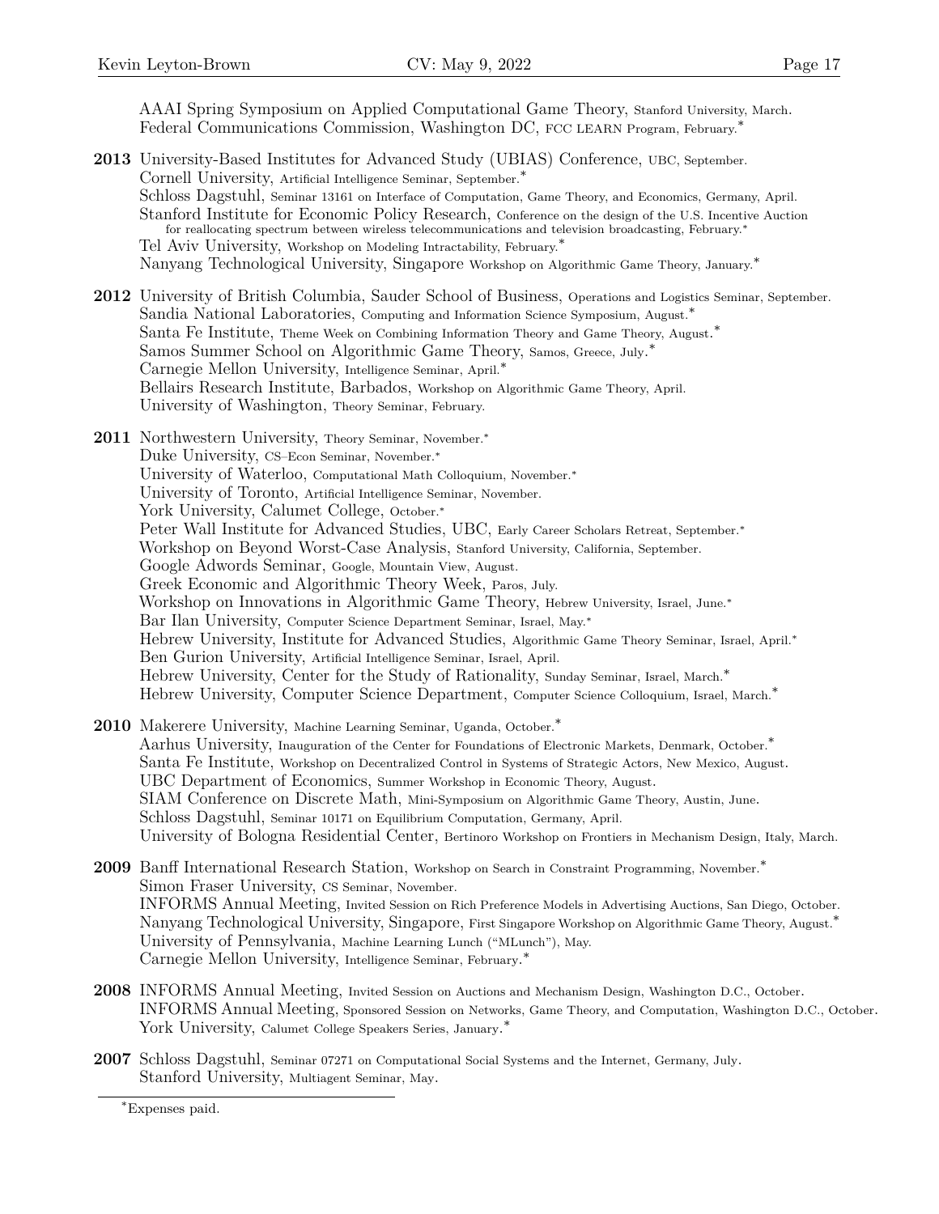AAAI Spring Symposium on Applied Computational Game Theory, Stanford University, March.
Federal Communications Commission, Washington DC, FCC LEARN Program, February.*

**2013** University-Based Institutes for Advanced Study (UBIAS) Conference, UBC, September.
Cornell University, Artificial Intelligence Seminar, September.*
Schloss Dagstuhl, Seminar 13161 on Interface of Computation, Game Theory, and Economics, Germany, April.
Stanford Institute for Economic Policy Research, Conference on the design of the U.S. Incentive Auction for reallocating spectrum between wireless telecommunications and television broadcasting, February.*
Tel Aviv University, Workshop on Modeling Intractability, February.*
Nanyang Technological University, Singapore Workshop on Algorithmic Game Theory, January.*

**2012** University of British Columbia, Sauder School of Business, Operations and Logistics Seminar, September.
Sandia National Laboratories, Computing and Information Science Symposium, August.*
Santa Fe Institute, Theme Week on Combining Information Theory and Game Theory, August.*
Samos Summer School on Algorithmic Game Theory, Samos, Greece, July.*
Carnegie Mellon University, Intelligence Seminar, April.*
Bellairs Research Institute, Barbados, Workshop on Algorithmic Game Theory, April.
University of Washington, Theory Seminar, February.

**2011** Northwestern University, Theory Seminar, November.*
Duke University, CS–Econ Seminar, November.*
University of Waterloo, Computational Math Colloquium, November.*
University of Toronto, Artificial Intelligence Seminar, November.
York University, Calumet College, October.*
Peter Wall Institute for Advanced Studies, UBC, Early Career Scholars Retreat, September.*
Workshop on Beyond Worst-Case Analysis, Stanford University, California, September.
Google Adwords Seminar, Google, Mountain View, August.
Greek Economic and Algorithmic Theory Week, Paros, July.
Workshop on Innovations in Algorithmic Game Theory, Hebrew University, Israel, June.*
Bar Ilan University, Computer Science Department Seminar, Israel, May.*
Hebrew University, Institute for Advanced Studies, Algorithmic Game Theory Seminar, Israel, April.*
Ben Gurion University, Artificial Intelligence Seminar, Israel, April.
Hebrew University, Center for the Study of Rationality, Sunday Seminar, Israel, March.*
Hebrew University, Computer Science Department, Computer Science Colloquium, Israel, March.*

**2010** Makerere University, Machine Learning Seminar, Uganda, October.*
Aarhus University, Inauguration of the Center for Foundations of Electronic Markets, Denmark, October.*
Santa Fe Institute, Workshop on Decentralized Control in Systems of Strategic Actors, New Mexico, August.
UBC Department of Economics, Summer Workshop in Economic Theory, August.
SIAM Conference on Discrete Math, Mini-Symposium on Algorithmic Game Theory, Austin, June.
Schloss Dagstuhl, Seminar 10171 on Equilibrium Computation, Germany, April.
University of Bologna Residential Center, Bertinoro Workshop on Frontiers in Mechanism Design, Italy, March.

**2009** Banff International Research Station, Workshop on Search in Constraint Programming, November.*
Simon Fraser University, CS Seminar, November.
INFORMS Annual Meeting, Invited Session on Rich Preference Models in Advertising Auctions, San Diego, October.
Nanyang Technological University, Singapore, First Singapore Workshop on Algorithmic Game Theory, August.*
University of Pennsylvania, Machine Learning Lunch ("MLunch"), May.
Carnegie Mellon University, Intelligence Seminar, February.*

**2008** INFORMS Annual Meeting, Invited Session on Auctions and Mechanism Design, Washington D.C., October.
INFORMS Annual Meeting, Sponsored Session on Networks, Game Theory, and Computation, Washington D.C., October.
York University, Calumet College Speakers Series, January.*

**2007** Schloss Dagstuhl, Seminar 07271 on Computational Social Systems and the Internet, Germany, July.
Stanford University, Multiagent Seminar, May.

---

*Expenses paid.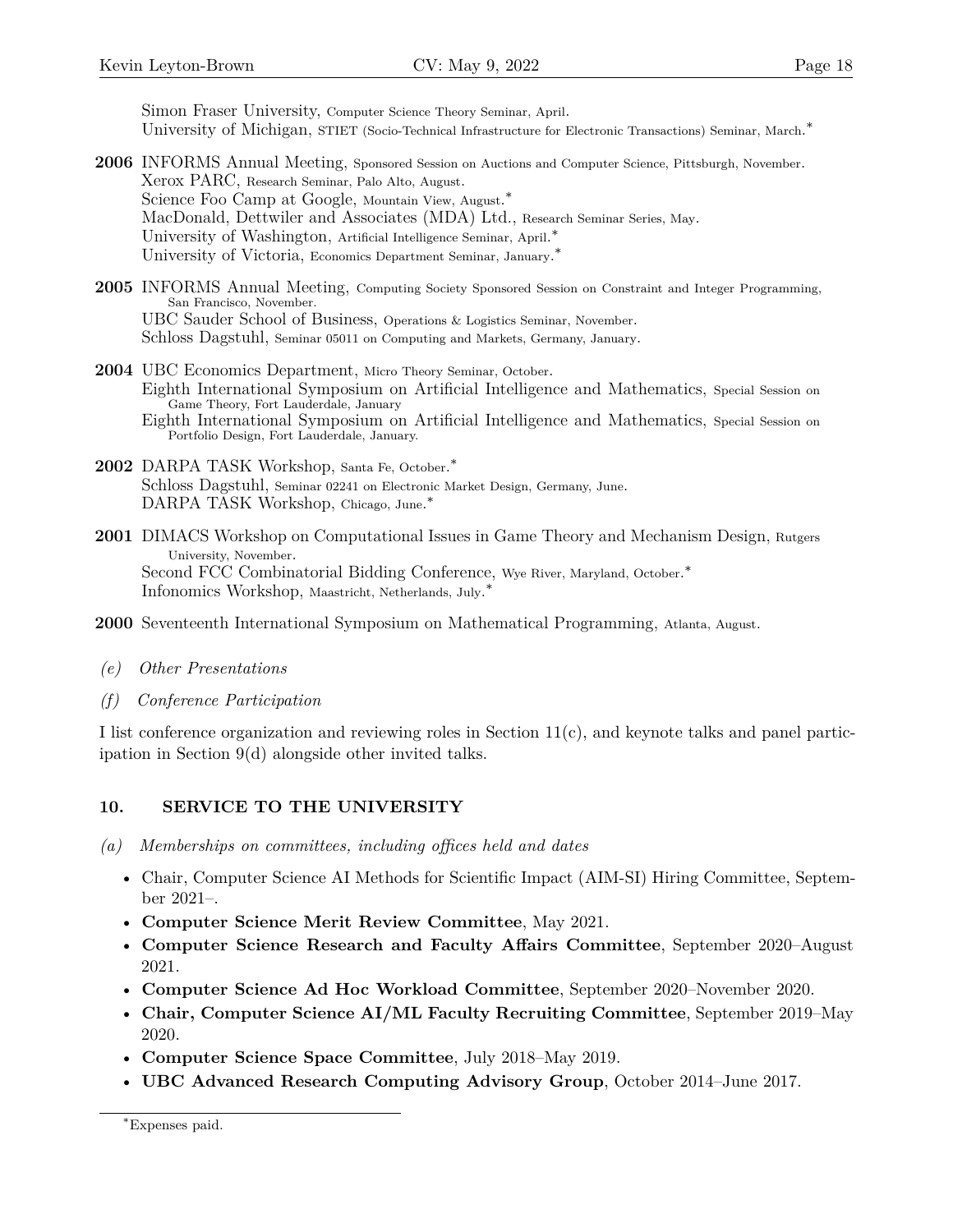Simon Fraser University, Computer Science Theory Seminar, April.
University of Michigan, STIET (Socio-Technical Infrastructure for Electronic Transactions) Seminar, March.*

**2006** INFORMS Annual Meeting, Sponsored Session on Auctions and Computer Science, Pittsburgh, November.
Xerox PARC, Research Seminar, Palo Alto, August.
Science Foo Camp at Google, Mountain View, August.*
MacDonald, Dettwiler and Associates (MDA) Ltd., Research Seminar Series, May.
University of Washington, Artificial Intelligence Seminar, April.*
University of Victoria, Economics Department Seminar, January.*

**2005** INFORMS Annual Meeting, Computing Society Sponsored Session on Constraint and Integer Programming, San Francisco, November.
UBC Sauder School of Business, Operations & Logistics Seminar, November.
Schloss Dagstuhl, Seminar 05011 on Computing and Markets, Germany, January.

**2004** UBC Economics Department, Micro Theory Seminar, October.
Eighth International Symposium on Artificial Intelligence and Mathematics, Special Session on Game Theory, Fort Lauderdale, January
Eighth International Symposium on Artificial Intelligence and Mathematics, Special Session on Portfolio Design, Fort Lauderdale, January.

**2002** DARPA TASK Workshop, Santa Fe, October.*
Schloss Dagstuhl, Seminar 02241 on Electronic Market Design, Germany, June.
DARPA TASK Workshop, Chicago, June.*

**2001** DIMACS Workshop on Computational Issues in Game Theory and Mechanism Design, Rutgers University, November.
Second FCC Combinatorial Bidding Conference, Wye River, Maryland, October.*
Infonomics Workshop, Maastricht, Netherlands, July.*

**2000** Seventeenth International Symposium on Mathematical Programming, Atlanta, August.

*(e) Other Presentations*

*(f) Conference Participation*

I list conference organization and reviewing roles in Section 11(c), and keynote talks and panel participation in Section 9(d) alongside other invited talks.

## 10. SERVICE TO THE UNIVERSITY

*(a) Memberships on committees, including offices held and dates*

- Chair, Computer Science AI Methods for Scientific Impact (AIM-SI) Hiring Committee, September 2021–.
- **Computer Science Merit Review Committee**, May 2021.
- **Computer Science Research and Faculty Affairs Committee**, September 2020–August 2021.
- **Computer Science Ad Hoc Workload Committee**, September 2020–November 2020.
- **Chair, Computer Science AI/ML Faculty Recruiting Committee**, September 2019–May 2020.
- **Computer Science Space Committee**, July 2018–May 2019.
- **UBC Advanced Research Computing Advisory Group**, October 2014–June 2017.

*Expenses paid.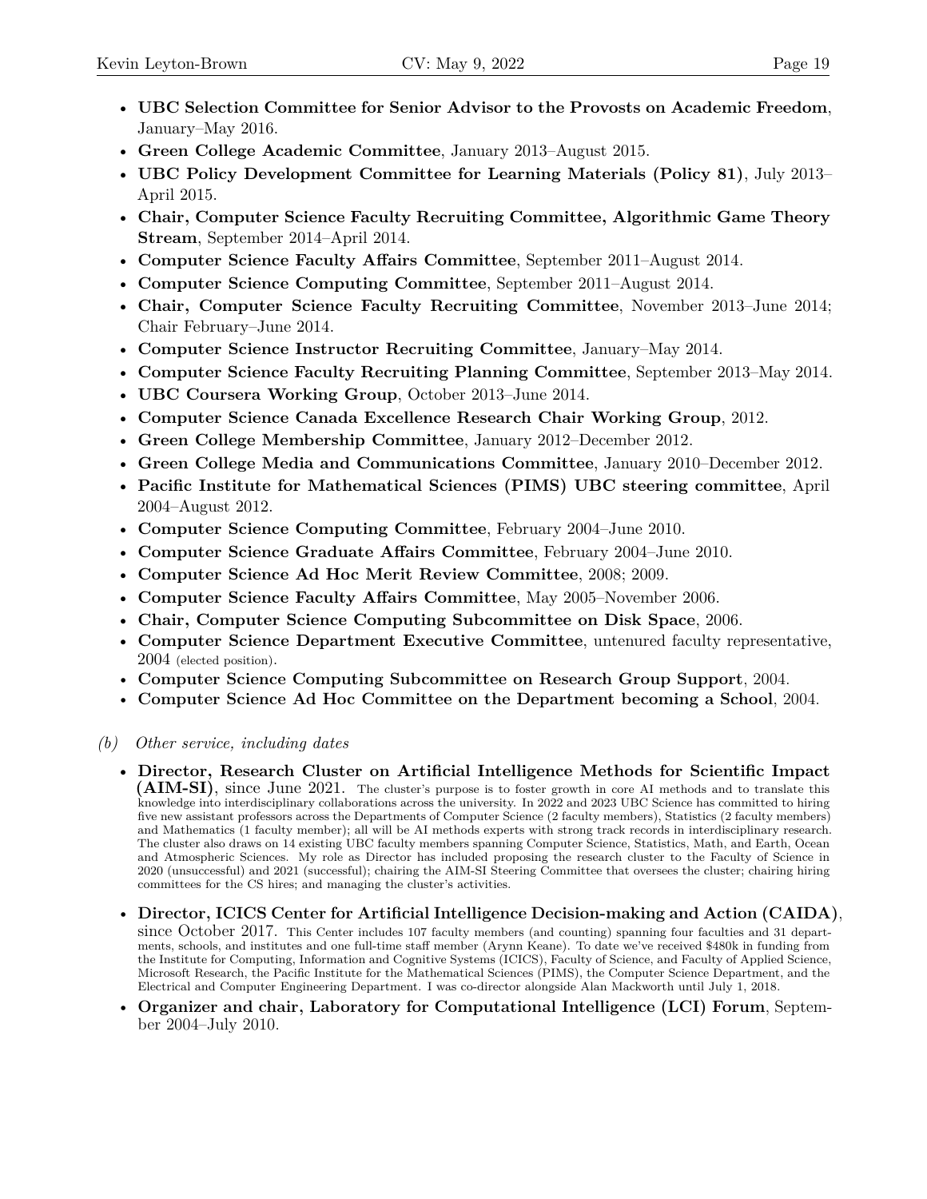- **UBC Selection Committee for Senior Advisor to the Provosts on Academic Freedom**, January–May 2016.
- **Green College Academic Committee**, January 2013–August 2015.
- **UBC Policy Development Committee for Learning Materials (Policy 81)**, July 2013–April 2015.
- **Chair, Computer Science Faculty Recruiting Committee, Algorithmic Game Theory Stream**, September 2014–April 2014.
- **Computer Science Faculty Affairs Committee**, September 2011–August 2014.
- **Computer Science Computing Committee**, September 2011–August 2014.
- **Chair, Computer Science Faculty Recruiting Committee**, November 2013–June 2014; Chair February–June 2014.
- **Computer Science Instructor Recruiting Committee**, January–May 2014.
- **Computer Science Faculty Recruiting Planning Committee**, September 2013–May 2014.
- **UBC Coursera Working Group**, October 2013–June 2014.
- **Computer Science Canada Excellence Research Chair Working Group**, 2012.
- **Green College Membership Committee**, January 2012–December 2012.
- **Green College Media and Communications Committee**, January 2010–December 2012.
- **Pacific Institute for Mathematical Sciences (PIMS) UBC steering committee**, April 2004–August 2012.
- **Computer Science Computing Committee**, February 2004–June 2010.
- **Computer Science Graduate Affairs Committee**, February 2004–June 2010.
- **Computer Science Ad Hoc Merit Review Committee**, 2008; 2009.
- **Computer Science Faculty Affairs Committee**, May 2005–November 2006.
- **Chair, Computer Science Computing Subcommittee on Disk Space**, 2006.
- **Computer Science Department Executive Committee**, untenured faculty representative, 2004 (elected position).
- **Computer Science Computing Subcommittee on Research Group Support**, 2004.
- **Computer Science Ad Hoc Committee on the Department becoming a School**, 2004.

*(b) Other service, including dates*

- **Director, Research Cluster on Artificial Intelligence Methods for Scientific Impact (AIM-SI)**, since June 2021. The cluster's purpose is to foster growth in core AI methods and to translate this knowledge into interdisciplinary collaborations across the university. In 2022 and 2023 UBC Science has committed to hiring five new assistant professors across the Departments of Computer Science (2 faculty members), Statistics (2 faculty members) and Mathematics (1 faculty member); all will be AI methods experts with strong track records in interdisciplinary research. The cluster also draws on 14 existing UBC faculty members spanning Computer Science, Statistics, Math, and Earth, Ocean and Atmospheric Sciences. My role as Director has included proposing the research cluster to the Faculty of Science in 2020 (unsuccessful) and 2021 (successful); chairing the AIM-SI Steering Committee that oversees the cluster; chairing hiring committees for the CS hires; and managing the cluster's activities.
- **Director, ICICS Center for Artificial Intelligence Decision-making and Action (CAIDA)**, since October 2017. This Center includes 107 faculty members (and counting) spanning four faculties and 31 departments, schools, and institutes and one full-time staff member (Arynn Keane). To date we've received $480k in funding from the Institute for Computing, Information and Cognitive Systems (ICICS), Faculty of Science, and Faculty of Applied Science, Microsoft Research, the Pacific Institute for the Mathematical Sciences (PIMS), the Computer Science Department, and the Electrical and Computer Engineering Department. I was co-director alongside Alan Mackworth until July 1, 2018.
- **Organizer and chair, Laboratory for Computational Intelligence (LCI) Forum**, September 2004–July 2010.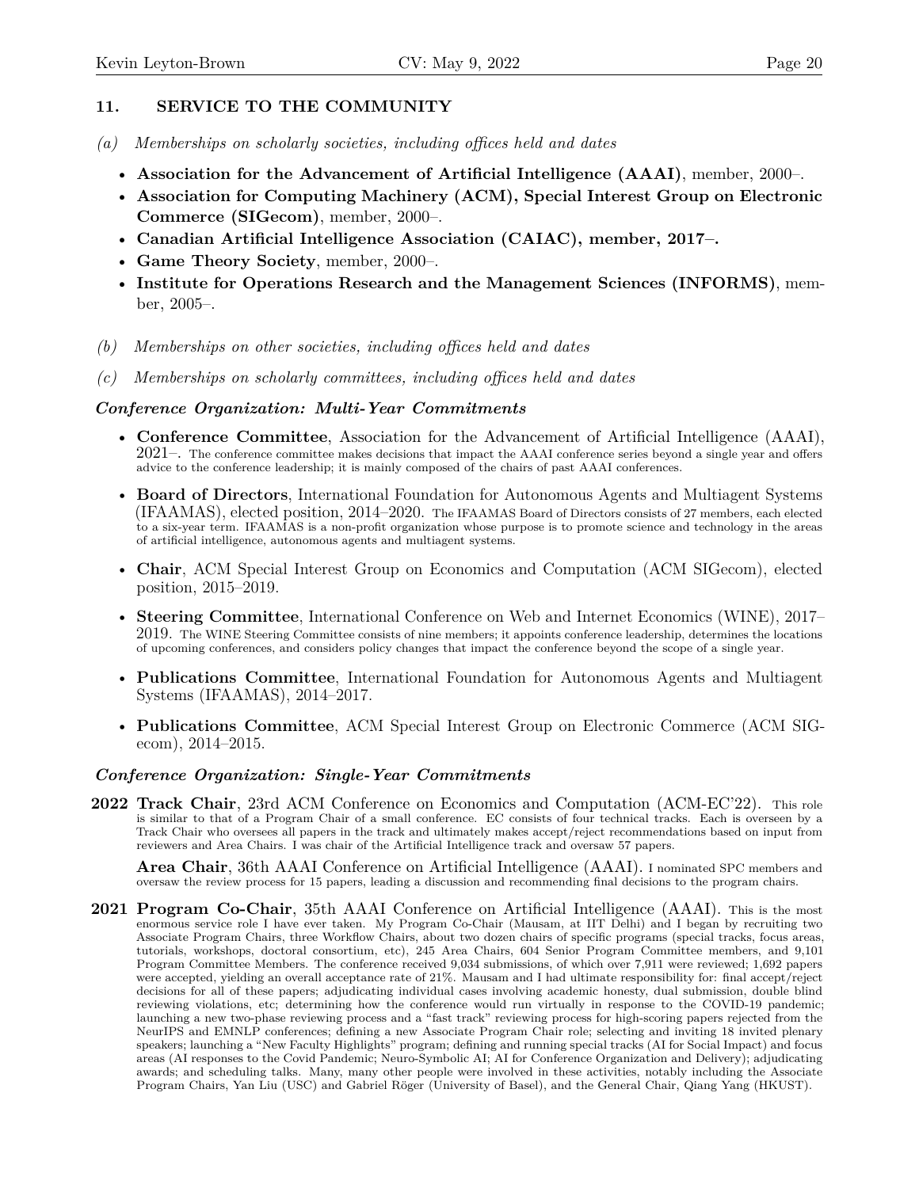## 11. SERVICE TO THE COMMUNITY

*(a) Memberships on scholarly societies, including offices held and dates*

- **Association for the Advancement of Artificial Intelligence (AAAI)**, member, 2000–.
- **Association for Computing Machinery (ACM), Special Interest Group on Electronic Commerce (SIGecom)**, member, 2000–.
- **Canadian Artificial Intelligence Association (CAIAC), member, 2017–.**
- **Game Theory Society**, member, 2000–.
- **Institute for Operations Research and the Management Sciences (INFORMS)**, member, 2005–.

*(b) Memberships on other societies, including offices held and dates*

*(c) Memberships on scholarly committees, including offices held and dates*

### *Conference Organization: Multi-Year Commitments*

- **Conference Committee**, Association for the Advancement of Artificial Intelligence (AAAI), 2021–. The conference committee makes decisions that impact the AAAI conference series beyond a single year and offers advice to the conference leadership; it is mainly composed of the chairs of past AAAI conferences.
- **Board of Directors**, International Foundation for Autonomous Agents and Multiagent Systems (IFAAMAS), elected position, 2014–2020. The IFAAMAS Board of Directors consists of 27 members, each elected to a six-year term. IFAAMAS is a non-profit organization whose purpose is to promote science and technology in the areas of artificial intelligence, autonomous agents and multiagent systems.
- **Chair**, ACM Special Interest Group on Economics and Computation (ACM SIGecom), elected position, 2015–2019.
- **Steering Committee**, International Conference on Web and Internet Economics (WINE), 2017–2019. The WINE Steering Committee consists of nine members; it appoints conference leadership, determines the locations of upcoming conferences, and considers policy changes that impact the conference beyond the scope of a single year.
- **Publications Committee**, International Foundation for Autonomous Agents and Multiagent Systems (IFAAMAS), 2014–2017.
- **Publications Committee**, ACM Special Interest Group on Electronic Commerce (ACM SIGecom), 2014–2015.

### *Conference Organization: Single-Year Commitments*

**2022** **Track Chair**, 23rd ACM Conference on Economics and Computation (ACM-EC'22). This role is similar to that of a Program Chair of a small conference. EC consists of four technical tracks. Each is overseen by a Track Chair who oversees all papers in the track and ultimately makes accept/reject recommendations based on input from reviewers and Area Chairs. I was chair of the Artificial Intelligence track and oversaw 57 papers.

**Area Chair**, 36th AAAI Conference on Artificial Intelligence (AAAI). I nominated SPC members and oversaw the review process for 15 papers, leading a discussion and recommending final decisions to the program chairs.

**2021** **Program Co-Chair**, 35th AAAI Conference on Artificial Intelligence (AAAI). This is the most enormous service role I have ever taken. My Program Co-Chair (Mausam, at IIT Delhi) and I began by recruiting two Associate Program Chairs, three Workflow Chairs, about two dozen chairs of specific programs (special tracks, focus areas, tutorials, workshops, doctoral consortium, etc), 245 Area Chairs, 604 Senior Program Committee members, and 9,101 Program Committee Members. The conference received 9,034 submissions, of which over 7,911 were reviewed; 1,692 papers were accepted, yielding an overall acceptance rate of 21%. Mausam and I had ultimate responsibility for: final accept/reject decisions for all of these papers; adjudicating individual cases involving academic honesty, dual submission, double blind reviewing violations, etc; determining how the conference would run virtually in response to the COVID-19 pandemic; launching a new two-phase reviewing process and a "fast track" reviewing process for high-scoring papers rejected from the NeurIPS and EMNLP conferences; defining a new Associate Program Chair role; selecting and inviting 18 invited plenary speakers; launching a "New Faculty Highlights" program; defining and running special tracks (AI for Social Impact) and focus areas (AI responses to the Covid Pandemic; Neuro-Symbolic AI; AI for Conference Organization and Delivery); adjudicating awards; and scheduling talks. Many, many other people were involved in these activities, notably including the Associate Program Chairs, Yan Liu (USC) and Gabriel Röger (University of Basel), and the General Chair, Qiang Yang (HKUST).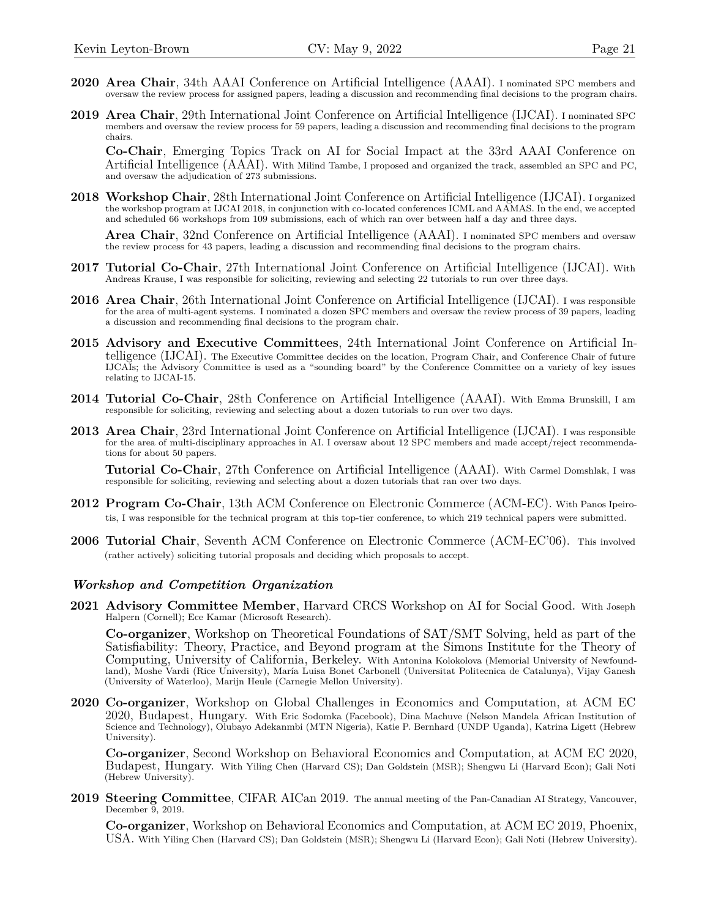**2020** **Area Chair**, 34th AAAI Conference on Artificial Intelligence (AAAI). I nominated SPC members and oversaw the review process for assigned papers, leading a discussion and recommending final decisions to the program chairs.

**2019** **Area Chair**, 29th International Joint Conference on Artificial Intelligence (IJCAI). I nominated SPC members and oversaw the review process for 59 papers, leading a discussion and recommending final decisions to the program chairs.

**Co-Chair**, Emerging Topics Track on AI for Social Impact at the 33rd AAAI Conference on Artificial Intelligence (AAAI). With Milind Tambe, I proposed and organized the track, assembled an SPC and PC, and oversaw the adjudication of 273 submissions.

**2018** **Workshop Chair**, 28th International Joint Conference on Artificial Intelligence (IJCAI). I organized the workshop program at IJCAI 2018, in conjunction with co-located conferences ICML and AAMAS. In the end, we accepted and scheduled 66 workshops from 109 submissions, each of which ran over between half a day and three days.

**Area Chair**, 32nd Conference on Artificial Intelligence (AAAI). I nominated SPC members and oversaw the review process for 43 papers, leading a discussion and recommending final decisions to the program chairs.

**2017** **Tutorial Co-Chair**, 27th International Joint Conference on Artificial Intelligence (IJCAI). With Andreas Krause, I was responsible for soliciting, reviewing and selecting 22 tutorials to run over three days.

**2016** **Area Chair**, 26th International Joint Conference on Artificial Intelligence (IJCAI). I was responsible for the area of multi-agent systems. I nominated a dozen SPC members and oversaw the review process of 39 papers, leading a discussion and recommending final decisions to the program chair.

**2015** **Advisory and Executive Committees**, 24th International Joint Conference on Artificial Intelligence (IJCAI). The Executive Committee decides on the location, Program Chair, and Conference Chair of future IJCAIs; the Advisory Committee is used as a "sounding board" by the Conference Committee on a variety of key issues relating to IJCAI-15.

**2014** **Tutorial Co-Chair**, 28th Conference on Artificial Intelligence (AAAI). With Emma Brunskill, I am responsible for soliciting, reviewing and selecting about a dozen tutorials to run over two days.

**2013** **Area Chair**, 23rd International Joint Conference on Artificial Intelligence (IJCAI). I was responsible for the area of multi-disciplinary approaches in AI. I oversaw about 12 SPC members and made accept/reject recommendations for about 50 papers.

**Tutorial Co-Chair**, 27th Conference on Artificial Intelligence (AAAI). With Carmel Domshlak, I was responsible for soliciting, reviewing and selecting about a dozen tutorials that ran over two days.

**2012** **Program Co-Chair**, 13th ACM Conference on Electronic Commerce (ACM-EC). With Panos Ipeirotis, I was responsible for the technical program at this top-tier conference, to which 219 technical papers were submitted.

**2006** **Tutorial Chair**, Seventh ACM Conference on Electronic Commerce (ACM-EC'06). This involved (rather actively) soliciting tutorial proposals and deciding which proposals to accept.

### *Workshop and Competition Organization*

**2021** **Advisory Committee Member**, Harvard CRCS Workshop on AI for Social Good. With Joseph Halpern (Cornell); Ece Kamar (Microsoft Research).

**Co-organizer**, Workshop on Theoretical Foundations of SAT/SMT Solving, held as part of the Satisfiability: Theory, Practice, and Beyond program at the Simons Institute for the Theory of Computing, University of California, Berkeley. With Antonina Kolokolova (Memorial University of Newfoundland), Moshe Vardi (Rice University), María Luisa Bonet Carbonell (Universitat Politecnica de Catalunya), Vijay Ganesh (University of Waterloo), Marijn Heule (Carnegie Mellon University).

**2020** **Co-organizer**, Workshop on Global Challenges in Economics and Computation, at ACM EC 2020, Budapest, Hungary. With Eric Sodomka (Facebook), Dina Machuve (Nelson Mandela African Institution of Science and Technology), Olubayo Adekanmbi (MTN Nigeria), Katie P. Bernhard (UNDP Uganda), Katrina Ligett (Hebrew University).

**Co-organizer**, Second Workshop on Behavioral Economics and Computation, at ACM EC 2020, Budapest, Hungary. With Yiling Chen (Harvard CS); Dan Goldstein (MSR); Shengwu Li (Harvard Econ); Gali Noti (Hebrew University).

**2019** **Steering Committee**, CIFAR AICan 2019. The annual meeting of the Pan-Canadian AI Strategy, Vancouver, December 9, 2019.

**Co-organizer**, Workshop on Behavioral Economics and Computation, at ACM EC 2019, Phoenix, USA. With Yiling Chen (Harvard CS); Dan Goldstein (MSR); Shengwu Li (Harvard Econ); Gali Noti (Hebrew University).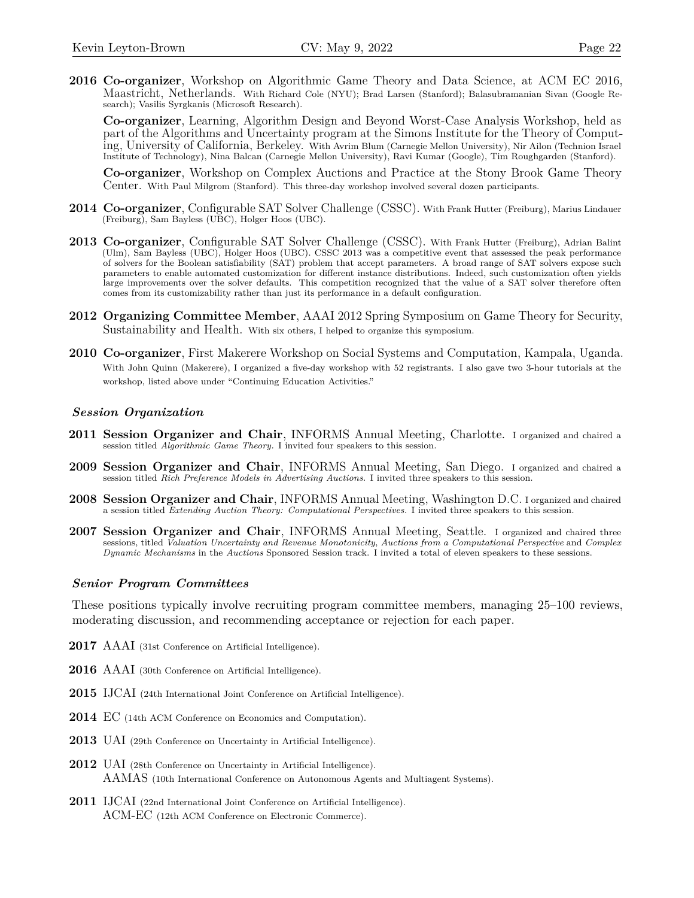**2016** **Co-organizer**, Workshop on Algorithmic Game Theory and Data Science, at ACM EC 2016, Maastricht, Netherlands. With Richard Cole (NYU); Brad Larsen (Stanford); Balasubramanian Sivan (Google Research); Vasilis Syrgkanis (Microsoft Research).

**Co-organizer**, Learning, Algorithm Design and Beyond Worst-Case Analysis Workshop, held as part of the Algorithms and Uncertainty program at the Simons Institute for the Theory of Computing, University of California, Berkeley. With Avrim Blum (Carnegie Mellon University), Nir Ailon (Technion Israel Institute of Technology), Nina Balcan (Carnegie Mellon University), Ravi Kumar (Google), Tim Roughgarden (Stanford).

**Co-organizer**, Workshop on Complex Auctions and Practice at the Stony Brook Game Theory Center. With Paul Milgrom (Stanford). This three-day workshop involved several dozen participants.

**2014** **Co-organizer**, Configurable SAT Solver Challenge (CSSC). With Frank Hutter (Freiburg), Marius Lindauer (Freiburg), Sam Bayless (UBC), Holger Hoos (UBC).

**2013** **Co-organizer**, Configurable SAT Solver Challenge (CSSC). With Frank Hutter (Freiburg), Adrian Balint (Ulm), Sam Bayless (UBC), Holger Hoos (UBC). CSSC 2013 was a competitive event that assessed the peak performance of solvers for the Boolean satisfiability (SAT) problem that accept parameters. A broad range of SAT solvers expose such parameters to enable automated customization for different instance distributions. Indeed, such customization often yields large improvements over the solver defaults. This competition recognized that the value of a SAT solver therefore often comes from its customizability rather than just its performance in a default configuration.

**2012** **Organizing Committee Member**, AAAI 2012 Spring Symposium on Game Theory for Security, Sustainability and Health. With six others, I helped to organize this symposium.

**2010** **Co-organizer**, First Makerere Workshop on Social Systems and Computation, Kampala, Uganda. With John Quinn (Makerere), I organized a five-day workshop with 52 registrants. I also gave two 3-hour tutorials at the workshop, listed above under "Continuing Education Activities."

### *Session Organization*

**2011** **Session Organizer and Chair**, INFORMS Annual Meeting, Charlotte. I organized and chaired a session titled *Algorithmic Game Theory*. I invited four speakers to this session.

**2009** **Session Organizer and Chair**, INFORMS Annual Meeting, San Diego. I organized and chaired a session titled *Rich Preference Models in Advertising Auctions*. I invited three speakers to this session.

**2008** **Session Organizer and Chair**, INFORMS Annual Meeting, Washington D.C. I organized and chaired a session titled *Extending Auction Theory: Computational Perspectives*. I invited three speakers to this session.

**2007** **Session Organizer and Chair**, INFORMS Annual Meeting, Seattle. I organized and chaired three sessions, titled *Valuation Uncertainty and Revenue Monotonicity*, *Auctions from a Computational Perspective* and *Complex Dynamic Mechanisms* in the *Auctions* Sponsored Session track. I invited a total of eleven speakers to these sessions.

### *Senior Program Committees*

These positions typically involve recruiting program committee members, managing 25–100 reviews, moderating discussion, and recommending acceptance or rejection for each paper.

**2017** AAAI (31st Conference on Artificial Intelligence).

**2016** AAAI (30th Conference on Artificial Intelligence).

**2015** IJCAI (24th International Joint Conference on Artificial Intelligence).

**2014** EC (14th ACM Conference on Economics and Computation).

**2013** UAI (29th Conference on Uncertainty in Artificial Intelligence).

**2012** UAI (28th Conference on Uncertainty in Artificial Intelligence).
AAMAS (10th International Conference on Autonomous Agents and Multiagent Systems).

**2011** IJCAI (22nd International Joint Conference on Artificial Intelligence).
ACM-EC (12th ACM Conference on Electronic Commerce).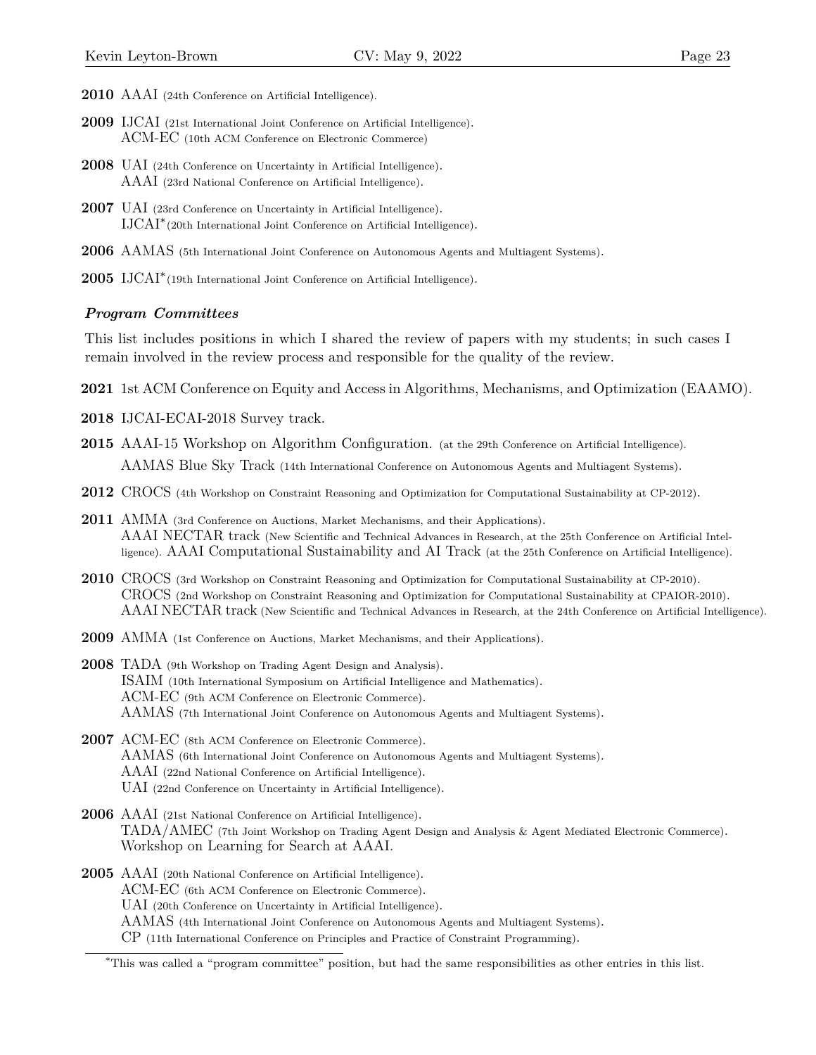**2010** AAAI (24th Conference on Artificial Intelligence).

**2009** IJCAI (21st International Joint Conference on Artificial Intelligence).
ACM-EC (10th ACM Conference on Electronic Commerce)

**2008** UAI (24th Conference on Uncertainty in Artificial Intelligence).
AAAI (23rd National Conference on Artificial Intelligence).

**2007** UAI (23rd Conference on Uncertainty in Artificial Intelligence).
IJCAI* (20th International Joint Conference on Artificial Intelligence).

**2006** AAMAS (5th International Joint Conference on Autonomous Agents and Multiagent Systems).

**2005** IJCAI* (19th International Joint Conference on Artificial Intelligence).

### *Program Committees*

This list includes positions in which I shared the review of papers with my students; in such cases I remain involved in the review process and responsible for the quality of the review.

**2021** 1st ACM Conference on Equity and Access in Algorithms, Mechanisms, and Optimization (EAAMO).

**2018** IJCAI-ECAI-2018 Survey track.

**2015** AAAI-15 Workshop on Algorithm Configuration. (at the 29th Conference on Artificial Intelligence).
AAMAS Blue Sky Track (14th International Conference on Autonomous Agents and Multiagent Systems).

**2012** CROCS (4th Workshop on Constraint Reasoning and Optimization for Computational Sustainability at CP-2012).

**2011** AMMA (3rd Conference on Auctions, Market Mechanisms, and their Applications).
AAAI NECTAR track (New Scientific and Technical Advances in Research, at the 25th Conference on Artificial Intelligence). AAAI Computational Sustainability and AI Track (at the 25th Conference on Artificial Intelligence).

**2010** CROCS (3rd Workshop on Constraint Reasoning and Optimization for Computational Sustainability at CP-2010).
CROCS (2nd Workshop on Constraint Reasoning and Optimization for Computational Sustainability at CPAIOR-2010).
AAAI NECTAR track (New Scientific and Technical Advances in Research, at the 24th Conference on Artificial Intelligence).

**2009** AMMA (1st Conference on Auctions, Market Mechanisms, and their Applications).

**2008** TADA (9th Workshop on Trading Agent Design and Analysis).
ISAIM (10th International Symposium on Artificial Intelligence and Mathematics).
ACM-EC (9th ACM Conference on Electronic Commerce).
AAMAS (7th International Joint Conference on Autonomous Agents and Multiagent Systems).

**2007** ACM-EC (8th ACM Conference on Electronic Commerce).
AAMAS (6th International Joint Conference on Autonomous Agents and Multiagent Systems).
AAAI (22nd National Conference on Artificial Intelligence).
UAI (22nd Conference on Uncertainty in Artificial Intelligence).

**2006** AAAI (21st National Conference on Artificial Intelligence).
TADA/AMEC (7th Joint Workshop on Trading Agent Design and Analysis & Agent Mediated Electronic Commerce).
Workshop on Learning for Search at AAAI.

**2005** AAAI (20th National Conference on Artificial Intelligence).
ACM-EC (6th ACM Conference on Electronic Commerce).
UAI (20th Conference on Uncertainty in Artificial Intelligence).
AAMAS (4th International Joint Conference on Autonomous Agents and Multiagent Systems).
CP (11th International Conference on Principles and Practice of Constraint Programming).

---

*This was called a "program committee" position, but had the same responsibilities as other entries in this list.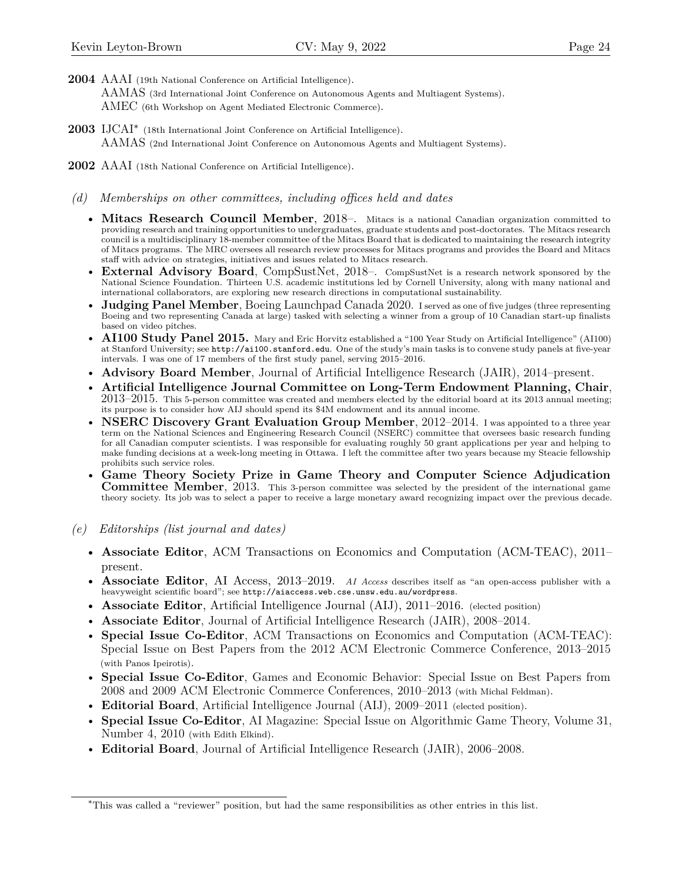**2004** AAAI (19th National Conference on Artificial Intelligence).
AAMAS (3rd International Joint Conference on Autonomous Agents and Multiagent Systems).
AMEC (6th Workshop on Agent Mediated Electronic Commerce).

**2003** IJCAI[*] (18th International Joint Conference on Artificial Intelligence).
AAMAS (2nd International Joint Conference on Autonomous Agents and Multiagent Systems).

**2002** AAAI (18th National Conference on Artificial Intelligence).

*(d) Memberships on other committees, including offices held and dates*

- **Mitacs Research Council Member**, 2018–. Mitacs is a national Canadian organization committed to providing research and training opportunities to undergraduates, graduate students and post-doctorates. The Mitacs research council is a multidisciplinary 18-member committee of the Mitacs Board that is dedicated to maintaining the research integrity of Mitacs programs. The MRC oversees all research review processes for Mitacs programs and provides the Board and Mitacs staff with advice on strategies, initiatives and issues related to Mitacs research.
- **External Advisory Board**, CompSustNet, 2018–. CompSustNet is a research network sponsored by the National Science Foundation. Thirteen U.S. academic institutions led by Cornell University, along with many national and international collaborators, are exploring new research directions in computational sustainability.
- **Judging Panel Member**, Boeing Launchpad Canada 2020. I served as one of five judges (three representing Boeing and two representing Canada at large) tasked with selecting a winner from a group of 10 Canadian start-up finalists based on video pitches.
- **AI100 Study Panel 2015.** Mary and Eric Horvitz established a "100 Year Study on Artificial Intelligence" (AI100) at Stanford University; see `http://ai100.stanford.edu`. One of the study's main tasks is to convene study panels at five-year intervals. I was one of 17 members of the first study panel, serving 2015–2016.
- **Advisory Board Member**, Journal of Artificial Intelligence Research (JAIR), 2014–present.
- **Artificial Intelligence Journal Committee on Long-Term Endowment Planning, Chair**, 2013–2015. This 5-person committee was created and members elected by the editorial board at its 2013 annual meeting; its purpose is to consider how AIJ should spend its $4M endowment and its annual income.
- **NSERC Discovery Grant Evaluation Group Member**, 2012–2014. I was appointed to a three year term on the National Sciences and Engineering Research Council (NSERC) committee that oversees basic research funding for all Canadian computer scientists. I was responsible for evaluating roughly 50 grant applications per year and helping to make funding decisions at a week-long meeting in Ottawa. I left the committee after two years because my Steacie fellowship prohibits such service roles.
- **Game Theory Society Prize in Game Theory and Computer Science Adjudication Committee Member**, 2013. This 3-person committee was selected by the president of the international game theory society. Its job was to select a paper to receive a large monetary award recognizing impact over the previous decade.

*(e) Editorships (list journal and dates)*

- **Associate Editor**, ACM Transactions on Economics and Computation (ACM-TEAC), 2011–present.
- **Associate Editor**, AI Access, 2013–2019. *AI Access* describes itself as "an open-access publisher with a heavyweight scientific board"; see `http://aiaccess.web.cse.unsw.edu.au/wordpress`.
- **Associate Editor**, Artificial Intelligence Journal (AIJ), 2011–2016. (elected position)
- **Associate Editor**, Journal of Artificial Intelligence Research (JAIR), 2008–2014.
- **Special Issue Co-Editor**, ACM Transactions on Economics and Computation (ACM-TEAC): Special Issue on Best Papers from the 2012 ACM Electronic Commerce Conference, 2013–2015 (with Panos Ipeirotis).
- **Special Issue Co-Editor**, Games and Economic Behavior: Special Issue on Best Papers from 2008 and 2009 ACM Electronic Commerce Conferences, 2010–2013 (with Michal Feldman).
- **Editorial Board**, Artificial Intelligence Journal (AIJ), 2009–2011 (elected position).
- **Special Issue Co-Editor**, AI Magazine: Special Issue on Algorithmic Game Theory, Volume 31, Number 4, 2010 (with Edith Elkind).
- **Editorial Board**, Journal of Artificial Intelligence Research (JAIR), 2006–2008.

---

[*] This was called a "reviewer" position, but had the same responsibilities as other entries in this list.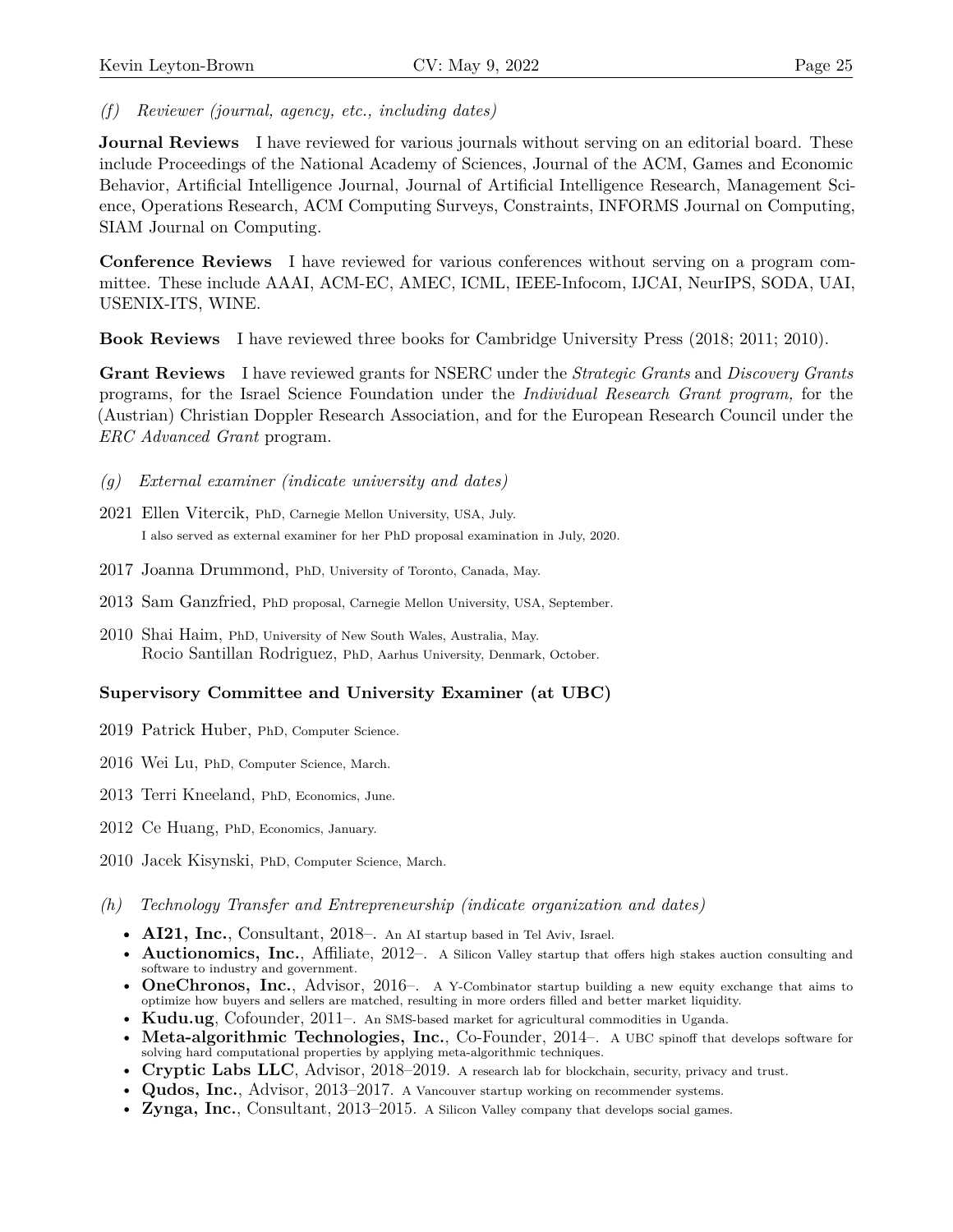*(f) Reviewer (journal, agency, etc., including dates)*

**Journal Reviews** I have reviewed for various journals without serving on an editorial board. These include Proceedings of the National Academy of Sciences, Journal of the ACM, Games and Economic Behavior, Artificial Intelligence Journal, Journal of Artificial Intelligence Research, Management Science, Operations Research, ACM Computing Surveys, Constraints, INFORMS Journal on Computing, SIAM Journal on Computing.

**Conference Reviews** I have reviewed for various conferences without serving on a program committee. These include AAAI, ACM-EC, AMEC, ICML, IEEE-Infocom, IJCAI, NeurIPS, SODA, UAI, USENIX-ITS, WINE.

**Book Reviews** I have reviewed three books for Cambridge University Press (2018; 2011; 2010).

**Grant Reviews** I have reviewed grants for NSERC under the *Strategic Grants* and *Discovery Grants* programs, for the Israel Science Foundation under the *Individual Research Grant program,* for the (Austrian) Christian Doppler Research Association, and for the European Research Council under the *ERC Advanced Grant* program.

*(g) External examiner (indicate university and dates)*

2021 Ellen Vitercik, PhD, Carnegie Mellon University, USA, July.
I also served as external examiner for her PhD proposal examination in July, 2020.

2017 Joanna Drummond, PhD, University of Toronto, Canada, May.

2013 Sam Ganzfried, PhD proposal, Carnegie Mellon University, USA, September.

2010 Shai Haim, PhD, University of New South Wales, Australia, May.
Rocio Santillan Rodriguez, PhD, Aarhus University, Denmark, October.

**Supervisory Committee and University Examiner (at UBC)**

2019 Patrick Huber, PhD, Computer Science.

2016 Wei Lu, PhD, Computer Science, March.

2013 Terri Kneeland, PhD, Economics, June.

2012 Ce Huang, PhD, Economics, January.

2010 Jacek Kisynski, PhD, Computer Science, March.

*(h) Technology Transfer and Entrepreneurship (indicate organization and dates)*

- **AI21, Inc.**, Consultant, 2018–. An AI startup based in Tel Aviv, Israel.
- **Auctionomics, Inc.**, Affiliate, 2012–. A Silicon Valley startup that offers high stakes auction consulting and software to industry and government.
- **OneChronos, Inc.**, Advisor, 2016–. A Y-Combinator startup building a new equity exchange that aims to optimize how buyers and sellers are matched, resulting in more orders filled and better market liquidity.
- **Kudu.ug**, Cofounder, 2011–. An SMS-based market for agricultural commodities in Uganda.
- **Meta-algorithmic Technologies, Inc.**, Co-Founder, 2014–. A UBC spinoff that develops software for solving hard computational properties by applying meta-algorithmic techniques.
- **Cryptic Labs LLC**, Advisor, 2018–2019. A research lab for blockchain, security, privacy and trust.
- **Qudos, Inc.**, Advisor, 2013–2017. A Vancouver startup working on recommender systems.
- **Zynga, Inc.**, Consultant, 2013–2015. A Silicon Valley company that develops social games.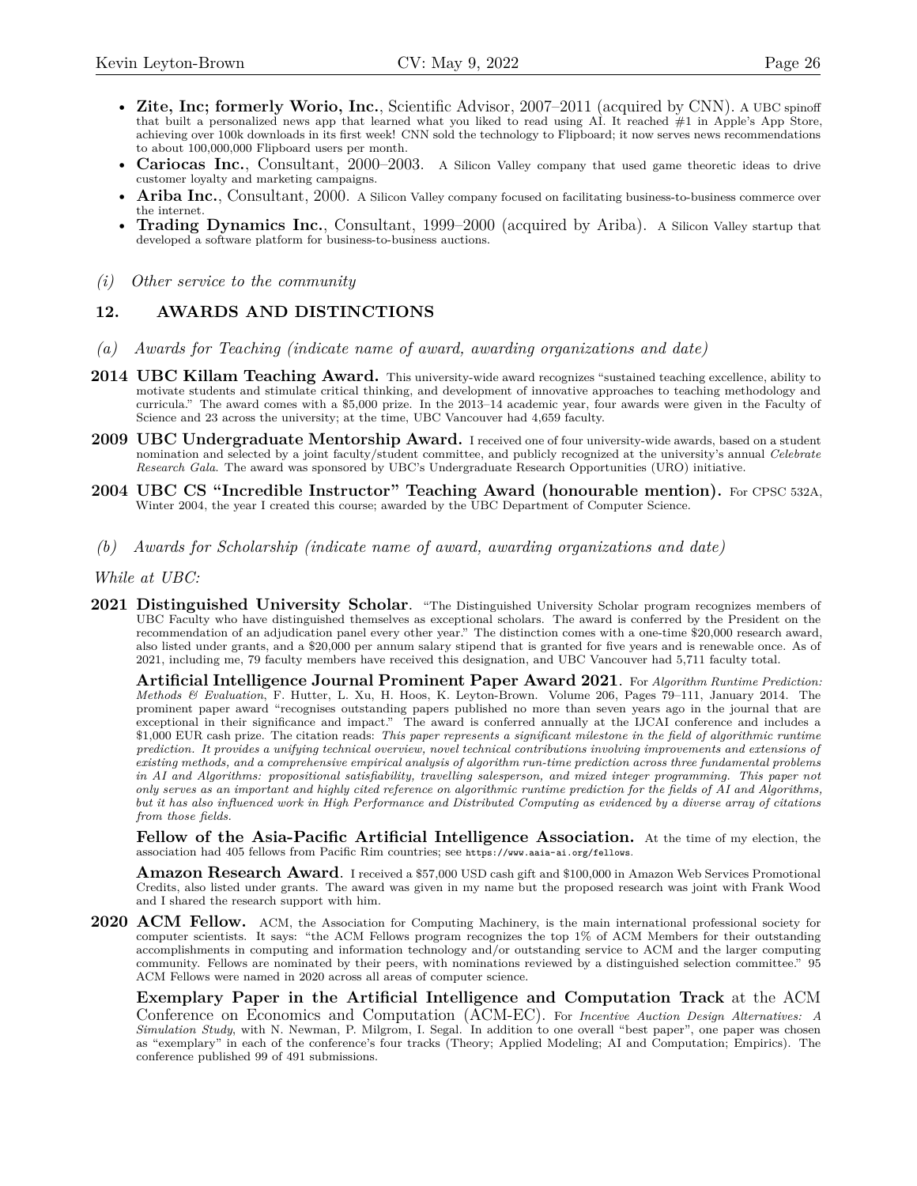- **Zite, Inc; formerly Worio, Inc.**, Scientific Advisor, 2007–2011 (acquired by CNN). A UBC spinoff that built a personalized news app that learned what you liked to read using AI. It reached #1 in Apple's App Store, achieving over 100k downloads in its first week! CNN sold the technology to Flipboard; it now serves news recommendations to about 100,000,000 Flipboard users per month.
- **Cariocas Inc.**, Consultant, 2000–2003. A Silicon Valley company that used game theoretic ideas to drive customer loyalty and marketing campaigns.
- **Ariba Inc.**, Consultant, 2000. A Silicon Valley company focused on facilitating business-to-business commerce over the internet.
- **Trading Dynamics Inc.**, Consultant, 1999–2000 (acquired by Ariba). A Silicon Valley startup that developed a software platform for business-to-business auctions.

*(i) Other service to the community*

## 12. AWARDS AND DISTINCTIONS

*(a) Awards for Teaching (indicate name of award, awarding organizations and date)*

**2014 UBC Killam Teaching Award.** This university-wide award recognizes "sustained teaching excellence, ability to motivate students and stimulate critical thinking, and development of innovative approaches to teaching methodology and curricula." The award comes with a $5,000 prize. In the 2013–14 academic year, four awards were given in the Faculty of Science and 23 across the university; at the time, UBC Vancouver had 4,659 faculty.

**2009 UBC Undergraduate Mentorship Award.** I received one of four university-wide awards, based on a student nomination and selected by a joint faculty/student committee, and publicly recognized at the university's annual *Celebrate Research Gala*. The award was sponsored by UBC's Undergraduate Research Opportunities (URO) initiative.

**2004 UBC CS "Incredible Instructor" Teaching Award (honourable mention).** For CPSC 532A, Winter 2004, the year I created this course; awarded by the UBC Department of Computer Science.

*(b) Awards for Scholarship (indicate name of award, awarding organizations and date)*

*While at UBC:*

**2021 Distinguished University Scholar**. "The Distinguished University Scholar program recognizes members of UBC Faculty who have distinguished themselves as exceptional scholars. The award is conferred by the President on the recommendation of an adjudication panel every other year." The distinction comes with a one-time $20,000 research award, also listed under grants, and a $20,000 per annum salary stipend that is granted for five years and is renewable once. As of 2021, including me, 79 faculty members have received this designation, and UBC Vancouver had 5,711 faculty total.

**Artificial Intelligence Journal Prominent Paper Award 2021**. For *Algorithm Runtime Prediction: Methods & Evaluation*, F. Hutter, L. Xu, H. Hoos, K. Leyton-Brown. Volume 206, Pages 79–111, January 2014. The prominent paper award "recognises outstanding papers published no more than seven years ago in the journal that are exceptional in their significance and impact." The award is conferred annually at the IJCAI conference and includes a $1,000 EUR cash prize. The citation reads: *This paper represents a significant milestone in the field of algorithmic runtime prediction. It provides a unifying technical overview, novel technical contributions involving improvements and extensions of existing methods, and a comprehensive empirical analysis of algorithm run-time prediction across three fundamental problems in AI and Algorithms: propositional satisfiability, travelling salesperson, and mixed integer programming. This paper not only serves as an important and highly cited reference on algorithmic runtime prediction for the fields of AI and Algorithms, but it has also influenced work in High Performance and Distributed Computing as evidenced by a diverse array of citations from those fields.*

**Fellow of the Asia-Pacific Artificial Intelligence Association.** At the time of my election, the association had 405 fellows from Pacific Rim countries; see `https://www.aaia-ai.org/fellows`.

**Amazon Research Award**. I received a $57,000 USD cash gift and $100,000 in Amazon Web Services Promotional Credits, also listed under grants. The award was given in my name but the proposed research was joint with Frank Wood and I shared the research support with him.

**2020 ACM Fellow.** ACM, the Association for Computing Machinery, is the main international professional society for computer scientists. It says: "the ACM Fellows program recognizes the top 1% of ACM Members for their outstanding accomplishments in computing and information technology and/or outstanding service to ACM and the larger computing community. Fellows are nominated by their peers, with nominations reviewed by a distinguished selection committee." 95 ACM Fellows were named in 2020 across all areas of computer science.

**Exemplary Paper in the Artificial Intelligence and Computation Track** at the ACM Conference on Economics and Computation (ACM-EC). For *Incentive Auction Design Alternatives: A Simulation Study*, with N. Newman, P. Milgrom, I. Segal. In addition to one overall "best paper", one paper was chosen as "exemplary" in each of the conference's four tracks (Theory; Applied Modeling; AI and Computation; Empirics). The conference published 99 of 491 submissions.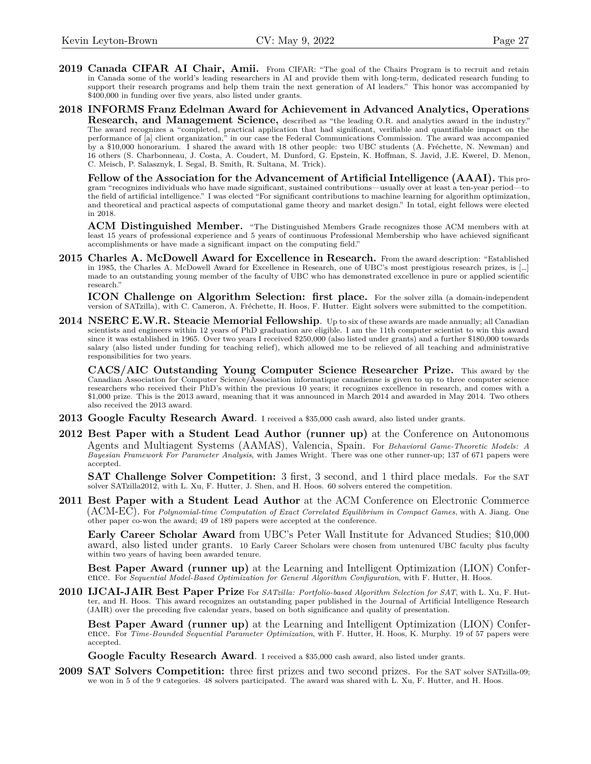**2019 Canada CIFAR AI Chair, Amii.** From CIFAR: "The goal of the Chairs Program is to recruit and retain in Canada some of the world's leading researchers in AI and provide them with long-term, dedicated research funding to support their research programs and help them train the next generation of AI leaders." This honor was accompanied by $400,000 in funding over five years, also listed under grants.

**2018 INFORMS Franz Edelman Award for Achievement in Advanced Analytics, Operations Research, and Management Science,** described as "the leading O.R. and analytics award in the industry." The award recognizes a "completed, practical application that had significant, verifiable and quantifiable impact on the performance of [a] client organization," in our case the Federal Communications Commission. The award was accompanied by a $10,000 honorarium. I shared the award with 18 other people: two UBC students (A. Fréchette, N. Newman) and 16 others (S. Charbonneau, J. Costa, A. Coudert, M. Dunford, G. Epstein, K. Hoffman, S. Javid, J.E. Kwerel, D. Menon, C. Meisch, P. Salasznyk, I. Segal, B. Smith, R. Sultana, M. Trick).

**Fellow of the Association for the Advancement of Artificial Intelligence (AAAI).** This program "recognizes individuals who have made significant, sustained contributions—usually over at least a ten-year period—to the field of artificial intelligence." I was elected "For significant contributions to machine learning for algorithm optimization, and theoretical and practical aspects of computational game theory and market design." In total, eight fellows were elected in 2018.

**ACM Distinguished Member.** "The Distinguished Members Grade recognizes those ACM members with at least 15 years of professional experience and 5 years of continuous Professional Membership who have achieved significant accomplishments or have made a significant impact on the computing field."

**2015 Charles A. McDowell Award for Excellence in Research.** From the award description: "Established in 1985, the Charles A. McDowell Award for Excellence in Research, one of UBC's most prestigious research prizes, is [...] made to an outstanding young member of the faculty of UBC who has demonstrated excellence in pure or applied scientific research."

**ICON Challenge on Algorithm Selection: first place.** For the solver zilla (a domain-independent version of SATzilla), with C. Cameron, A. Fréchette, H. Hoos, F. Hutter. Eight solvers were submitted to the competition.

**2014 NSERC E.W.R. Steacie Memorial Fellowship**. Up to six of these awards are made annually; all Canadian scientists and engineers within 12 years of PhD graduation are eligible. I am the 11th computer scientist to win this award since it was established in 1965. Over two years I received $250,000 (also listed under grants) and a further $180,000 towards salary (also listed under funding for teaching relief), which allowed me to be relieved of all teaching and administrative responsibilities for two years.

**CACS/AIC Outstanding Young Computer Science Researcher Prize.** This award by the Canadian Association for Computer Science/Association informatique canadienne is given to up to three computer science researchers who received their PhD's within the previous 10 years; it recognizes excellence in research, and comes with a $1,000 prize. This is the 2013 award, meaning that it was announced in March 2014 and awarded in May 2014. Two others also received the 2013 award.

**2013 Google Faculty Research Award**. I received a $35,000 cash award, also listed under grants.

**2012 Best Paper with a Student Lead Author (runner up)** at the Conference on Autonomous Agents and Multiagent Systems (AAMAS), Valencia, Spain. For *Behavioral Game-Theoretic Models: A Bayesian Framework For Parameter Analysis*, with James Wright. There was one other runner-up; 137 of 671 papers were accepted.

**SAT Challenge Solver Competition:** 3 first, 3 second, and 1 third place medals. For the SAT solver SATzilla2012, with L. Xu, F. Hutter, J. Shen, and H. Hoos. 60 solvers entered the competition.

**2011 Best Paper with a Student Lead Author** at the ACM Conference on Electronic Commerce (ACM-EC). For *Polynomial-time Computation of Exact Correlated Equilibrium in Compact Games*, with A. Jiang. One other paper co-won the award; 49 of 189 papers were accepted at the conference.

**Early Career Scholar Award** from UBC's Peter Wall Institute for Advanced Studies; $10,000 award, also listed under grants. 10 Early Career Scholars were chosen from untenured UBC faculty plus faculty within two years of having been awarded tenure.

**Best Paper Award (runner up)** at the Learning and Intelligent Optimization (LION) Conference. For *Sequential Model-Based Optimization for General Algorithm Configuration*, with F. Hutter, H. Hoos.

**2010 IJCAI-JAIR Best Paper Prize** For *SATzilla: Portfolio-based Algorithm Selection for SAT*, with L. Xu, F. Hutter, and H. Hoos. This award recognizes an outstanding paper published in the Journal of Artificial Intelligence Research (JAIR) over the preceding five calendar years, based on both significance and quality of presentation.

**Best Paper Award (runner up)** at the Learning and Intelligent Optimization (LION) Conference. For *Time-Bounded Sequential Parameter Optimization*, with F. Hutter, H. Hoos, K. Murphy. 19 of 57 papers were accepted.

**Google Faculty Research Award**. I received a $35,000 cash award, also listed under grants.

**2009 SAT Solvers Competition:** three first prizes and two second prizes. For the SAT solver SATzilla-09; we won in 5 of the 9 categories. 48 solvers participated. The award was shared with L. Xu, F. Hutter, and H. Hoos.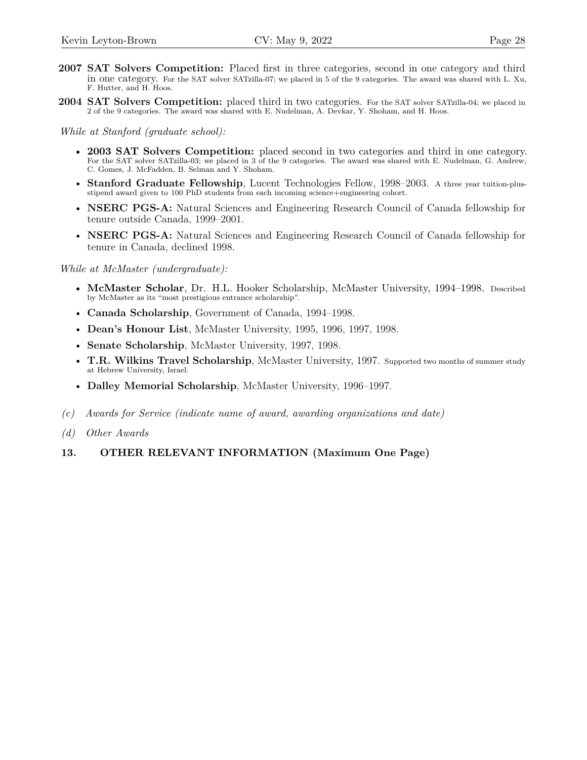**2007 SAT Solvers Competition:** Placed first in three categories, second in one category and third in one category. For the SAT solver SATzilla-07; we placed in 5 of the 9 categories. The award was shared with L. Xu, F. Hutter, and H. Hoos.

**2004 SAT Solvers Competition:** placed third in two categories. For the SAT solver SATzilla-04; we placed in 2 of the 9 categories. The award was shared with E. Nudelman, A. Devkar, Y. Shoham, and H. Hoos.

*While at Stanford (graduate school):*

- **2003 SAT Solvers Competition:** placed second in two categories and third in one category. For the SAT solver SATzilla-03; we placed in 3 of the 9 categories. The award was shared with E. Nudelman, G. Andrew, C. Gomes, J. McFadden, B. Selman and Y. Shoham.
- **Stanford Graduate Fellowship**, Lucent Technologies Fellow, 1998–2003. A three year tuition-plus-stipend award given to 100 PhD students from each incoming science+engineering cohort.
- **NSERC PGS-A:** Natural Sciences and Engineering Research Council of Canada fellowship for tenure outside Canada, 1999–2001.
- **NSERC PGS-A:** Natural Sciences and Engineering Research Council of Canada fellowship for tenure in Canada, declined 1998.

*While at McMaster (undergraduate):*

- **McMaster Scholar**, Dr. H.L. Hooker Scholarship, McMaster University, 1994–1998. Described by McMaster as its "most prestigious entrance scholarship".
- **Canada Scholarship**, Government of Canada, 1994–1998.
- **Dean's Honour List**, McMaster University, 1995, 1996, 1997, 1998.
- **Senate Scholarship**, McMaster University, 1997, 1998.
- **T.R. Wilkins Travel Scholarship**, McMaster University, 1997. Supported two months of summer study at Hebrew University, Israel.
- **Dalley Memorial Scholarship**, McMaster University, 1996–1997.

*(c) Awards for Service (indicate name of award, awarding organizations and date)*

*(d) Other Awards*

## 13. OTHER RELEVANT INFORMATION (Maximum One Page)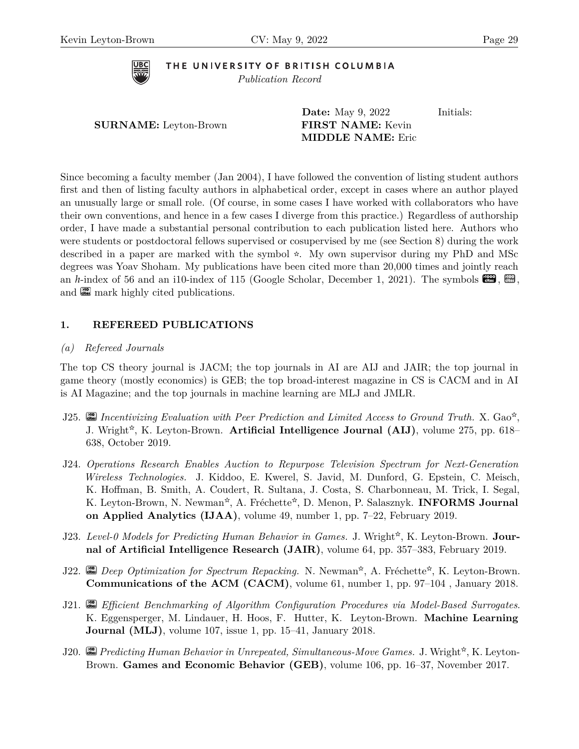THE UNIVERSITY OF BRITISH COLUMBIA
*Publication Record*

**Date:** May 9, 2022 Initials:

**SURNAME:** Leyton-Brown **FIRST NAME:** Kevin
**MIDDLE NAME:** Eric

Since becoming a faculty member (Jan 2004), I have followed the convention of listing student authors first and then of listing faculty authors in alphabetical order, except in cases where an author played an unusually large or small role. (Of course, in some cases I have worked with collaborators who have their own conventions, and hence in a few cases I diverge from this practice.) Regardless of authorship order, I have made a substantial personal contribution to each publication listed here. Authors who were students or postdoctoral fellows supervised or cosupervised by me (see Section 8) during the work described in a paper are marked with the symbol ☆. My own supervisor during my PhD and MSc degrees was Yoav Shoham. My publications have been cited more than 20,000 times and jointly reach an *h*-index of 56 and an i10-index of 115 (Google Scholar, December 1, 2021). The symbols >1000 cites, >100 cites, and >10 cites mark highly cited publications.

## 1. REFEREED PUBLICATIONS

### (a) Refereed Journals

The top CS theory journal is JACM; the top journals in AI are AIJ and JAIR; the top journal in game theory (mostly economics) is GEB; the top broad-interest magazine in CS is CACM and in AI is AI Magazine; and the top journals in machine learning are MLJ and JMLR.

- J25. >10 cites *Incentivizing Evaluation with Peer Prediction and Limited Access to Ground Truth.* X. Gao☆, J. Wright☆, K. Leyton-Brown. **Artificial Intelligence Journal (AIJ)**, volume 275, pp. 618–638, October 2019.

- J24. *Operations Research Enables Auction to Repurpose Television Spectrum for Next-Generation Wireless Technologies.* J. Kiddoo, E. Kwerel, S. Javid, M. Dunford, G. Epstein, C. Meisch, K. Hoffman, B. Smith, A. Coudert, R. Sultana, J. Costa, S. Charbonneau, M. Trick, I. Segal, K. Leyton-Brown, N. Newman☆, A. Fréchette☆, D. Menon, P. Salasznyk. **INFORMS Journal on Applied Analytics (IJAA)**, volume 49, number 1, pp. 7–22, February 2019.

- J23. *Level-0 Models for Predicting Human Behavior in Games.* J. Wright☆, K. Leyton-Brown. **Journal of Artificial Intelligence Research (JAIR)**, volume 64, pp. 357–383, February 2019.

- J22. >10 cites *Deep Optimization for Spectrum Repacking.* N. Newman☆, A. Fréchette☆, K. Leyton-Brown. **Communications of the ACM (CACM)**, volume 61, number 1, pp. 97–104 , January 2018.

- J21. >10 cites *Efficient Benchmarking of Algorithm Configuration Procedures via Model-Based Surrogates.* K. Eggensperger, M. Lindauer, H. Hoos, F. Hutter, K. Leyton-Brown. **Machine Learning Journal (MLJ)**, volume 107, issue 1, pp. 15–41, January 2018.

- J20. >10 cites *Predicting Human Behavior in Unrepeated, Simultaneous-Move Games.* J. Wright☆, K. Leyton-Brown. **Games and Economic Behavior (GEB)**, volume 106, pp. 16–37, November 2017.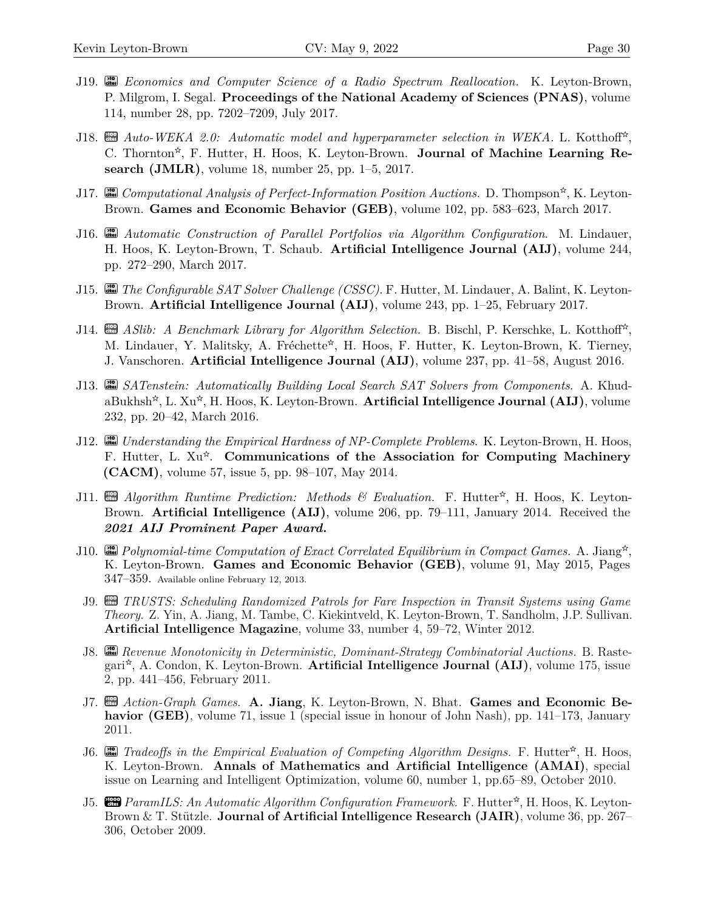J19. *Economics and Computer Science of a Radio Spectrum Reallocation.* K. Leyton-Brown, P. Milgrom, I. Segal. **Proceedings of the National Academy of Sciences (PNAS)**, volume 114, number 28, pp. 7202–7209, July 2017.

J18. *Auto-WEKA 2.0: Automatic model and hyperparameter selection in WEKA.* L. Kotthoff☆, C. Thornton☆, F. Hutter, H. Hoos, K. Leyton-Brown. **Journal of Machine Learning Research (JMLR)**, volume 18, number 25, pp. 1–5, 2017.

J17. *Computational Analysis of Perfect-Information Position Auctions.* D. Thompson☆, K. Leyton-Brown. **Games and Economic Behavior (GEB)**, volume 102, pp. 583–623, March 2017.

J16. *Automatic Construction of Parallel Portfolios via Algorithm Configuration.* M. Lindauer, H. Hoos, K. Leyton-Brown, T. Schaub. **Artificial Intelligence Journal (AIJ)**, volume 244, pp. 272–290, March 2017.

J15. *The Configurable SAT Solver Challenge (CSSC).* F. Hutter, M. Lindauer, A. Balint, K. Leyton-Brown. **Artificial Intelligence Journal (AIJ)**, volume 243, pp. 1–25, February 2017.

J14. *ASlib: A Benchmark Library for Algorithm Selection.* B. Bischl, P. Kerschke, L. Kotthoff☆, M. Lindauer, Y. Malitsky, A. Fréchette☆, H. Hoos, F. Hutter, K. Leyton-Brown, K. Tierney, J. Vanschoren. **Artificial Intelligence Journal (AIJ)**, volume 237, pp. 41–58, August 2016.

J13. *SATenstein: Automatically Building Local Search SAT Solvers from Components.* A. KhudaBukhsh☆, L. Xu☆, H. Hoos, K. Leyton-Brown. **Artificial Intelligence Journal (AIJ)**, volume 232, pp. 20–42, March 2016.

J12. *Understanding the Empirical Hardness of NP-Complete Problems.* K. Leyton-Brown, H. Hoos, F. Hutter, L. Xu☆. **Communications of the Association for Computing Machinery (CACM)**, volume 57, issue 5, pp. 98–107, May 2014.

J11. *Algorithm Runtime Prediction: Methods & Evaluation.* F. Hutter☆, H. Hoos, K. Leyton-Brown. **Artificial Intelligence (AIJ)**, volume 206, pp. 79–111, January 2014. Received the ***2021 AIJ Prominent Paper Award.***

J10. *Polynomial-time Computation of Exact Correlated Equilibrium in Compact Games.* A. Jiang☆, K. Leyton-Brown. **Games and Economic Behavior (GEB)**, volume 91, May 2015, Pages 347–359. Available online February 12, 2013.

J9. *TRUSTS: Scheduling Randomized Patrols for Fare Inspection in Transit Systems using Game Theory.* Z. Yin, A. Jiang, M. Tambe, C. Kiekintveld, K. Leyton-Brown, T. Sandholm, J.P. Sullivan. **Artificial Intelligence Magazine**, volume 33, number 4, 59–72, Winter 2012.

J8. *Revenue Monotonicity in Deterministic, Dominant-Strategy Combinatorial Auctions.* B. Rastegari☆, A. Condon, K. Leyton-Brown. **Artificial Intelligence Journal (AIJ)**, volume 175, issue 2, pp. 441–456, February 2011.

J7. *Action-Graph Games.* **A. Jiang**, K. Leyton-Brown, N. Bhat. **Games and Economic Behavior (GEB)**, volume 71, issue 1 (special issue in honour of John Nash), pp. 141–173, January 2011.

J6. *Tradeoffs in the Empirical Evaluation of Competing Algorithm Designs.* F. Hutter☆, H. Hoos, K. Leyton-Brown. **Annals of Mathematics and Artificial Intelligence (AMAI)**, special issue on Learning and Intelligent Optimization, volume 60, number 1, pp.65–89, October 2010.

J5. *ParamILS: An Automatic Algorithm Configuration Framework.* F. Hutter☆, H. Hoos, K. Leyton-Brown & T. Stützle. **Journal of Artificial Intelligence Research (JAIR)**, volume 36, pp. 267–306, October 2009.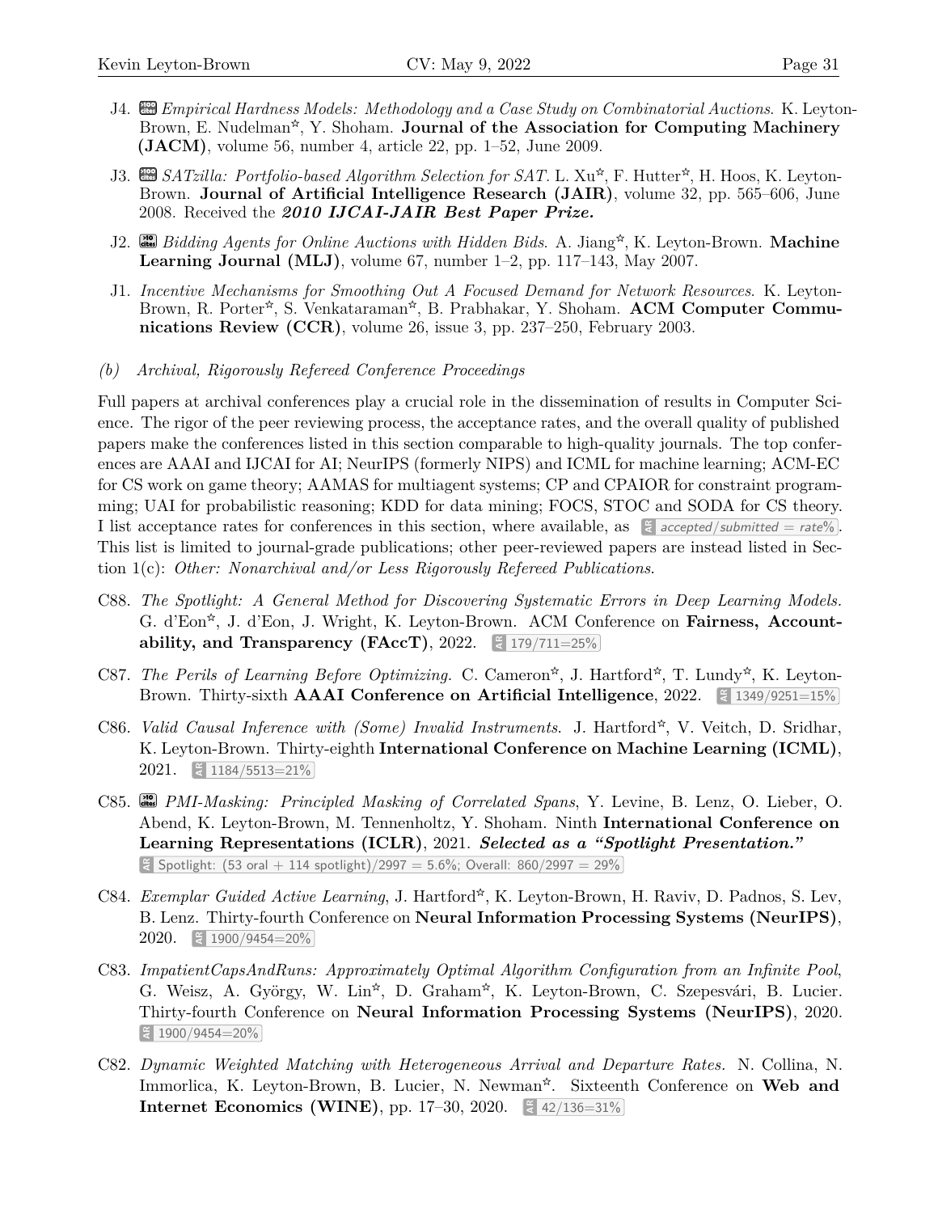J4. *Empirical Hardness Models: Methodology and a Case Study on Combinatorial Auctions.* K. Leyton-Brown, E. Nudelman☆, Y. Shoham. **Journal of the Association for Computing Machinery (JACM)**, volume 56, number 4, article 22, pp. 1–52, June 2009.

J3. *SATzilla: Portfolio-based Algorithm Selection for SAT.* L. Xu☆, F. Hutter☆, H. Hoos, K. Leyton-Brown. **Journal of Artificial Intelligence Research (JAIR)**, volume 32, pp. 565–606, June 2008. Received the ***2010 IJCAI-JAIR Best Paper Prize.***

J2. *Bidding Agents for Online Auctions with Hidden Bids.* A. Jiang☆, K. Leyton-Brown. **Machine Learning Journal (MLJ)**, volume 67, number 1–2, pp. 117–143, May 2007.

J1. *Incentive Mechanisms for Smoothing Out A Focused Demand for Network Resources.* K. Leyton-Brown, R. Porter☆, S. Venkataraman☆, B. Prabhakar, Y. Shoham. **ACM Computer Communications Review (CCR)**, volume 26, issue 3, pp. 237–250, February 2003.

*(b) Archival, Rigorously Refereed Conference Proceedings*

Full papers at archival conferences play a crucial role in the dissemination of results in Computer Science. The rigor of the peer reviewing process, the acceptance rates, and the overall quality of published papers make the conferences listed in this section comparable to high-quality journals. The top conferences are AAAI and IJCAI for AI; NeurIPS (formerly NIPS) and ICML for machine learning; ACM-EC for CS work on game theory; AAMAS for multiagent systems; CP and CPAIOR for constraint programming; UAI for probabilistic reasoning; KDD for data mining; FOCS, STOC and SODA for CS theory. I list acceptance rates for conferences in this section, where available, as AR *accepted/submitted = rate%*. This list is limited to journal-grade publications; other peer-reviewed papers are instead listed in Section 1(c): *Other: Nonarchival and/or Less Rigorously Refereed Publications.*

C88. *The Spotlight: A General Method for Discovering Systematic Errors in Deep Learning Models.* G. d'Eon☆, J. d'Eon, J. Wright, K. Leyton-Brown. ACM Conference on **Fairness, Accountability, and Transparency (FAccT)**, 2022. AR 179/711=25%

C87. *The Perils of Learning Before Optimizing.* C. Cameron☆, J. Hartford☆, T. Lundy☆, K. Leyton-Brown. Thirty-sixth **AAAI Conference on Artificial Intelligence**, 2022. AR 1349/9251=15%

C86. *Valid Causal Inference with (Some) Invalid Instruments.* J. Hartford☆, V. Veitch, D. Sridhar, K. Leyton-Brown. Thirty-eighth **International Conference on Machine Learning (ICML)**, 2021. AR 1184/5513=21%

C85. *PMI-Masking: Principled Masking of Correlated Spans*, Y. Levine, B. Lenz, O. Lieber, O. Abend, K. Leyton-Brown, M. Tennenholtz, Y. Shoham. Ninth **International Conference on Learning Representations (ICLR)**, 2021. ***Selected as a "Spotlight Presentation."*** AR Spotlight: (53 oral + 114 spotlight)/2997 = 5.6%; Overall: 860/2997 = 29%

C84. *Exemplar Guided Active Learning*, J. Hartford☆, K. Leyton-Brown, H. Raviv, D. Padnos, S. Lev, B. Lenz. Thirty-fourth Conference on **Neural Information Processing Systems (NeurIPS)**, 2020. AR 1900/9454=20%

C83. *ImpatientCapsAndRuns: Approximately Optimal Algorithm Configuration from an Infinite Pool*, G. Weisz, A. György, W. Lin☆, D. Graham☆, K. Leyton-Brown, C. Szepesvári, B. Lucier. Thirty-fourth Conference on **Neural Information Processing Systems (NeurIPS)**, 2020. AR 1900/9454=20%

C82. *Dynamic Weighted Matching with Heterogeneous Arrival and Departure Rates.* N. Collina, N. Immorlica, K. Leyton-Brown, B. Lucier, N. Newman☆. Sixteenth Conference on **Web and Internet Economics (WINE)**, pp. 17–30, 2020. AR 42/136=31%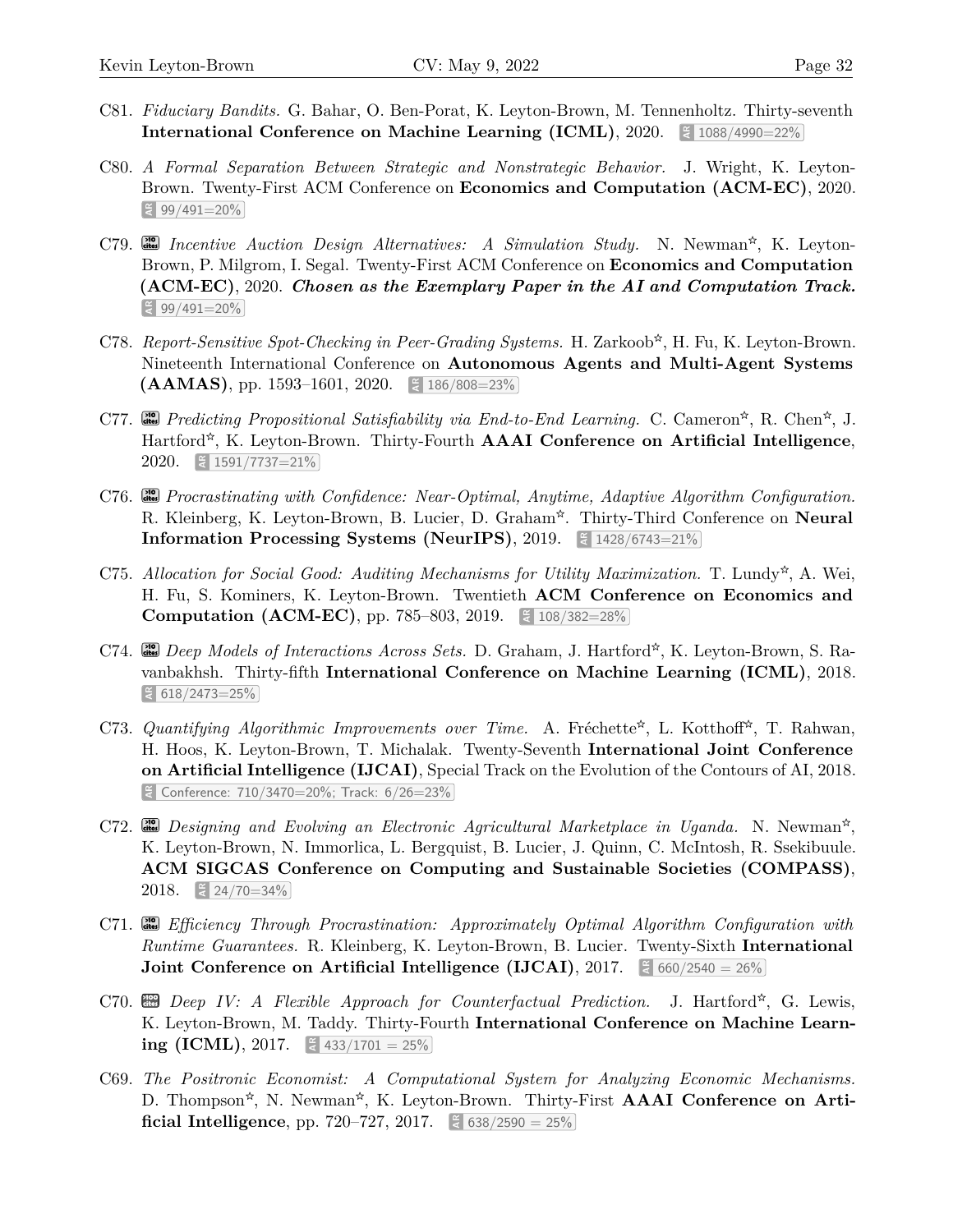C81. *Fiduciary Bandits.* G. Bahar, O. Ben-Porat, K. Leyton-Brown, M. Tennenholtz. Thirty-seventh **International Conference on Machine Learning (ICML)**, 2020. AR 1088/4990=22%

C80. *A Formal Separation Between Strategic and Nonstrategic Behavior.* J. Wright, K. Leyton-Brown. Twenty-First ACM Conference on **Economics and Computation (ACM-EC)**, 2020. AR 99/491=20%

C79. >10 cites *Incentive Auction Design Alternatives: A Simulation Study.* N. Newman☆, K. Leyton-Brown, P. Milgrom, I. Segal. Twenty-First ACM Conference on **Economics and Computation (ACM-EC)**, 2020. ***Chosen as the Exemplary Paper in the AI and Computation Track.*** AR 99/491=20%

C78. *Report-Sensitive Spot-Checking in Peer-Grading Systems.* H. Zarkoob☆, H. Fu, K. Leyton-Brown. Nineteenth International Conference on **Autonomous Agents and Multi-Agent Systems (AAMAS)**, pp. 1593–1601, 2020. AR 186/808=23%

C77. >10 cites *Predicting Propositional Satisfiability via End-to-End Learning.* C. Cameron☆, R. Chen☆, J. Hartford☆, K. Leyton-Brown. Thirty-Fourth **AAAI Conference on Artificial Intelligence**, 2020. AR 1591/7737=21%

C76. >10 cites *Procrastinating with Confidence: Near-Optimal, Anytime, Adaptive Algorithm Configuration.* R. Kleinberg, K. Leyton-Brown, B. Lucier, D. Graham☆. Thirty-Third Conference on **Neural Information Processing Systems (NeurIPS)**, 2019. AR 1428/6743=21%

C75. *Allocation for Social Good: Auditing Mechanisms for Utility Maximization.* T. Lundy☆, A. Wei, H. Fu, S. Kominers, K. Leyton-Brown. Twentieth **ACM Conference on Economics and Computation (ACM-EC)**, pp. 785–803, 2019. AR 108/382=28%

C74. >10 cites *Deep Models of Interactions Across Sets.* D. Graham, J. Hartford☆, K. Leyton-Brown, S. Ravanbakhsh. Thirty-fifth **International Conference on Machine Learning (ICML)**, 2018. AR 618/2473=25%

C73. *Quantifying Algorithmic Improvements over Time.* A. Fréchette☆, L. Kotthoff☆, T. Rahwan, H. Hoos, K. Leyton-Brown, T. Michalak. Twenty-Seventh **International Joint Conference on Artificial Intelligence (IJCAI)**, Special Track on the Evolution of the Contours of AI, 2018. AR Conference: 710/3470=20%; Track: 6/26=23%

C72. >10 cites *Designing and Evolving an Electronic Agricultural Marketplace in Uganda.* N. Newman☆, K. Leyton-Brown, N. Immorlica, L. Bergquist, B. Lucier, J. Quinn, C. McIntosh, R. Ssekibuule. **ACM SIGCAS Conference on Computing and Sustainable Societies (COMPASS)**, 2018. AR 24/70=34%

C71. >10 cites *Efficiency Through Procrastination: Approximately Optimal Algorithm Configuration with Runtime Guarantees.* R. Kleinberg, K. Leyton-Brown, B. Lucier. Twenty-Sixth **International Joint Conference on Artificial Intelligence (IJCAI)**, 2017. AR 660/2540 = 26%

C70. >100 cites *Deep IV: A Flexible Approach for Counterfactual Prediction.* J. Hartford☆, G. Lewis, K. Leyton-Brown, M. Taddy. Thirty-Fourth **International Conference on Machine Learning (ICML)**, 2017. AR 433/1701 = 25%

C69. *The Positronic Economist: A Computational System for Analyzing Economic Mechanisms.* D. Thompson☆, N. Newman☆, K. Leyton-Brown. Thirty-First **AAAI Conference on Artificial Intelligence**, pp. 720–727, 2017. AR 638/2590 = 25%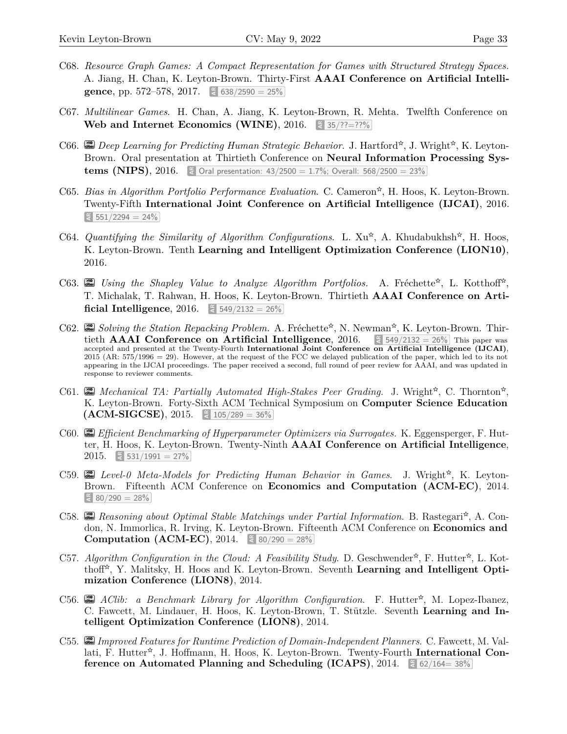C68. *Resource Graph Games: A Compact Representation for Games with Structured Strategy Spaces.* A. Jiang, H. Chan, K. Leyton-Brown. Thirty-First **AAAI Conference on Artificial Intelligence**, pp. 572–578, 2017. AR 638/2590 = 25%

C67. *Multilinear Games*. H. Chan, A. Jiang, K. Leyton-Brown, R. Mehta. Twelfth Conference on **Web and Internet Economics (WINE)**, 2016. AR 35/??=??%

C66. *Deep Learning for Predicting Human Strategic Behavior*. J. Hartford☆, J. Wright☆, K. Leyton-Brown. Oral presentation at Thirtieth Conference on **Neural Information Processing Systems (NIPS)**, 2016. AR Oral presentation: 43/2500 = 1.7%; Overall: 568/2500 = 23%

C65. *Bias in Algorithm Portfolio Performance Evaluation*. C. Cameron☆, H. Hoos, K. Leyton-Brown. Twenty-Fifth **International Joint Conference on Artificial Intelligence (IJCAI)**, 2016. AR 551/2294 = 24%

C64. *Quantifying the Similarity of Algorithm Configurations*. L. Xu☆, A. Khudabukhsh☆, H. Hoos, K. Leyton-Brown. Tenth **Learning and Intelligent Optimization Conference (LION10)**, 2016.

C63. *Using the Shapley Value to Analyze Algorithm Portfolios.* A. Fréchette☆, L. Kotthoff☆, T. Michalak, T. Rahwan, H. Hoos, K. Leyton-Brown. Thirtieth **AAAI Conference on Artificial Intelligence**, 2016. AR 549/2132 = 26%

C62. *Solving the Station Repacking Problem.* A. Fréchette☆, N. Newman☆, K. Leyton-Brown. Thirtieth **AAAI Conference on Artificial Intelligence**, 2016. AR 549/2132 = 26% This paper was accepted and presented at the Twenty-Fourth **International Joint Conference on Artificial Intelligence (IJCAI)**, 2015 (AR: 575/1996 = 29). However, at the request of the FCC we delayed publication of the paper, which led to its not appearing in the IJCAI proceedings. The paper received a second, full round of peer review for AAAI, and was updated in response to reviewer comments.

C61. *Mechanical TA: Partially Automated High-Stakes Peer Grading.* J. Wright☆, C. Thornton☆, K. Leyton-Brown. Forty-Sixth ACM Technical Symposium on **Computer Science Education (ACM-SIGCSE)**, 2015. AR 105/289 = 36%

C60. *Efficient Benchmarking of Hyperparameter Optimizers via Surrogates.* K. Eggensperger, F. Hutter, H. Hoos, K. Leyton-Brown. Twenty-Ninth **AAAI Conference on Artificial Intelligence**, 2015. AR 531/1991 = 27%

C59. *Level-0 Meta-Models for Predicting Human Behavior in Games.* J. Wright☆, K. Leyton-Brown. Fifteenth ACM Conference on **Economics and Computation (ACM-EC)**, 2014. AR 80/290 = 28%

C58. *Reasoning about Optimal Stable Matchings under Partial Information*. B. Rastegari☆, A. Condon, N. Immorlica, R. Irving, K. Leyton-Brown. Fifteenth ACM Conference on **Economics and Computation (ACM-EC)**, 2014. AR 80/290 = 28%

C57. *Algorithm Configuration in the Cloud: A Feasibility Study*. D. Geschwender☆, F. Hutter☆, L. Kotthoff☆, Y. Malitsky, H. Hoos and K. Leyton-Brown. Seventh **Learning and Intelligent Optimization Conference (LION8)**, 2014.

C56. *AClib: a Benchmark Library for Algorithm Configuration.* F. Hutter☆, M. Lopez-Ibanez, C. Fawcett, M. Lindauer, H. Hoos, K. Leyton-Brown, T. Stützle. Seventh **Learning and Intelligent Optimization Conference (LION8)**, 2014.

C55. *Improved Features for Runtime Prediction of Domain-Independent Planners*. C. Fawcett, M. Vallati, F. Hutter☆, J. Hoffmann, H. Hoos, K. Leyton-Brown. Twenty-Fourth **International Conference on Automated Planning and Scheduling (ICAPS)**, 2014. AR 62/164= 38%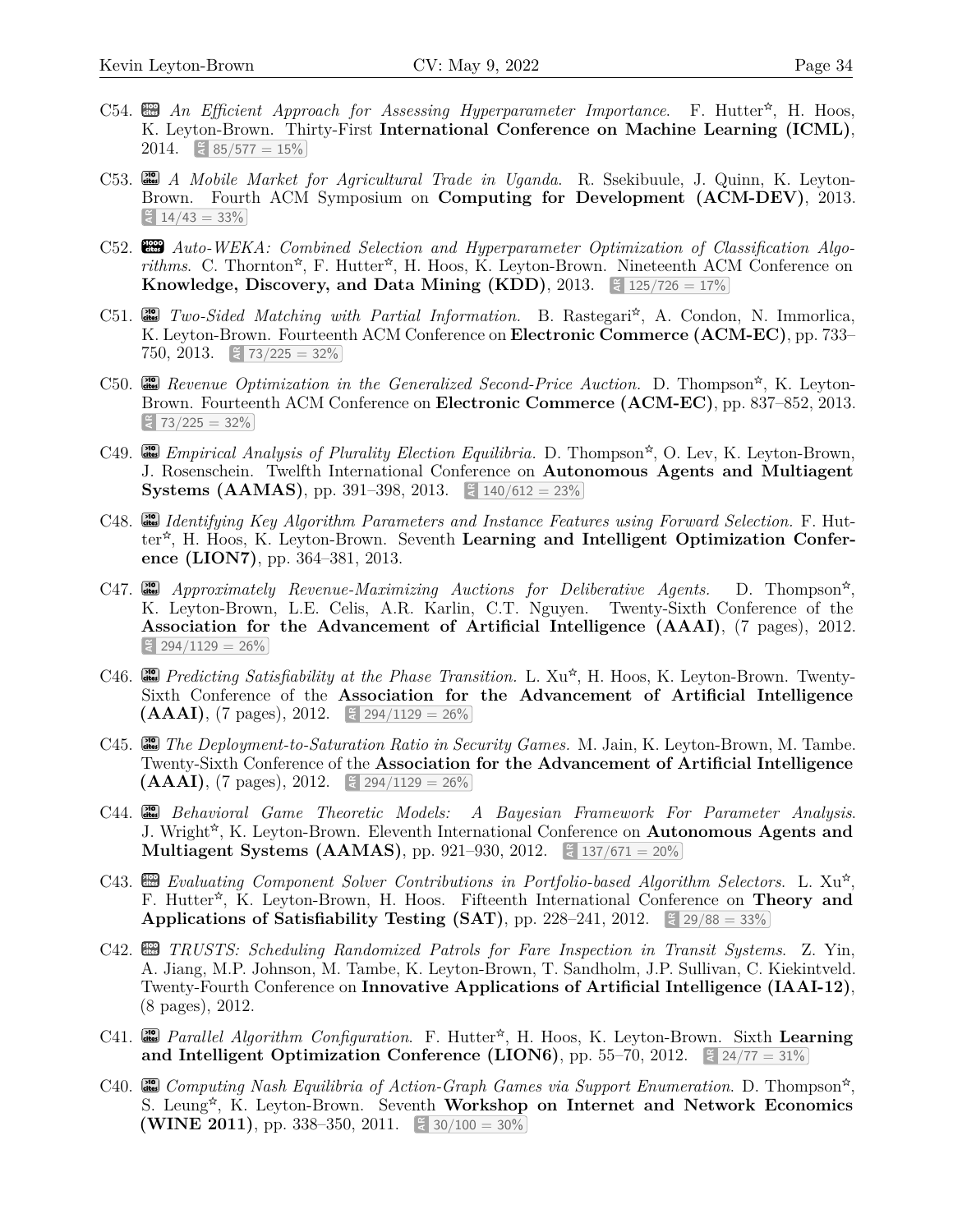C54. *An Efficient Approach for Assessing Hyperparameter Importance.* F. Hutter☆, H. Hoos, K. Leyton-Brown. Thirty-First **International Conference on Machine Learning (ICML)**, 2014. AR 85/577 = 15%

C53. *A Mobile Market for Agricultural Trade in Uganda.* R. Ssekibuule, J. Quinn, K. Leyton-Brown. Fourth ACM Symposium on **Computing for Development (ACM-DEV)**, 2013. AR 14/43 = 33%

C52. *Auto-WEKA: Combined Selection and Hyperparameter Optimization of Classification Algorithms.* C. Thornton☆, F. Hutter☆, H. Hoos, K. Leyton-Brown. Nineteenth ACM Conference on **Knowledge, Discovery, and Data Mining (KDD)**, 2013. AR 125/726 = 17%

C51. *Two-Sided Matching with Partial Information.* B. Rastegari☆, A. Condon, N. Immorlica, K. Leyton-Brown. Fourteenth ACM Conference on **Electronic Commerce (ACM-EC)**, pp. 733–750, 2013. AR 73/225 = 32%

C50. *Revenue Optimization in the Generalized Second-Price Auction.* D. Thompson☆, K. Leyton-Brown. Fourteenth ACM Conference on **Electronic Commerce (ACM-EC)**, pp. 837–852, 2013. AR 73/225 = 32%

C49. *Empirical Analysis of Plurality Election Equilibria.* D. Thompson☆, O. Lev, K. Leyton-Brown, J. Rosenschein. Twelfth International Conference on **Autonomous Agents and Multiagent Systems (AAMAS)**, pp. 391–398, 2013. AR 140/612 = 23%

C48. *Identifying Key Algorithm Parameters and Instance Features using Forward Selection.* F. Hutter☆, H. Hoos, K. Leyton-Brown. Seventh **Learning and Intelligent Optimization Conference (LION7)**, pp. 364–381, 2013.

C47. *Approximately Revenue-Maximizing Auctions for Deliberative Agents.* D. Thompson☆, K. Leyton-Brown, L.E. Celis, A.R. Karlin, C.T. Nguyen. Twenty-Sixth Conference of the **Association for the Advancement of Artificial Intelligence (AAAI)**, (7 pages), 2012. AR 294/1129 = 26%

C46. *Predicting Satisfiability at the Phase Transition.* L. Xu☆, H. Hoos, K. Leyton-Brown. Twenty-Sixth Conference of the **Association for the Advancement of Artificial Intelligence (AAAI)**, (7 pages), 2012. AR 294/1129 = 26%

C45. *The Deployment-to-Saturation Ratio in Security Games.* M. Jain, K. Leyton-Brown, M. Tambe. Twenty-Sixth Conference of the **Association for the Advancement of Artificial Intelligence (AAAI)**, (7 pages), 2012. AR 294/1129 = 26%

C44. *Behavioral Game Theoretic Models: A Bayesian Framework For Parameter Analysis.* J. Wright☆, K. Leyton-Brown. Eleventh International Conference on **Autonomous Agents and Multiagent Systems (AAMAS)**, pp. 921–930, 2012. AR 137/671 = 20%

C43. *Evaluating Component Solver Contributions in Portfolio-based Algorithm Selectors.* L. Xu☆, F. Hutter☆, K. Leyton-Brown, H. Hoos. Fifteenth International Conference on **Theory and Applications of Satisfiability Testing (SAT)**, pp. 228–241, 2012. AR 29/88 = 33%

C42. *TRUSTS: Scheduling Randomized Patrols for Fare Inspection in Transit Systems.* Z. Yin, A. Jiang, M.P. Johnson, M. Tambe, K. Leyton-Brown, T. Sandholm, J.P. Sullivan, C. Kiekintveld. Twenty-Fourth Conference on **Innovative Applications of Artificial Intelligence (IAAI-12)**, (8 pages), 2012.

C41. *Parallel Algorithm Configuration.* F. Hutter☆, H. Hoos, K. Leyton-Brown. Sixth **Learning and Intelligent Optimization Conference (LION6)**, pp. 55–70, 2012. AR 24/77 = 31%

C40. *Computing Nash Equilibria of Action-Graph Games via Support Enumeration.* D. Thompson☆, S. Leung☆, K. Leyton-Brown. Seventh **Workshop on Internet and Network Economics (WINE 2011)**, pp. 338–350, 2011. AR 30/100 = 30%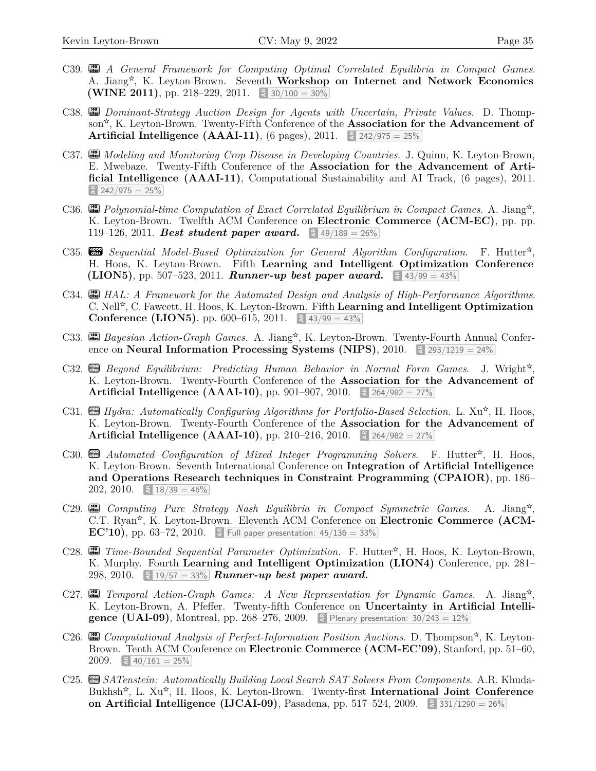C39. *A General Framework for Computing Optimal Correlated Equilibria in Compact Games.* A. Jiang☆, K. Leyton-Brown. Seventh **Workshop on Internet and Network Economics (WINE 2011)**, pp. 218–229, 2011. AR 30/100 = 30%

C38. *Dominant-Strategy Auction Design for Agents with Uncertain, Private Values.* D. Thompson☆, K. Leyton-Brown. Twenty-Fifth Conference of the **Association for the Advancement of Artificial Intelligence (AAAI-11)**, (6 pages), 2011. AR 242/975 = 25%

C37. *Modeling and Monitoring Crop Disease in Developing Countries.* J. Quinn, K. Leyton-Brown, E. Mwebaze. Twenty-Fifth Conference of the **Association for the Advancement of Artificial Intelligence (AAAI-11)**, Computational Sustainability and AI Track, (6 pages), 2011. AR 242/975 = 25%

C36. *Polynomial-time Computation of Exact Correlated Equilibrium in Compact Games.* A. Jiang☆, K. Leyton-Brown. Twelfth ACM Conference on **Electronic Commerce (ACM-EC)**, pp. pp. 119–126, 2011. ***Best student paper award.*** AR 49/189 = 26%

C35. *Sequential Model-Based Optimization for General Algorithm Configuration.* F. Hutter☆, H. Hoos, K. Leyton-Brown. Fifth **Learning and Intelligent Optimization Conference (LION5)**, pp. 507–523, 2011. ***Runner-up best paper award.*** AR 43/99 = 43%

C34. *HAL: A Framework for the Automated Design and Analysis of High-Performance Algorithms.* C. Nell☆, C. Fawcett, H. Hoos, K. Leyton-Brown. Fifth **Learning and Intelligent Optimization Conference (LION5)**, pp. 600–615, 2011. AR 43/99 = 43%

C33. *Bayesian Action-Graph Games.* A. Jiang☆, K. Leyton-Brown. Twenty-Fourth Annual Conference on **Neural Information Processing Systems (NIPS)**, 2010. AR 293/1219 = 24%

C32. *Beyond Equilibrium: Predicting Human Behavior in Normal Form Games.* J. Wright☆, K. Leyton-Brown. Twenty-Fourth Conference of the **Association for the Advancement of Artificial Intelligence (AAAI-10)**, pp. 901–907, 2010. AR 264/982 = 27%

C31. *Hydra: Automatically Configuring Algorithms for Portfolio-Based Selection.* L. Xu☆, H. Hoos, K. Leyton-Brown. Twenty-Fourth Conference of the **Association for the Advancement of Artificial Intelligence (AAAI-10)**, pp. 210–216, 2010. AR 264/982 = 27%

C30. *Automated Configuration of Mixed Integer Programming Solvers.* F. Hutter☆, H. Hoos, K. Leyton-Brown. Seventh International Conference on **Integration of Artificial Intelligence and Operations Research techniques in Constraint Programming (CPAIOR)**, pp. 186–202, 2010. AR 18/39 = 46%

C29. *Computing Pure Strategy Nash Equilibria in Compact Symmetric Games.* A. Jiang☆, C.T. Ryan☆, K. Leyton-Brown. Eleventh ACM Conference on **Electronic Commerce (ACM-EC'10)**, pp. 63–72, 2010. AR Full paper presentation: 45/136 = 33%

C28. *Time-Bounded Sequential Parameter Optimization.* F. Hutter☆, H. Hoos, K. Leyton-Brown, K. Murphy. Fourth **Learning and Intelligent Optimization (LION4)** Conference, pp. 281–298, 2010. AR 19/57 = 33% ***Runner-up best paper award.***

C27. *Temporal Action-Graph Games: A New Representation for Dynamic Games.* A. Jiang☆, K. Leyton-Brown, A. Pfeffer. Twenty-fifth Conference on **Uncertainty in Artificial Intelligence (UAI-09)**, Montreal, pp. 268–276, 2009. AR Plenary presentation: 30/243 = 12%

C26. *Computational Analysis of Perfect-Information Position Auctions.* D. Thompson☆, K. Leyton-Brown. Tenth ACM Conference on **Electronic Commerce (ACM-EC'09)**, Stanford, pp. 51–60, 2009. AR 40/161 = 25%

C25. *SATenstein: Automatically Building Local Search SAT Solvers From Components.* A.R. KhudaBukhsh☆, L. Xu☆, H. Hoos, K. Leyton-Brown. Twenty-first **International Joint Conference on Artificial Intelligence (IJCAI-09)**, Pasadena, pp. 517–524, 2009. AR 331/1290 = 26%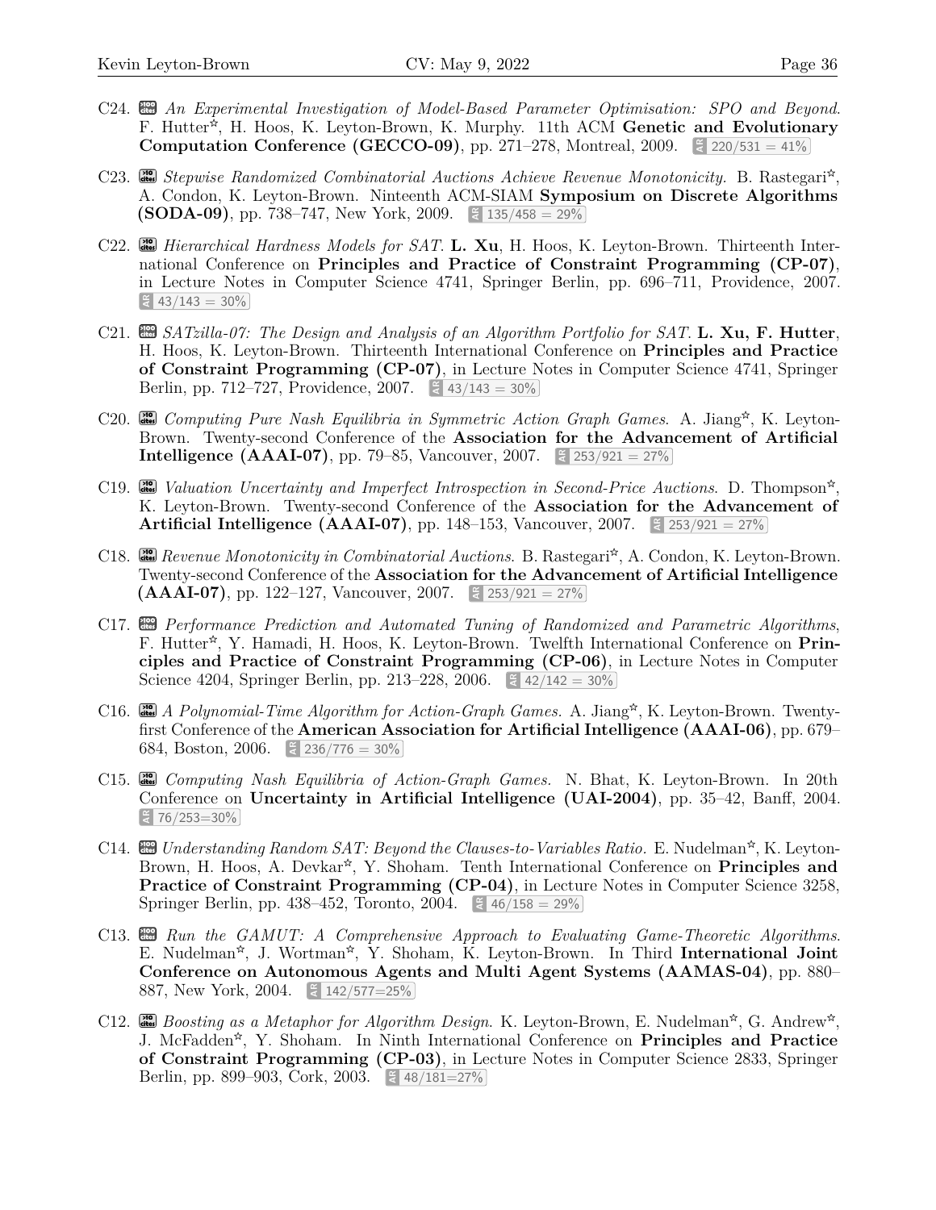C24. *An Experimental Investigation of Model-Based Parameter Optimisation: SPO and Beyond*. F. Hutter☆, H. Hoos, K. Leyton-Brown, K. Murphy. 11th ACM **Genetic and Evolutionary Computation Conference (GECCO-09)**, pp. 271–278, Montreal, 2009. AR 220/531 = 41%

C23. *Stepwise Randomized Combinatorial Auctions Achieve Revenue Monotonicity.* B. Rastegari☆, A. Condon, K. Leyton-Brown. Nineteenth ACM-SIAM **Symposium on Discrete Algorithms (SODA-09)**, pp. 738–747, New York, 2009. AR 135/458 = 29%

C22. *Hierarchical Hardness Models for SAT.* **L. Xu**, H. Hoos, K. Leyton-Brown. Thirteenth International Conference on **Principles and Practice of Constraint Programming (CP-07)**, in Lecture Notes in Computer Science 4741, Springer Berlin, pp. 696–711, Providence, 2007. AR 43/143 = 30%

C21. *SATzilla-07: The Design and Analysis of an Algorithm Portfolio for SAT.* **L. Xu, F. Hutter**, H. Hoos, K. Leyton-Brown. Thirteenth International Conference on **Principles and Practice of Constraint Programming (CP-07)**, in Lecture Notes in Computer Science 4741, Springer Berlin, pp. 712–727, Providence, 2007. AR 43/143 = 30%

C20. *Computing Pure Nash Equilibria in Symmetric Action Graph Games.* A. Jiang☆, K. Leyton-Brown. Twenty-second Conference of the **Association for the Advancement of Artificial Intelligence (AAAI-07)**, pp. 79–85, Vancouver, 2007. AR 253/921 = 27%

C19. *Valuation Uncertainty and Imperfect Introspection in Second-Price Auctions*. D. Thompson☆, K. Leyton-Brown. Twenty-second Conference of the **Association for the Advancement of Artificial Intelligence (AAAI-07)**, pp. 148–153, Vancouver, 2007. AR 253/921 = 27%

C18. *Revenue Monotonicity in Combinatorial Auctions*. B. Rastegari☆, A. Condon, K. Leyton-Brown. Twenty-second Conference of the **Association for the Advancement of Artificial Intelligence (AAAI-07)**, pp. 122–127, Vancouver, 2007. AR 253/921 = 27%

C17. *Performance Prediction and Automated Tuning of Randomized and Parametric Algorithms*, F. Hutter☆, Y. Hamadi, H. Hoos, K. Leyton-Brown. Twelfth International Conference on **Principles and Practice of Constraint Programming (CP-06)**, in Lecture Notes in Computer Science 4204, Springer Berlin, pp. 213–228, 2006. AR 42/142 = 30%

C16. *A Polynomial-Time Algorithm for Action-Graph Games.* A. Jiang☆, K. Leyton-Brown. Twenty-first Conference of the **American Association for Artificial Intelligence (AAAI-06)**, pp. 679–684, Boston, 2006. AR 236/776 = 30%

C15. *Computing Nash Equilibria of Action-Graph Games.* N. Bhat, K. Leyton-Brown. In 20th Conference on **Uncertainty in Artificial Intelligence (UAI-2004)**, pp. 35–42, Banff, 2004. AR 76/253=30%

C14. *Understanding Random SAT: Beyond the Clauses-to-Variables Ratio.* E. Nudelman☆, K. Leyton-Brown, H. Hoos, A. Devkar☆, Y. Shoham. Tenth International Conference on **Principles and Practice of Constraint Programming (CP-04)**, in Lecture Notes in Computer Science 3258, Springer Berlin, pp. 438–452, Toronto, 2004. AR 46/158 = 29%

C13. *Run the GAMUT: A Comprehensive Approach to Evaluating Game-Theoretic Algorithms.* E. Nudelman☆, J. Wortman☆, Y. Shoham, K. Leyton-Brown. In Third **International Joint Conference on Autonomous Agents and Multi Agent Systems (AAMAS-04)**, pp. 880–887, New York, 2004. AR 142/577=25%

C12. *Boosting as a Metaphor for Algorithm Design.* K. Leyton-Brown, E. Nudelman☆, G. Andrew☆, J. McFadden☆, Y. Shoham. In Ninth International Conference on **Principles and Practice of Constraint Programming (CP-03)**, in Lecture Notes in Computer Science 2833, Springer Berlin, pp. 899–903, Cork, 2003. AR 48/181=27%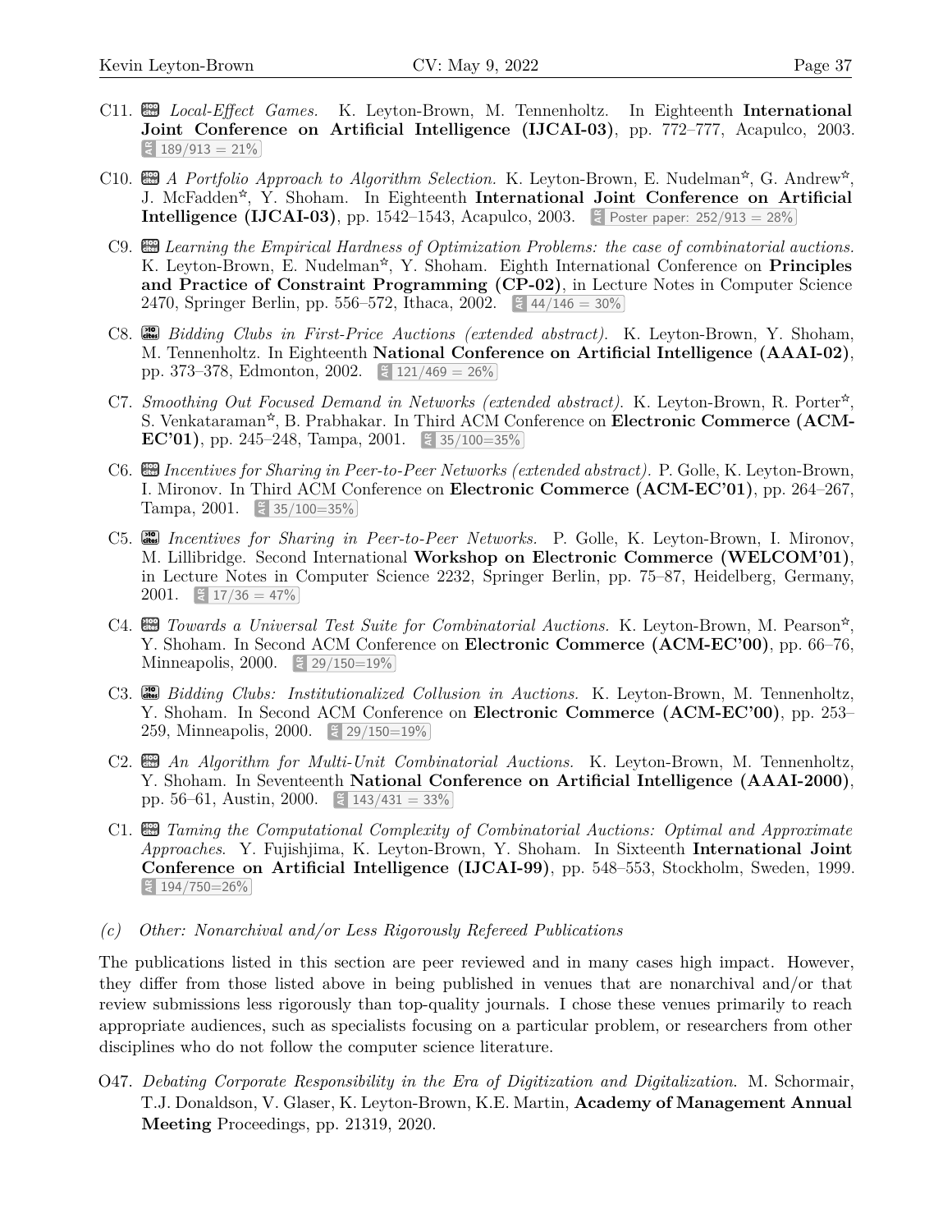C11. *Local-Effect Games.* K. Leyton-Brown, M. Tennenholtz. In Eighteenth **International Joint Conference on Artificial Intelligence (IJCAI-03)**, pp. 772–777, Acapulco, 2003. AR 189/913 = 21%

C10. *A Portfolio Approach to Algorithm Selection.* K. Leyton-Brown, E. Nudelman☆, G. Andrew☆, J. McFadden☆, Y. Shoham. In Eighteenth **International Joint Conference on Artificial Intelligence (IJCAI-03)**, pp. 1542–1543, Acapulco, 2003. AR Poster paper: 252/913 = 28%

C9. *Learning the Empirical Hardness of Optimization Problems: the case of combinatorial auctions.* K. Leyton-Brown, E. Nudelman☆, Y. Shoham. Eighth International Conference on **Principles and Practice of Constraint Programming (CP-02)**, in Lecture Notes in Computer Science 2470, Springer Berlin, pp. 556–572, Ithaca, 2002. AR 44/146 = 30%

C8. *Bidding Clubs in First-Price Auctions (extended abstract).* K. Leyton-Brown, Y. Shoham, M. Tennenholtz. In Eighteenth **National Conference on Artificial Intelligence (AAAI-02)**, pp. 373–378, Edmonton, 2002. AR 121/469 = 26%

C7. *Smoothing Out Focused Demand in Networks (extended abstract).* K. Leyton-Brown, R. Porter☆, S. Venkataraman☆, B. Prabhakar. In Third ACM Conference on **Electronic Commerce (ACM-EC'01)**, pp. 245–248, Tampa, 2001. AR 35/100=35%

C6. *Incentives for Sharing in Peer-to-Peer Networks (extended abstract).* P. Golle, K. Leyton-Brown, I. Mironov. In Third ACM Conference on **Electronic Commerce (ACM-EC'01)**, pp. 264–267, Tampa, 2001. AR 35/100=35%

C5. *Incentives for Sharing in Peer-to-Peer Networks.* P. Golle, K. Leyton-Brown, I. Mironov, M. Lillibridge. Second International **Workshop on Electronic Commerce (WELCOM'01)**, in Lecture Notes in Computer Science 2232, Springer Berlin, pp. 75–87, Heidelberg, Germany, 2001. AR 17/36 = 47%

C4. *Towards a Universal Test Suite for Combinatorial Auctions.* K. Leyton-Brown, M. Pearson☆, Y. Shoham. In Second ACM Conference on **Electronic Commerce (ACM-EC'00)**, pp. 66–76, Minneapolis, 2000. AR 29/150=19%

C3. *Bidding Clubs: Institutionalized Collusion in Auctions.* K. Leyton-Brown, M. Tennenholtz, Y. Shoham. In Second ACM Conference on **Electronic Commerce (ACM-EC'00)**, pp. 253–259, Minneapolis, 2000. AR 29/150=19%

C2. *An Algorithm for Multi-Unit Combinatorial Auctions.* K. Leyton-Brown, M. Tennenholtz, Y. Shoham. In Seventeenth **National Conference on Artificial Intelligence (AAAI-2000)**, pp. 56–61, Austin, 2000. AR 143/431 = 33%

C1. *Taming the Computational Complexity of Combinatorial Auctions: Optimal and Approximate Approaches.* Y. Fujishjima, K. Leyton-Brown, Y. Shoham. In Sixteenth **International Joint Conference on Artificial Intelligence (IJCAI-99)**, pp. 548–553, Stockholm, Sweden, 1999. AR 194/750=26%

*(c) Other: Nonarchival and/or Less Rigorously Refereed Publications*

The publications listed in this section are peer reviewed and in many cases high impact. However, they differ from those listed above in being published in venues that are nonarchival and/or that review submissions less rigorously than top-quality journals. I chose these venues primarily to reach appropriate audiences, such as specialists focusing on a particular problem, or researchers from other disciplines who do not follow the computer science literature.

O47. *Debating Corporate Responsibility in the Era of Digitization and Digitalization.* M. Schormair, T.J. Donaldson, V. Glaser, K. Leyton-Brown, K.E. Martin, **Academy of Management Annual Meeting** Proceedings, pp. 21319, 2020.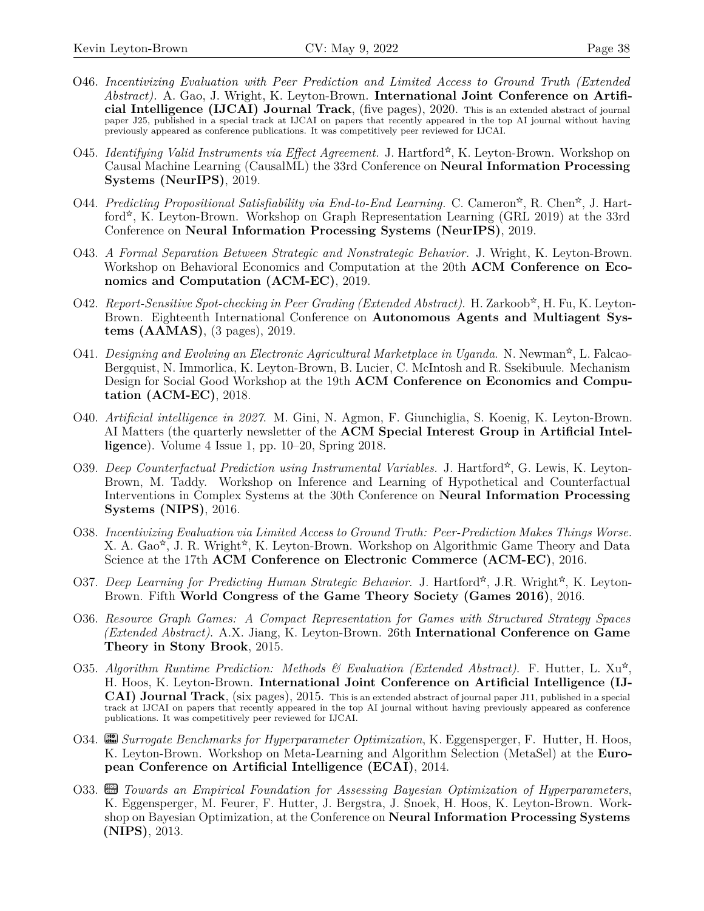O46. *Incentivizing Evaluation with Peer Prediction and Limited Access to Ground Truth (Extended Abstract).* A. Gao, J. Wright, K. Leyton-Brown. **International Joint Conference on Artificial Intelligence (IJCAI) Journal Track**, (five pages), 2020. This is an extended abstract of journal paper J25, published in a special track at IJCAI on papers that recently appeared in the top AI journal without having previously appeared as conference publications. It was competitively peer reviewed for IJCAI.

O45. *Identifying Valid Instruments via Effect Agreement.* J. Hartford✫, K. Leyton-Brown. Workshop on Causal Machine Learning (CausalML) the 33rd Conference on **Neural Information Processing Systems (NeurIPS)**, 2019.

O44. *Predicting Propositional Satisfiability via End-to-End Learning.* C. Cameron✫, R. Chen✫, J. Hartford✫, K. Leyton-Brown. Workshop on Graph Representation Learning (GRL 2019) at the 33rd Conference on **Neural Information Processing Systems (NeurIPS)**, 2019.

O43. *A Formal Separation Between Strategic and Nonstrategic Behavior.* J. Wright, K. Leyton-Brown. Workshop on Behavioral Economics and Computation at the 20th **ACM Conference on Economics and Computation (ACM-EC)**, 2019.

O42. *Report-Sensitive Spot-checking in Peer Grading (Extended Abstract).* H. Zarkoob✫, H. Fu, K. Leyton-Brown. Eighteenth International Conference on **Autonomous Agents and Multiagent Systems (AAMAS)**, (3 pages), 2019.

O41. *Designing and Evolving an Electronic Agricultural Marketplace in Uganda.* N. Newman✫, L. Falcao-Bergquist, N. Immorlica, K. Leyton-Brown, B. Lucier, C. McIntosh and R. Ssekibuule. Mechanism Design for Social Good Workshop at the 19th **ACM Conference on Economics and Computation (ACM-EC)**, 2018.

O40. *Artificial intelligence in 2027.* M. Gini, N. Agmon, F. Giunchiglia, S. Koenig, K. Leyton-Brown. AI Matters (the quarterly newsletter of the **ACM Special Interest Group in Artificial Intelligence**). Volume 4 Issue 1, pp. 10–20, Spring 2018.

O39. *Deep Counterfactual Prediction using Instrumental Variables.* J. Hartford✫, G. Lewis, K. Leyton-Brown, M. Taddy. Workshop on Inference and Learning of Hypothetical and Counterfactual Interventions in Complex Systems at the 30th Conference on **Neural Information Processing Systems (NIPS)**, 2016.

O38. *Incentivizing Evaluation via Limited Access to Ground Truth: Peer-Prediction Makes Things Worse.* X. A. Gao✫, J. R. Wright✫, K. Leyton-Brown. Workshop on Algorithmic Game Theory and Data Science at the 17th **ACM Conference on Electronic Commerce (ACM-EC)**, 2016.

O37. *Deep Learning for Predicting Human Strategic Behavior.* J. Hartford✫, J.R. Wright✫, K. Leyton-Brown. Fifth **World Congress of the Game Theory Society (Games 2016)**, 2016.

O36. *Resource Graph Games: A Compact Representation for Games with Structured Strategy Spaces (Extended Abstract).* A.X. Jiang, K. Leyton-Brown. 26th **International Conference on Game Theory in Stony Brook**, 2015.

O35. *Algorithm Runtime Prediction: Methods & Evaluation (Extended Abstract).* F. Hutter, L. Xu✫, H. Hoos, K. Leyton-Brown. **International Joint Conference on Artificial Intelligence (IJCAI) Journal Track**, (six pages), 2015. This is an extended abstract of journal paper J11, published in a special track at IJCAI on papers that recently appeared in the top AI journal without having previously appeared as conference publications. It was competitively peer reviewed for IJCAI.

O34. *Surrogate Benchmarks for Hyperparameter Optimization*, K. Eggensperger, F. Hutter, H. Hoos, K. Leyton-Brown. Workshop on Meta-Learning and Algorithm Selection (MetaSel) at the **European Conference on Artificial Intelligence (ECAI)**, 2014.

O33. *Towards an Empirical Foundation for Assessing Bayesian Optimization of Hyperparameters*, K. Eggensperger, M. Feurer, F. Hutter, J. Bergstra, J. Snoek, H. Hoos, K. Leyton-Brown. Workshop on Bayesian Optimization, at the Conference on **Neural Information Processing Systems (NIPS)**, 2013.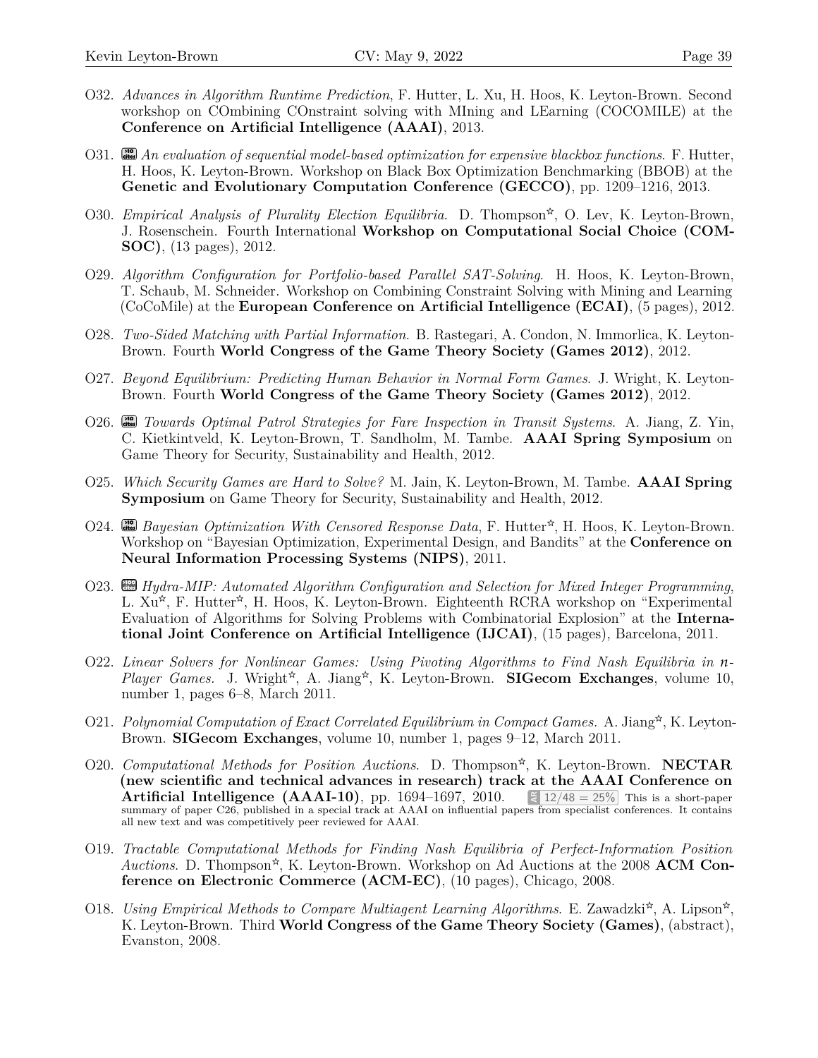O32. *Advances in Algorithm Runtime Prediction*, F. Hutter, L. Xu, H. Hoos, K. Leyton-Brown. Second workshop on COmbining COnstraint solving with MIning and LEarning (COCOMILE) at the **Conference on Artificial Intelligence (AAAI)**, 2013.

O31. *An evaluation of sequential model-based optimization for expensive blackbox functions*. F. Hutter, H. Hoos, K. Leyton-Brown. Workshop on Black Box Optimization Benchmarking (BBOB) at the **Genetic and Evolutionary Computation Conference (GECCO)**, pp. 1209–1216, 2013.

O30. *Empirical Analysis of Plurality Election Equilibria*. D. Thompson☆, O. Lev, K. Leyton-Brown, J. Rosenschein. Fourth International **Workshop on Computational Social Choice (COMSOC)**, (13 pages), 2012.

O29. *Algorithm Configuration for Portfolio-based Parallel SAT-Solving*. H. Hoos, K. Leyton-Brown, T. Schaub, M. Schneider. Workshop on Combining Constraint Solving with Mining and Learning (CoCoMile) at the **European Conference on Artificial Intelligence (ECAI)**, (5 pages), 2012.

O28. *Two-Sided Matching with Partial Information*. B. Rastegari, A. Condon, N. Immorlica, K. Leyton-Brown. Fourth **World Congress of the Game Theory Society (Games 2012)**, 2012.

O27. *Beyond Equilibrium: Predicting Human Behavior in Normal Form Games.* J. Wright, K. Leyton-Brown. Fourth **World Congress of the Game Theory Society (Games 2012)**, 2012.

O26. *Towards Optimal Patrol Strategies for Fare Inspection in Transit Systems.* A. Jiang, Z. Yin, C. Kietkintveld, K. Leyton-Brown, T. Sandholm, M. Tambe. **AAAI Spring Symposium** on Game Theory for Security, Sustainability and Health, 2012.

O25. *Which Security Games are Hard to Solve?* M. Jain, K. Leyton-Brown, M. Tambe. **AAAI Spring Symposium** on Game Theory for Security, Sustainability and Health, 2012.

O24. *Bayesian Optimization With Censored Response Data*, F. Hutter☆, H. Hoos, K. Leyton-Brown. Workshop on "Bayesian Optimization, Experimental Design, and Bandits" at the **Conference on Neural Information Processing Systems (NIPS)**, 2011.

O23. *Hydra-MIP: Automated Algorithm Configuration and Selection for Mixed Integer Programming*, L. Xu☆, F. Hutter☆, H. Hoos, K. Leyton-Brown. Eighteenth RCRA workshop on "Experimental Evaluation of Algorithms for Solving Problems with Combinatorial Explosion" at the **International Joint Conference on Artificial Intelligence (IJCAI)**, (15 pages), Barcelona, 2011.

O22. *Linear Solvers for Nonlinear Games: Using Pivoting Algorithms to Find Nash Equilibria in $n$-Player Games.* J. Wright☆, A. Jiang☆, K. Leyton-Brown. **SIGecom Exchanges**, volume 10, number 1, pages 6–8, March 2011.

O21. *Polynomial Computation of Exact Correlated Equilibrium in Compact Games.* A. Jiang☆, K. Leyton-Brown. **SIGecom Exchanges**, volume 10, number 1, pages 9–12, March 2011.

O20. *Computational Methods for Position Auctions*. D. Thompson☆, K. Leyton-Brown. **NECTAR (new scientific and technical advances in research) track at the AAAI Conference on Artificial Intelligence (AAAI-10)**, pp. 1694–1697, 2010. 12/48 = 25% This is a short-paper summary of paper C26, published in a special track at AAAI on influential papers from specialist conferences. It contains all new text and was competitively peer reviewed for AAAI.

O19. *Tractable Computational Methods for Finding Nash Equilibria of Perfect-Information Position Auctions*. D. Thompson☆, K. Leyton-Brown. Workshop on Ad Auctions at the 2008 **ACM Conference on Electronic Commerce (ACM-EC)**, (10 pages), Chicago, 2008.

O18. *Using Empirical Methods to Compare Multiagent Learning Algorithms.* E. Zawadzki☆, A. Lipson☆, K. Leyton-Brown. Third **World Congress of the Game Theory Society (Games)**, (abstract), Evanston, 2008.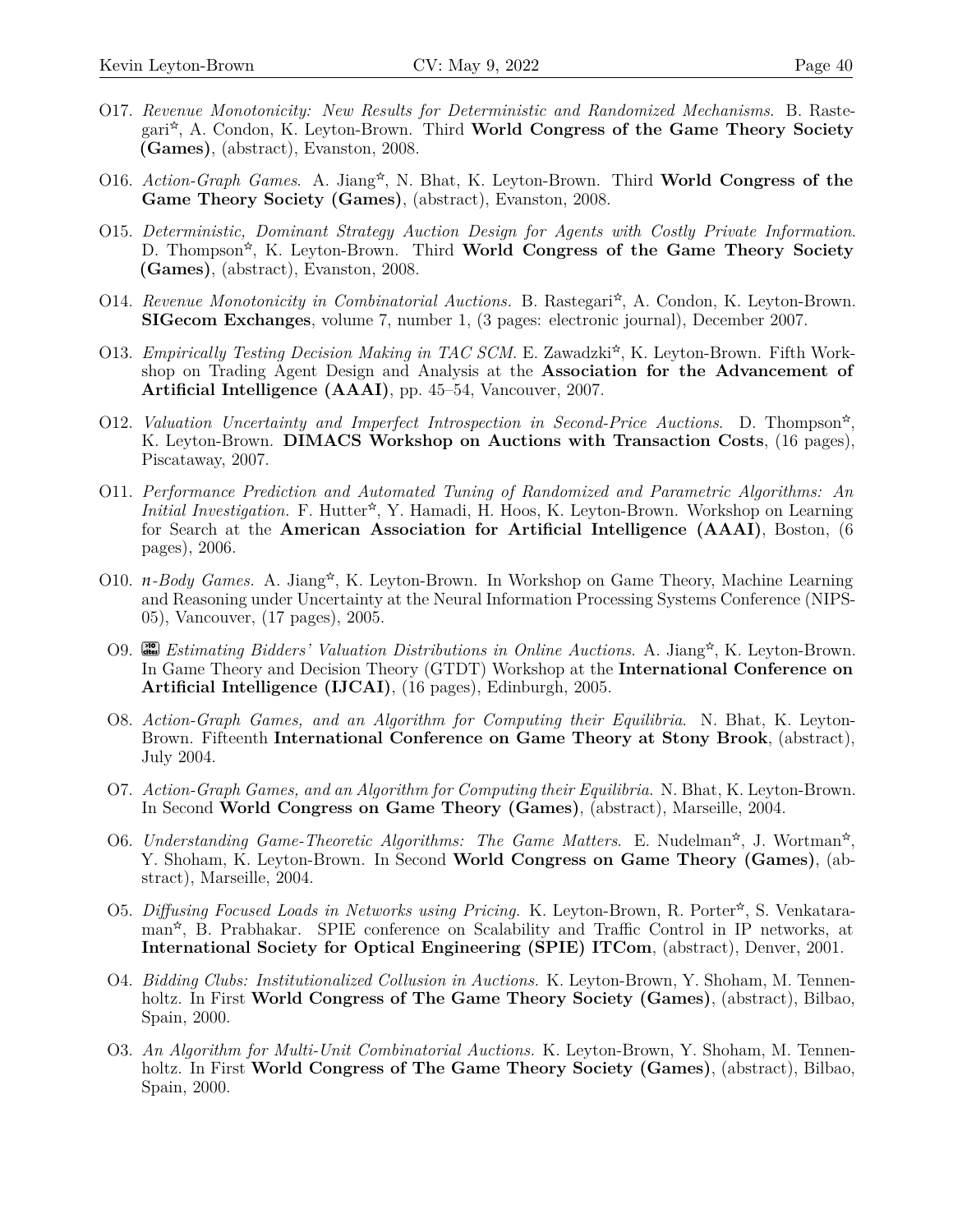- O17. *Revenue Monotonicity: New Results for Deterministic and Randomized Mechanisms.* B. Rastegari✰, A. Condon, K. Leyton-Brown. Third **World Congress of the Game Theory Society (Games)**, (abstract), Evanston, 2008.

- O16. *Action-Graph Games.* A. Jiang✰, N. Bhat, K. Leyton-Brown. Third **World Congress of the Game Theory Society (Games)**, (abstract), Evanston, 2008.

- O15. *Deterministic, Dominant Strategy Auction Design for Agents with Costly Private Information.* D. Thompson✰, K. Leyton-Brown. Third **World Congress of the Game Theory Society (Games)**, (abstract), Evanston, 2008.

- O14. *Revenue Monotonicity in Combinatorial Auctions.* B. Rastegari✰, A. Condon, K. Leyton-Brown. **SIGecom Exchanges**, volume 7, number 1, (3 pages: electronic journal), December 2007.

- O13. *Empirically Testing Decision Making in TAC SCM.* E. Zawadzki✰, K. Leyton-Brown. Fifth Workshop on Trading Agent Design and Analysis at the **Association for the Advancement of Artificial Intelligence (AAAI)**, pp. 45–54, Vancouver, 2007.

- O12. *Valuation Uncertainty and Imperfect Introspection in Second-Price Auctions.* D. Thompson✰, K. Leyton-Brown. **DIMACS Workshop on Auctions with Transaction Costs**, (16 pages), Piscataway, 2007.

- O11. *Performance Prediction and Automated Tuning of Randomized and Parametric Algorithms: An Initial Investigation.* F. Hutter✰, Y. Hamadi, H. Hoos, K. Leyton-Brown. Workshop on Learning for Search at the **American Association for Artificial Intelligence (AAAI)**, Boston, (6 pages), 2006.

- O10. *n-Body Games.* A. Jiang✰, K. Leyton-Brown. In Workshop on Game Theory, Machine Learning and Reasoning under Uncertainty at the Neural Information Processing Systems Conference (NIPS-05), Vancouver, (17 pages), 2005.

- O9. *Estimating Bidders' Valuation Distributions in Online Auctions.* A. Jiang✰, K. Leyton-Brown. In Game Theory and Decision Theory (GTDT) Workshop at the **International Conference on Artificial Intelligence (IJCAI)**, (16 pages), Edinburgh, 2005.

- O8. *Action-Graph Games, and an Algorithm for Computing their Equilibria.* N. Bhat, K. Leyton-Brown. Fifteenth **International Conference on Game Theory at Stony Brook**, (abstract), July 2004.

- O7. *Action-Graph Games, and an Algorithm for Computing their Equilibria.* N. Bhat, K. Leyton-Brown. In Second **World Congress on Game Theory (Games)**, (abstract), Marseille, 2004.

- O6. *Understanding Game-Theoretic Algorithms: The Game Matters.* E. Nudelman✰, J. Wortman✰, Y. Shoham, K. Leyton-Brown. In Second **World Congress on Game Theory (Games)**, (abstract), Marseille, 2004.

- O5. *Diffusing Focused Loads in Networks using Pricing.* K. Leyton-Brown, R. Porter✰, S. Venkataraman✰, B. Prabhakar. SPIE conference on Scalability and Traffic Control in IP networks, at **International Society for Optical Engineering (SPIE) ITCom**, (abstract), Denver, 2001.

- O4. *Bidding Clubs: Institutionalized Collusion in Auctions.* K. Leyton-Brown, Y. Shoham, M. Tennenholtz. In First **World Congress of The Game Theory Society (Games)**, (abstract), Bilbao, Spain, 2000.

- O3. *An Algorithm for Multi-Unit Combinatorial Auctions.* K. Leyton-Brown, Y. Shoham, M. Tennenholtz. In First **World Congress of The Game Theory Society (Games)**, (abstract), Bilbao, Spain, 2000.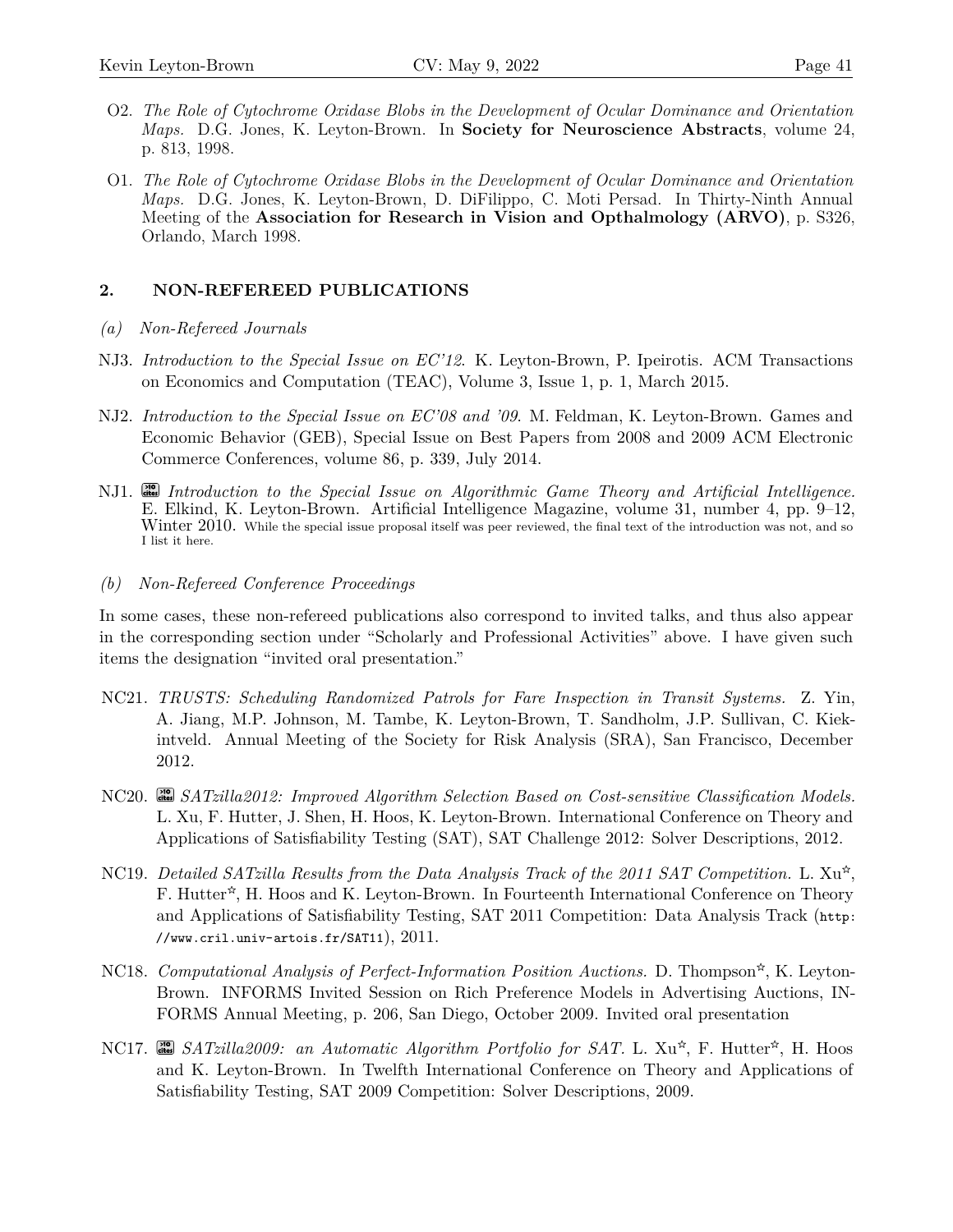O2. *The Role of Cytochrome Oxidase Blobs in the Development of Ocular Dominance and Orientation Maps.* D.G. Jones, K. Leyton-Brown. In **Society for Neuroscience Abstracts**, volume 24, p. 813, 1998.

O1. *The Role of Cytochrome Oxidase Blobs in the Development of Ocular Dominance and Orientation Maps.* D.G. Jones, K. Leyton-Brown, D. DiFilippo, C. Moti Persad. In Thirty-Ninth Annual Meeting of the **Association for Research in Vision and Opthalmology (ARVO)**, p. S326, Orlando, March 1998.

## 2. NON-REFEREED PUBLICATIONS

### (a) Non-Refereed Journals

NJ3. *Introduction to the Special Issue on EC'12.* K. Leyton-Brown, P. Ipeirotis. ACM Transactions on Economics and Computation (TEAC), Volume 3, Issue 1, p. 1, March 2015.

NJ2. *Introduction to the Special Issue on EC'08 and '09.* M. Feldman, K. Leyton-Brown. Games and Economic Behavior (GEB), Special Issue on Best Papers from 2008 and 2009 ACM Electronic Commerce Conferences, volume 86, p. 339, July 2014.

NJ1. [>10 cites] *Introduction to the Special Issue on Algorithmic Game Theory and Artificial Intelligence.* E. Elkind, K. Leyton-Brown. Artificial Intelligence Magazine, volume 31, number 4, pp. 9–12, Winter 2010. While the special issue proposal itself was peer reviewed, the final text of the introduction was not, and so I list it here.

### (b) Non-Refereed Conference Proceedings

In some cases, these non-refereed publications also correspond to invited talks, and thus also appear in the corresponding section under "Scholarly and Professional Activities" above. I have given such items the designation "invited oral presentation."

NC21. *TRUSTS: Scheduling Randomized Patrols for Fare Inspection in Transit Systems.* Z. Yin, A. Jiang, M.P. Johnson, M. Tambe, K. Leyton-Brown, T. Sandholm, J.P. Sullivan, C. Kiekintveld. Annual Meeting of the Society for Risk Analysis (SRA), San Francisco, December 2012.

NC20. [>10 cites] *SATzilla2012: Improved Algorithm Selection Based on Cost-sensitive Classification Models.* L. Xu, F. Hutter, J. Shen, H. Hoos, K. Leyton-Brown. International Conference on Theory and Applications of Satisfiability Testing (SAT), SAT Challenge 2012: Solver Descriptions, 2012.

NC19. *Detailed SATzilla Results from the Data Analysis Track of the 2011 SAT Competition.* L. Xu☆, F. Hutter☆, H. Hoos and K. Leyton-Brown. In Fourteenth International Conference on Theory and Applications of Satisfiability Testing, SAT 2011 Competition: Data Analysis Track (`http://www.cril.univ-artois.fr/SAT11`), 2011.

NC18. *Computational Analysis of Perfect-Information Position Auctions.* D. Thompson☆, K. Leyton-Brown. INFORMS Invited Session on Rich Preference Models in Advertising Auctions, INFORMS Annual Meeting, p. 206, San Diego, October 2009. Invited oral presentation

NC17. [>10 cites] *SATzilla2009: an Automatic Algorithm Portfolio for SAT.* L. Xu☆, F. Hutter☆, H. Hoos and K. Leyton-Brown. In Twelfth International Conference on Theory and Applications of Satisfiability Testing, SAT 2009 Competition: Solver Descriptions, 2009.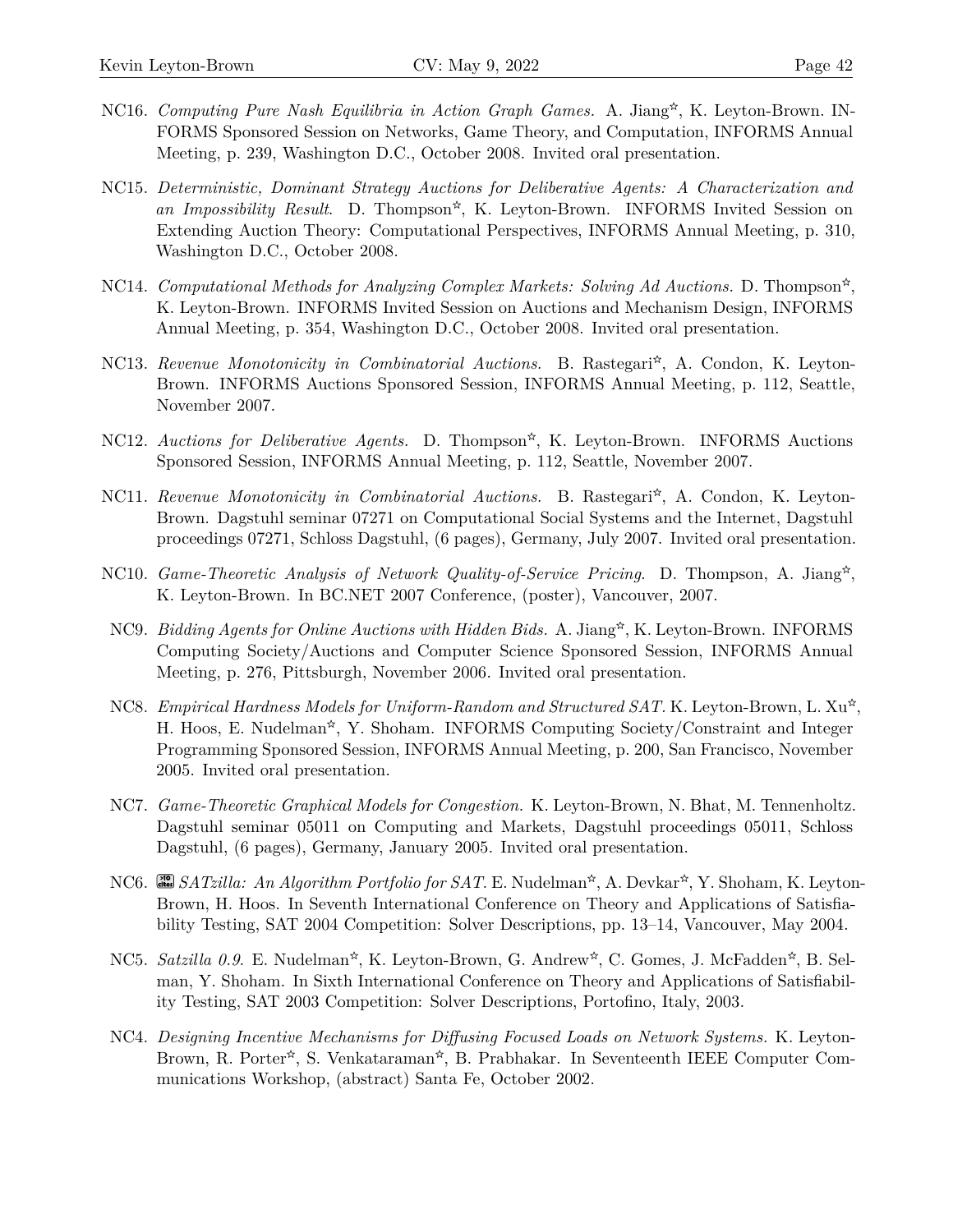NC16. *Computing Pure Nash Equilibria in Action Graph Games.* A. Jiang☆, K. Leyton-Brown. INFORMS Sponsored Session on Networks, Game Theory, and Computation, INFORMS Annual Meeting, p. 239, Washington D.C., October 2008. Invited oral presentation.

NC15. *Deterministic, Dominant Strategy Auctions for Deliberative Agents: A Characterization and an Impossibility Result.* D. Thompson☆, K. Leyton-Brown. INFORMS Invited Session on Extending Auction Theory: Computational Perspectives, INFORMS Annual Meeting, p. 310, Washington D.C., October 2008.

NC14. *Computational Methods for Analyzing Complex Markets: Solving Ad Auctions.* D. Thompson☆, K. Leyton-Brown. INFORMS Invited Session on Auctions and Mechanism Design, INFORMS Annual Meeting, p. 354, Washington D.C., October 2008. Invited oral presentation.

NC13. *Revenue Monotonicity in Combinatorial Auctions.* B. Rastegari☆, A. Condon, K. Leyton-Brown. INFORMS Auctions Sponsored Session, INFORMS Annual Meeting, p. 112, Seattle, November 2007.

NC12. *Auctions for Deliberative Agents.* D. Thompson☆, K. Leyton-Brown. INFORMS Auctions Sponsored Session, INFORMS Annual Meeting, p. 112, Seattle, November 2007.

NC11. *Revenue Monotonicity in Combinatorial Auctions.* B. Rastegari☆, A. Condon, K. Leyton-Brown. Dagstuhl seminar 07271 on Computational Social Systems and the Internet, Dagstuhl proceedings 07271, Schloss Dagstuhl, (6 pages), Germany, July 2007. Invited oral presentation.

NC10. *Game-Theoretic Analysis of Network Quality-of-Service Pricing.* D. Thompson, A. Jiang☆, K. Leyton-Brown. In BC.NET 2007 Conference, (poster), Vancouver, 2007.

NC9. *Bidding Agents for Online Auctions with Hidden Bids.* A. Jiang☆, K. Leyton-Brown. INFORMS Computing Society/Auctions and Computer Science Sponsored Session, INFORMS Annual Meeting, p. 276, Pittsburgh, November 2006. Invited oral presentation.

NC8. *Empirical Hardness Models for Uniform-Random and Structured SAT.* K. Leyton-Brown, L. Xu☆, H. Hoos, E. Nudelman☆, Y. Shoham. INFORMS Computing Society/Constraint and Integer Programming Sponsored Session, INFORMS Annual Meeting, p. 200, San Francisco, November 2005. Invited oral presentation.

NC7. *Game-Theoretic Graphical Models for Congestion.* K. Leyton-Brown, N. Bhat, M. Tennenholtz. Dagstuhl seminar 05011 on Computing and Markets, Dagstuhl proceedings 05011, Schloss Dagstuhl, (6 pages), Germany, January 2005. Invited oral presentation.

NC6. *SATzilla: An Algorithm Portfolio for SAT.* E. Nudelman☆, A. Devkar☆, Y. Shoham, K. Leyton-Brown, H. Hoos. In Seventh International Conference on Theory and Applications of Satisfiability Testing, SAT 2004 Competition: Solver Descriptions, pp. 13–14, Vancouver, May 2004.

NC5. *Satzilla 0.9.* E. Nudelman☆, K. Leyton-Brown, G. Andrew☆, C. Gomes, J. McFadden☆, B. Selman, Y. Shoham. In Sixth International Conference on Theory and Applications of Satisfiability Testing, SAT 2003 Competition: Solver Descriptions, Portofino, Italy, 2003.

NC4. *Designing Incentive Mechanisms for Diffusing Focused Loads on Network Systems.* K. Leyton-Brown, R. Porter☆, S. Venkataraman☆, B. Prabhakar. In Seventeenth IEEE Computer Communications Workshop, (abstract) Santa Fe, October 2002.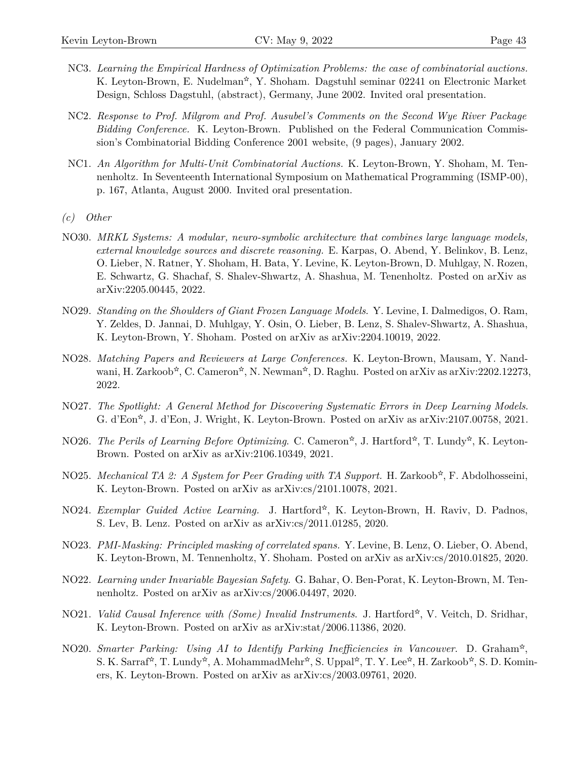NC3. *Learning the Empirical Hardness of Optimization Problems: the case of combinatorial auctions.* K. Leyton-Brown, E. Nudelman✫, Y. Shoham. Dagstuhl seminar 02241 on Electronic Market Design, Schloss Dagstuhl, (abstract), Germany, June 2002. Invited oral presentation.

NC2. *Response to Prof. Milgrom and Prof. Ausubel's Comments on the Second Wye River Package Bidding Conference.* K. Leyton-Brown. Published on the Federal Communication Commission's Combinatorial Bidding Conference 2001 website, (9 pages), January 2002.

NC1. *An Algorithm for Multi-Unit Combinatorial Auctions.* K. Leyton-Brown, Y. Shoham, M. Tennenholtz. In Seventeenth International Symposium on Mathematical Programming (ISMP-00), p. 167, Atlanta, August 2000. Invited oral presentation.

*(c) Other*

NO30. *MRKL Systems: A modular, neuro-symbolic architecture that combines large language models, external knowledge sources and discrete reasoning.* E. Karpas, O. Abend, Y. Belinkov, B. Lenz, O. Lieber, N. Ratner, Y. Shoham, H. Bata, Y. Levine, K. Leyton-Brown, D. Muhlgay, N. Rozen, E. Schwartz, G. Shachaf, S. Shalev-Shwartz, A. Shashua, M. Tenenholtz. Posted on arXiv as arXiv:2205.00445, 2022.

NO29. *Standing on the Shoulders of Giant Frozen Language Models.* Y. Levine, I. Dalmedigos, O. Ram, Y. Zeldes, D. Jannai, D. Muhlgay, Y. Osin, O. Lieber, B. Lenz, S. Shalev-Shwartz, A. Shashua, K. Leyton-Brown, Y. Shoham. Posted on arXiv as arXiv:2204.10019, 2022.

NO28. *Matching Papers and Reviewers at Large Conferences.* K. Leyton-Brown, Mausam, Y. Nandwani, H. Zarkoob✫, C. Cameron✫, N. Newman✫, D. Raghu. Posted on arXiv as arXiv:2202.12273, 2022.

NO27. *The Spotlight: A General Method for Discovering Systematic Errors in Deep Learning Models.* G. d'Eon✫, J. d'Eon, J. Wright, K. Leyton-Brown. Posted on arXiv as arXiv:2107.00758, 2021.

NO26. *The Perils of Learning Before Optimizing.* C. Cameron✫, J. Hartford✫, T. Lundy✫, K. Leyton-Brown. Posted on arXiv as arXiv:2106.10349, 2021.

NO25. *Mechanical TA 2: A System for Peer Grading with TA Support.* H. Zarkoob✫, F. Abdolhosseini, K. Leyton-Brown. Posted on arXiv as arXiv:cs/2101.10078, 2021.

NO24. *Exemplar Guided Active Learning.* J. Hartford✫, K. Leyton-Brown, H. Raviv, D. Padnos, S. Lev, B. Lenz. Posted on arXiv as arXiv:cs/2011.01285, 2020.

NO23. *PMI-Masking: Principled masking of correlated spans.* Y. Levine, B. Lenz, O. Lieber, O. Abend, K. Leyton-Brown, M. Tennenholtz, Y. Shoham. Posted on arXiv as arXiv:cs/2010.01825, 2020.

NO22. *Learning under Invariable Bayesian Safety.* G. Bahar, O. Ben-Porat, K. Leyton-Brown, M. Tennenholtz. Posted on arXiv as arXiv:cs/2006.04497, 2020.

NO21. *Valid Causal Inference with (Some) Invalid Instruments.* J. Hartford✫, V. Veitch, D. Sridhar, K. Leyton-Brown. Posted on arXiv as arXiv:stat/2006.11386, 2020.

NO20. *Smarter Parking: Using AI to Identify Parking Inefficiencies in Vancouver.* D. Graham✫, S. K. Sarraf✫, T. Lundy✫, A. MohammadMehr✫, S. Uppal✫, T. Y. Lee✫, H. Zarkoob✫, S. D. Kominers, K. Leyton-Brown. Posted on arXiv as arXiv:cs/2003.09761, 2020.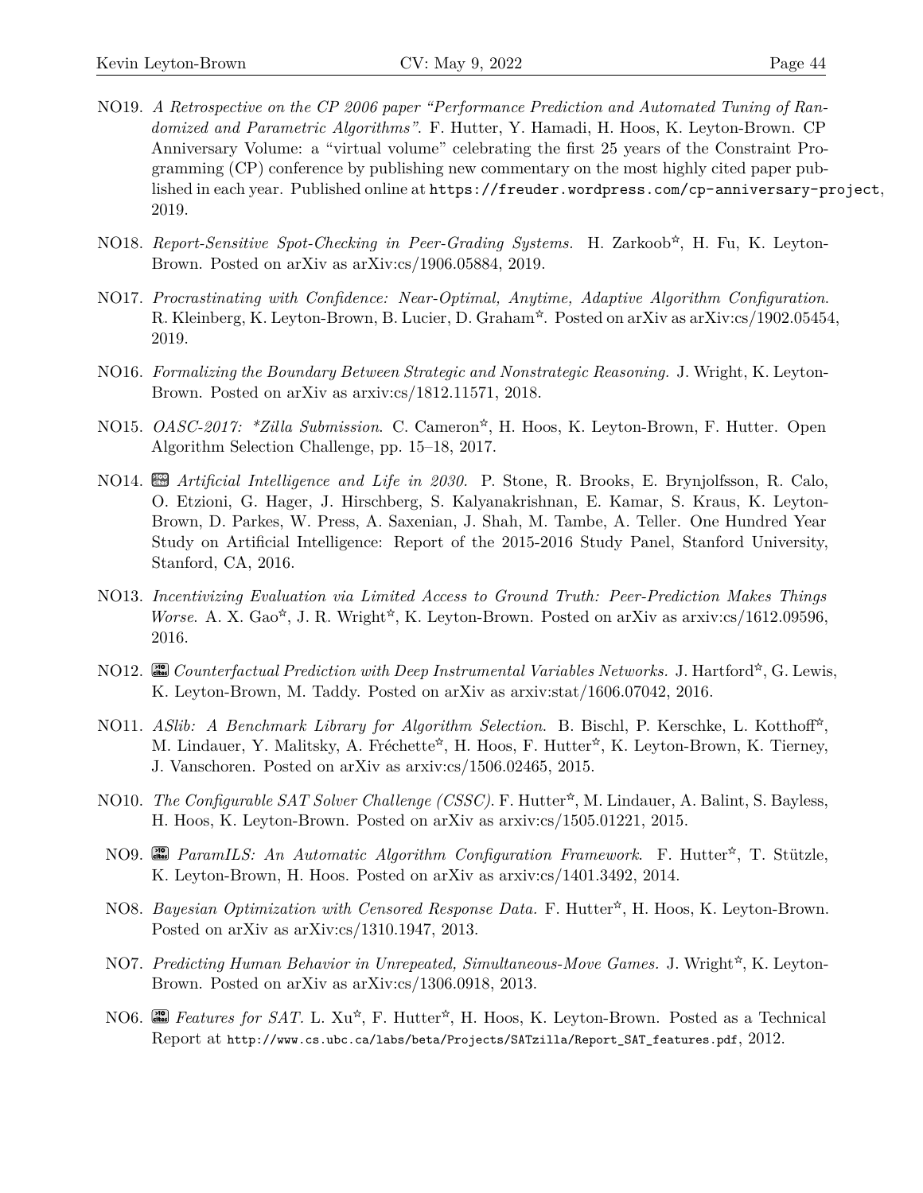NO19. *A Retrospective on the CP 2006 paper "Performance Prediction and Automated Tuning of Randomized and Parametric Algorithms".* F. Hutter, Y. Hamadi, H. Hoos, K. Leyton-Brown. CP Anniversary Volume: a "virtual volume" celebrating the first 25 years of the Constraint Programming (CP) conference by publishing new commentary on the most highly cited paper published in each year. Published online at `https://freuder.wordpress.com/cp-anniversary-project`, 2019.

NO18. *Report-Sensitive Spot-Checking in Peer-Grading Systems.* H. Zarkoob☆, H. Fu, K. Leyton-Brown. Posted on arXiv as arXiv:cs/1906.05884, 2019.

NO17. *Procrastinating with Confidence: Near-Optimal, Anytime, Adaptive Algorithm Configuration.* R. Kleinberg, K. Leyton-Brown, B. Lucier, D. Graham☆. Posted on arXiv as arXiv:cs/1902.05454, 2019.

NO16. *Formalizing the Boundary Between Strategic and Nonstrategic Reasoning.* J. Wright, K. Leyton-Brown. Posted on arXiv as arxiv:cs/1812.11571, 2018.

NO15. *OASC-2017: *Zilla Submission.* C. Cameron☆, H. Hoos, K. Leyton-Brown, F. Hutter. Open Algorithm Selection Challenge, pp. 15–18, 2017.

NO14. [>100 cites] *Artificial Intelligence and Life in 2030.* P. Stone, R. Brooks, E. Brynjolfsson, R. Calo, O. Etzioni, G. Hager, J. Hirschberg, S. Kalyanakrishnan, E. Kamar, S. Kraus, K. Leyton-Brown, D. Parkes, W. Press, A. Saxenian, J. Shah, M. Tambe, A. Teller. One Hundred Year Study on Artificial Intelligence: Report of the 2015-2016 Study Panel, Stanford University, Stanford, CA, 2016.

NO13. *Incentivizing Evaluation via Limited Access to Ground Truth: Peer-Prediction Makes Things Worse.* A. X. Gao☆, J. R. Wright☆, K. Leyton-Brown. Posted on arXiv as arxiv:cs/1612.09596, 2016.

NO12. [>10 cites] *Counterfactual Prediction with Deep Instrumental Variables Networks.* J. Hartford☆, G. Lewis, K. Leyton-Brown, M. Taddy. Posted on arXiv as arxiv:stat/1606.07042, 2016.

NO11. *ASlib: A Benchmark Library for Algorithm Selection.* B. Bischl, P. Kerschke, L. Kotthoff☆, M. Lindauer, Y. Malitsky, A. Fréchette☆, H. Hoos, F. Hutter☆, K. Leyton-Brown, K. Tierney, J. Vanschoren. Posted on arXiv as arxiv:cs/1506.02465, 2015.

NO10. *The Configurable SAT Solver Challenge (CSSC).* F. Hutter☆, M. Lindauer, A. Balint, S. Bayless, H. Hoos, K. Leyton-Brown. Posted on arXiv as arxiv:cs/1505.01221, 2015.

NO9. [>10 cites] *ParamILS: An Automatic Algorithm Configuration Framework.* F. Hutter☆, T. Stützle, K. Leyton-Brown, H. Hoos. Posted on arXiv as arxiv:cs/1401.3492, 2014.

NO8. *Bayesian Optimization with Censored Response Data.* F. Hutter☆, H. Hoos, K. Leyton-Brown. Posted on arXiv as arXiv:cs/1310.1947, 2013.

NO7. *Predicting Human Behavior in Unrepeated, Simultaneous-Move Games.* J. Wright☆, K. Leyton-Brown. Posted on arXiv as arXiv:cs/1306.0918, 2013.

NO6. [>10 cites] *Features for SAT.* L. Xu☆, F. Hutter☆, H. Hoos, K. Leyton-Brown. Posted as a Technical Report at `http://www.cs.ubc.ca/labs/beta/Projects/SATzilla/Report_SAT_features.pdf`, 2012.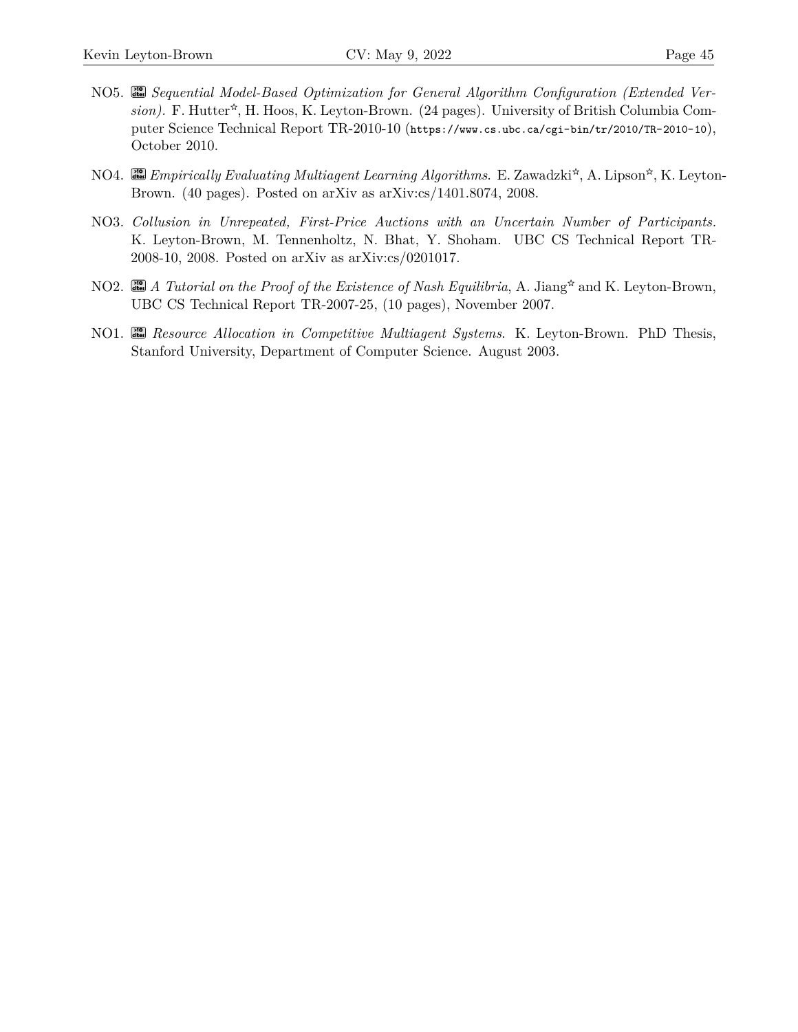NO5. *Sequential Model-Based Optimization for General Algorithm Configuration (Extended Version).* F. Hutter☆, H. Hoos, K. Leyton-Brown. (24 pages). University of British Columbia Computer Science Technical Report TR-2010-10 (`https://www.cs.ubc.ca/cgi-bin/tr/2010/TR-2010-10`), October 2010.

NO4. *Empirically Evaluating Multiagent Learning Algorithms.* E. Zawadzki☆, A. Lipson☆, K. Leyton-Brown. (40 pages). Posted on arXiv as arXiv:cs/1401.8074, 2008.

NO3. *Collusion in Unrepeated, First-Price Auctions with an Uncertain Number of Participants.* K. Leyton-Brown, M. Tennenholtz, N. Bhat, Y. Shoham. UBC CS Technical Report TR-2008-10, 2008. Posted on arXiv as arXiv:cs/0201017.

NO2. *A Tutorial on the Proof of the Existence of Nash Equilibria*, A. Jiang☆ and K. Leyton-Brown, UBC CS Technical Report TR-2007-25, (10 pages), November 2007.

NO1. *Resource Allocation in Competitive Multiagent Systems.* K. Leyton-Brown. PhD Thesis, Stanford University, Department of Computer Science. August 2003.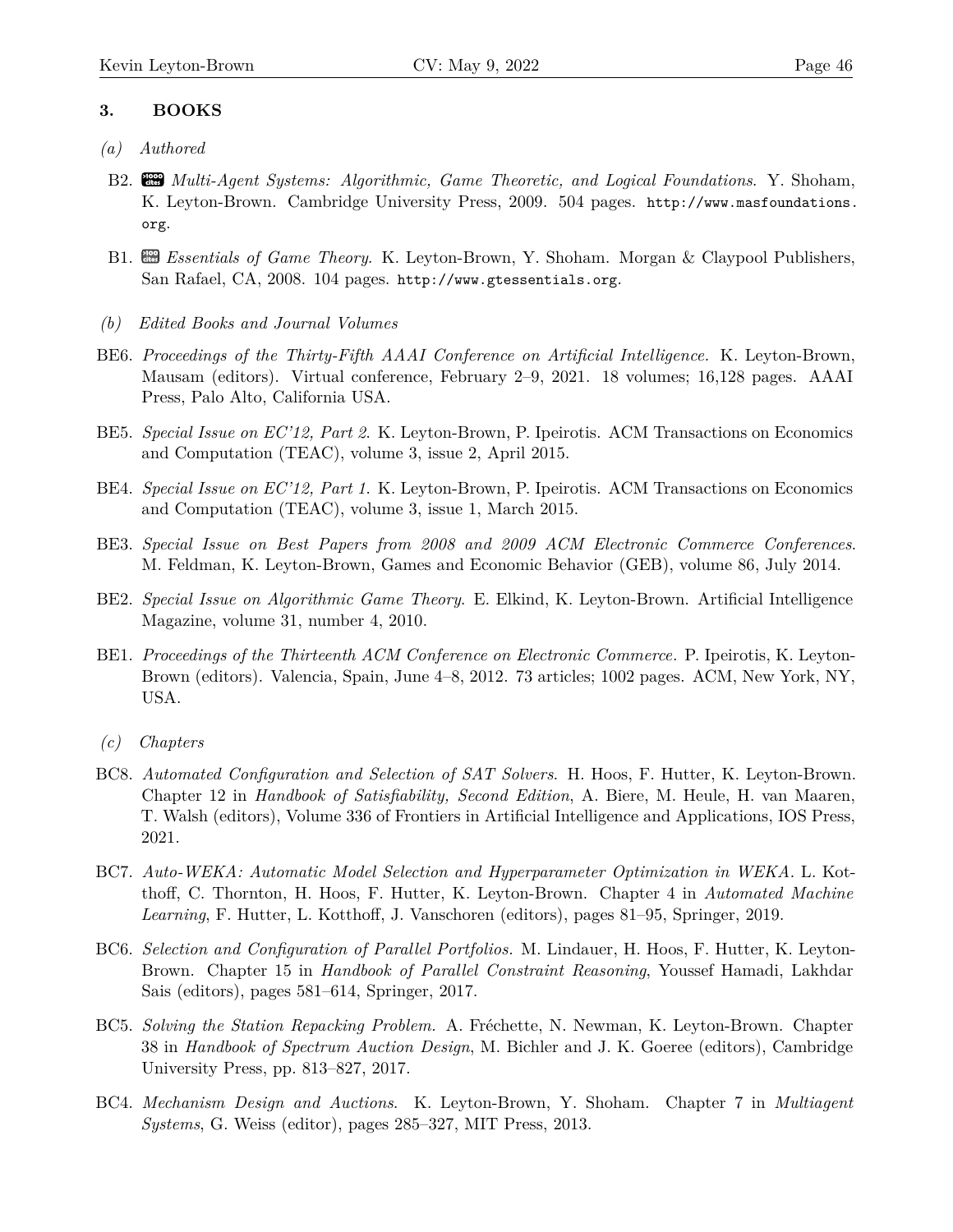### 3. BOOKS

*(a) Authored*

B2. *Multi-Agent Systems: Algorithmic, Game Theoretic, and Logical Foundations.* Y. Shoham, K. Leyton-Brown. Cambridge University Press, 2009. 504 pages. http://www.masfoundations.org.

B1. *Essentials of Game Theory.* K. Leyton-Brown, Y. Shoham. Morgan & Claypool Publishers, San Rafael, CA, 2008. 104 pages. http://www.gtessentials.org.

*(b) Edited Books and Journal Volumes*

BE6. *Proceedings of the Thirty-Fifth AAAI Conference on Artificial Intelligence.* K. Leyton-Brown, Mausam (editors). Virtual conference, February 2–9, 2021. 18 volumes; 16,128 pages. AAAI Press, Palo Alto, California USA.

BE5. *Special Issue on EC'12, Part 2.* K. Leyton-Brown, P. Ipeirotis. ACM Transactions on Economics and Computation (TEAC), volume 3, issue 2, April 2015.

BE4. *Special Issue on EC'12, Part 1.* K. Leyton-Brown, P. Ipeirotis. ACM Transactions on Economics and Computation (TEAC), volume 3, issue 1, March 2015.

BE3. *Special Issue on Best Papers from 2008 and 2009 ACM Electronic Commerce Conferences.* M. Feldman, K. Leyton-Brown, Games and Economic Behavior (GEB), volume 86, July 2014.

BE2. *Special Issue on Algorithmic Game Theory.* E. Elkind, K. Leyton-Brown. Artificial Intelligence Magazine, volume 31, number 4, 2010.

BE1. *Proceedings of the Thirteenth ACM Conference on Electronic Commerce.* P. Ipeirotis, K. Leyton-Brown (editors). Valencia, Spain, June 4–8, 2012. 73 articles; 1002 pages. ACM, New York, NY, USA.

*(c) Chapters*

BC8. *Automated Configuration and Selection of SAT Solvers.* H. Hoos, F. Hutter, K. Leyton-Brown. Chapter 12 in *Handbook of Satisfiability, Second Edition*, A. Biere, M. Heule, H. van Maaren, T. Walsh (editors), Volume 336 of Frontiers in Artificial Intelligence and Applications, IOS Press, 2021.

BC7. *Auto-WEKA: Automatic Model Selection and Hyperparameter Optimization in WEKA.* L. Kotthoff, C. Thornton, H. Hoos, F. Hutter, K. Leyton-Brown. Chapter 4 in *Automated Machine Learning*, F. Hutter, L. Kotthoff, J. Vanschoren (editors), pages 81–95, Springer, 2019.

BC6. *Selection and Configuration of Parallel Portfolios.* M. Lindauer, H. Hoos, F. Hutter, K. Leyton-Brown. Chapter 15 in *Handbook of Parallel Constraint Reasoning*, Youssef Hamadi, Lakhdar Sais (editors), pages 581–614, Springer, 2017.

BC5. *Solving the Station Repacking Problem.* A. Fréchette, N. Newman, K. Leyton-Brown. Chapter 38 in *Handbook of Spectrum Auction Design*, M. Bichler and J. K. Goeree (editors), Cambridge University Press, pp. 813–827, 2017.

BC4. *Mechanism Design and Auctions.* K. Leyton-Brown, Y. Shoham. Chapter 7 in *Multiagent Systems*, G. Weiss (editor), pages 285–327, MIT Press, 2013.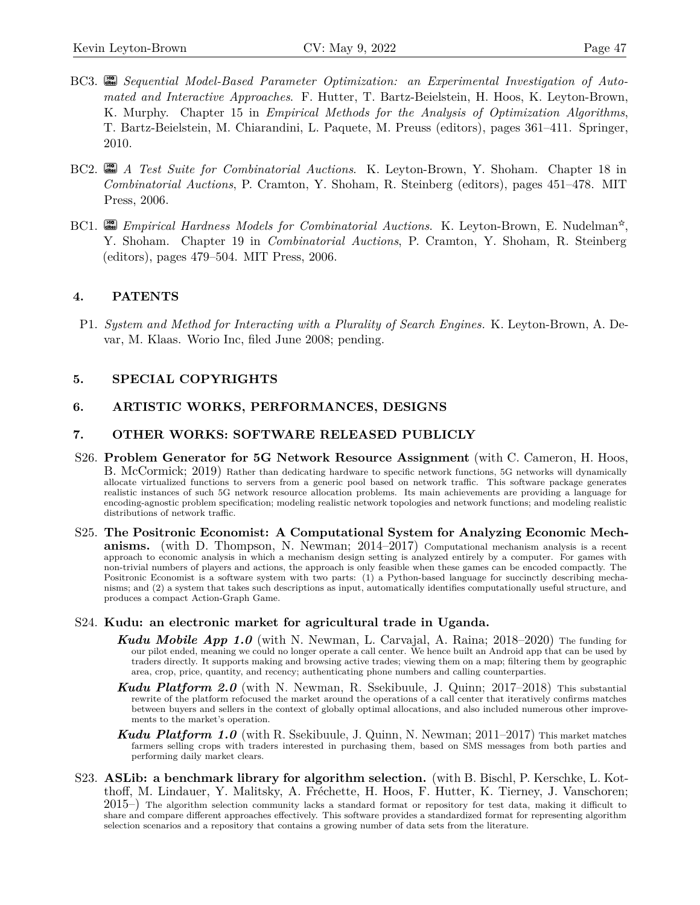BC3. *Sequential Model-Based Parameter Optimization: an Experimental Investigation of Automated and Interactive Approaches*. F. Hutter, T. Bartz-Beielstein, H. Hoos, K. Leyton-Brown, K. Murphy. Chapter 15 in *Empirical Methods for the Analysis of Optimization Algorithms*, T. Bartz-Beielstein, M. Chiarandini, L. Paquete, M. Preuss (editors), pages 361–411. Springer, 2010.

BC2. *A Test Suite for Combinatorial Auctions*. K. Leyton-Brown, Y. Shoham. Chapter 18 in *Combinatorial Auctions*, P. Cramton, Y. Shoham, R. Steinberg (editors), pages 451–478. MIT Press, 2006.

BC1. *Empirical Hardness Models for Combinatorial Auctions*. K. Leyton-Brown, E. Nudelman☆, Y. Shoham. Chapter 19 in *Combinatorial Auctions*, P. Cramton, Y. Shoham, R. Steinberg (editors), pages 479–504. MIT Press, 2006.

## 4. PATENTS

P1. *System and Method for Interacting with a Plurality of Search Engines.* K. Leyton-Brown, A. Devar, M. Klaas. Worio Inc, filed June 2008; pending.

## 5. SPECIAL COPYRIGHTS

## 6. ARTISTIC WORKS, PERFORMANCES, DESIGNS

## 7. OTHER WORKS: SOFTWARE RELEASED PUBLICLY

S26. **Problem Generator for 5G Network Resource Assignment** (with C. Cameron, H. Hoos, B. McCormick; 2019) Rather than dedicating hardware to specific network functions, 5G networks will dynamically allocate virtualized functions to servers from a generic pool based on network traffic. This software package generates realistic instances of such 5G network resource allocation problems. Its main achievements are providing a language for encoding-agnostic problem specification; modeling realistic network topologies and network functions; and modeling realistic distributions of network traffic.

S25. **The Positronic Economist: A Computational System for Analyzing Economic Mechanisms.** (with D. Thompson, N. Newman; 2014–2017) Computational mechanism analysis is a recent approach to economic analysis in which a mechanism design setting is analyzed entirely by a computer. For games with non-trivial numbers of players and actions, the approach is only feasible when these games can be encoded compactly. The Positronic Economist is a software system with two parts: (1) a Python-based language for succinctly describing mechanisms; and (2) a system that takes such descriptions as input, automatically identifies computationally useful structure, and produces a compact Action-Graph Game.

S24. **Kudu: an electronic market for agricultural trade in Uganda.**

- ***Kudu Mobile App 1.0*** (with N. Newman, L. Carvajal, A. Raina; 2018–2020) The funding for our pilot ended, meaning we could no longer operate a call center. We hence built an Android app that can be used by traders directly. It supports making and browsing active trades; viewing them on a map; filtering them by geographic area, crop, price, quantity, and recency; authenticating phone numbers and calling counterparties.
- ***Kudu Platform 2.0*** (with N. Newman, R. Ssekibuule, J. Quinn; 2017–2018) This substantial rewrite of the platform refocused the market around the operations of a call center that iteratively confirms matches between buyers and sellers in the context of globally optimal allocations, and also included numerous other improvements to the market's operation.
- ***Kudu Platform 1.0*** (with R. Ssekibuule, J. Quinn, N. Newman; 2011–2017) This market matches farmers selling crops with traders interested in purchasing them, based on SMS messages from both parties and performing daily market clears.

S23. **ASLib: a benchmark library for algorithm selection.** (with B. Bischl, P. Kerschke, L. Kotthoff, M. Lindauer, Y. Malitsky, A. Fréchette, H. Hoos, F. Hutter, K. Tierney, J. Vanschoren; 2015–) The algorithm selection community lacks a standard format or repository for test data, making it difficult to share and compare different approaches effectively. This software provides a standardized format for representing algorithm selection scenarios and a repository that contains a growing number of data sets from the literature.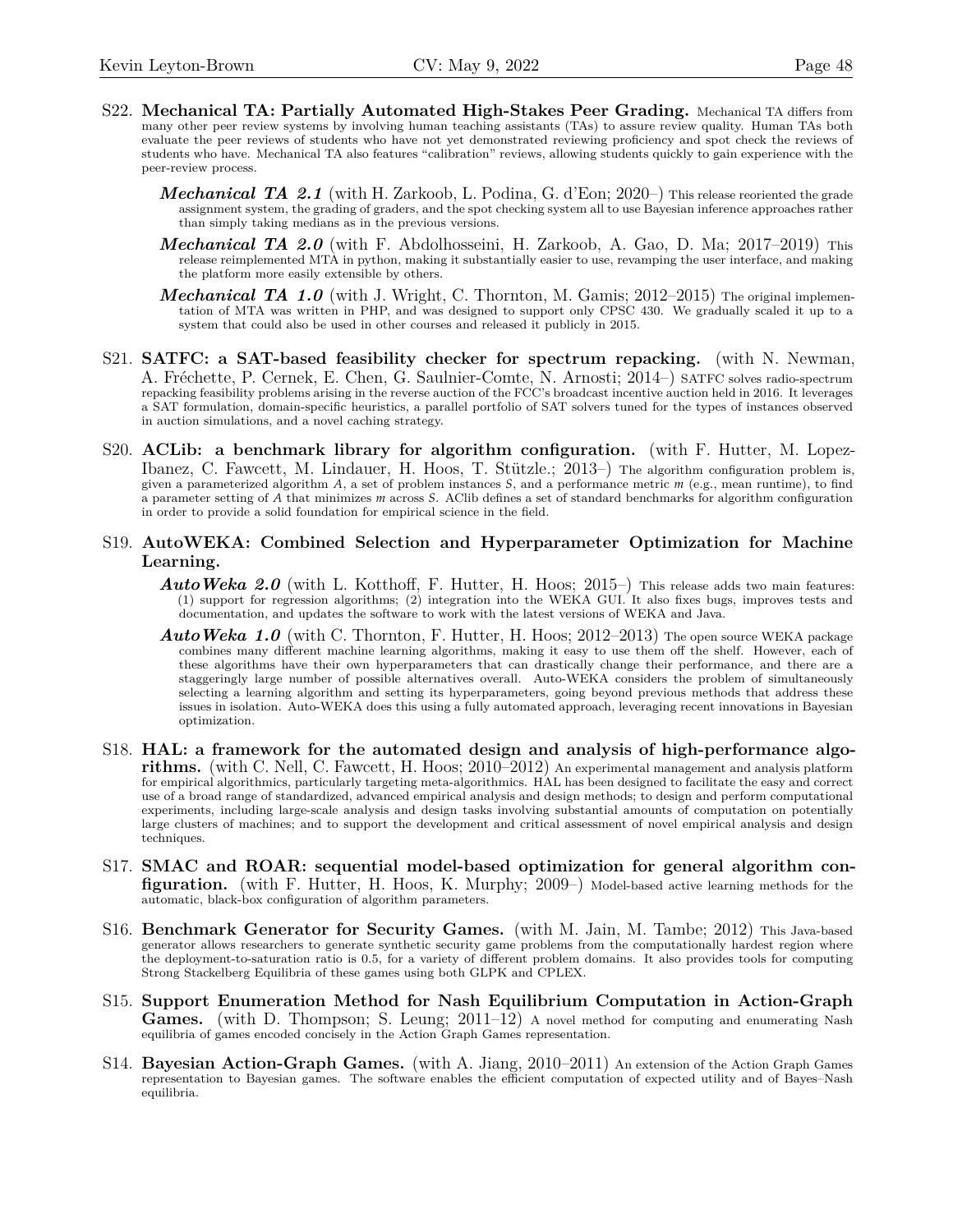S22. **Mechanical TA: Partially Automated High-Stakes Peer Grading.** Mechanical TA differs from many other peer review systems by involving human teaching assistants (TAs) to assure review quality. Human TAs both evaluate the peer reviews of students who have not yet demonstrated reviewing proficiency and spot check the reviews of students who have. Mechanical TA also features "calibration" reviews, allowing students quickly to gain experience with the peer-review process.

- ***Mechanical TA 2.1*** (with H. Zarkoob, L. Podina, G. d'Eon; 2020–) This release reoriented the grade assignment system, the grading of graders, and the spot checking system all to use Bayesian inference approaches rather than simply taking medians as in the previous versions.
- ***Mechanical TA 2.0*** (with F. Abdolhosseini, H. Zarkoob, A. Gao, D. Ma; 2017–2019) This release reimplemented MTA in python, making it substantially easier to use, revamping the user interface, and making the platform more easily extensible by others.
- ***Mechanical TA 1.0*** (with J. Wright, C. Thornton, M. Gamis; 2012–2015) The original implementation of MTA was written in PHP, and was designed to support only CPSC 430. We gradually scaled it up to a system that could also be used in other courses and released it publicly in 2015.

S21. **SATFC: a SAT-based feasibility checker for spectrum repacking.** (with N. Newman, A. Fréchette, P. Cernek, E. Chen, G. Saulnier-Comte, N. Arnosti; 2014–) SATFC solves radio-spectrum repacking feasibility problems arising in the reverse auction of the FCC's broadcast incentive auction held in 2016. It leverages a SAT formulation, domain-specific heuristics, a parallel portfolio of SAT solvers tuned for the types of instances observed in auction simulations, and a novel caching strategy.

S20. **ACLib: a benchmark library for algorithm configuration.** (with F. Hutter, M. Lopez-Ibanez, C. Fawcett, M. Lindauer, H. Hoos, T. Stützle.; 2013–) The algorithm configuration problem is, given a parameterized algorithm $A$, a set of problem instances $S$, and a performance metric $m$ (e.g., mean runtime), to find a parameter setting of $A$ that minimizes $m$ across $S$. AClib defines a set of standard benchmarks for algorithm configuration in order to provide a solid foundation for empirical science in the field.

S19. **AutoWEKA: Combined Selection and Hyperparameter Optimization for Machine Learning.**

- ***AutoWeka 2.0*** (with L. Kotthoff, F. Hutter, H. Hoos; 2015–) This release adds two main features: (1) support for regression algorithms; (2) integration into the WEKA GUI. It also fixes bugs, improves tests and documentation, and updates the software to work with the latest versions of WEKA and Java.
- ***AutoWeka 1.0*** (with C. Thornton, F. Hutter, H. Hoos; 2012–2013) The open source WEKA package combines many different machine learning algorithms, making it easy to use them off the shelf. However, each of these algorithms have their own hyperparameters that can drastically change their performance, and there are a staggeringly large number of possible alternatives overall. Auto-WEKA considers the problem of simultaneously selecting a learning algorithm and setting its hyperparameters, going beyond previous methods that address these issues in isolation. Auto-WEKA does this using a fully automated approach, leveraging recent innovations in Bayesian optimization.

S18. **HAL: a framework for the automated design and analysis of high-performance algorithms.** (with C. Nell, C. Fawcett, H. Hoos; 2010–2012) An experimental management and analysis platform for empirical algorithmics, particularly targeting meta-algorithmics. HAL has been designed to facilitate the easy and correct use of a broad range of standardized, advanced empirical analysis and design methods; to design and perform computational experiments, including large-scale analysis and design tasks involving substantial amounts of computation on potentially large clusters of machines; and to support the development and critical assessment of novel empirical analysis and design techniques.

S17. **SMAC and ROAR: sequential model-based optimization for general algorithm configuration.** (with F. Hutter, H. Hoos, K. Murphy; 2009–) Model-based active learning methods for the automatic, black-box configuration of algorithm parameters.

S16. **Benchmark Generator for Security Games.** (with M. Jain, M. Tambe; 2012) This Java-based generator allows researchers to generate synthetic security game problems from the computationally hardest region where the deployment-to-saturation ratio is 0.5, for a variety of different problem domains. It also provides tools for computing Strong Stackelberg Equilibria of these games using both GLPK and CPLEX.

S15. **Support Enumeration Method for Nash Equilibrium Computation in Action-Graph Games.** (with D. Thompson; S. Leung; 2011–12) A novel method for computing and enumerating Nash equilibria of games encoded concisely in the Action Graph Games representation.

S14. **Bayesian Action-Graph Games.** (with A. Jiang, 2010–2011) An extension of the Action Graph Games representation to Bayesian games. The software enables the efficient computation of expected utility and of Bayes–Nash equilibria.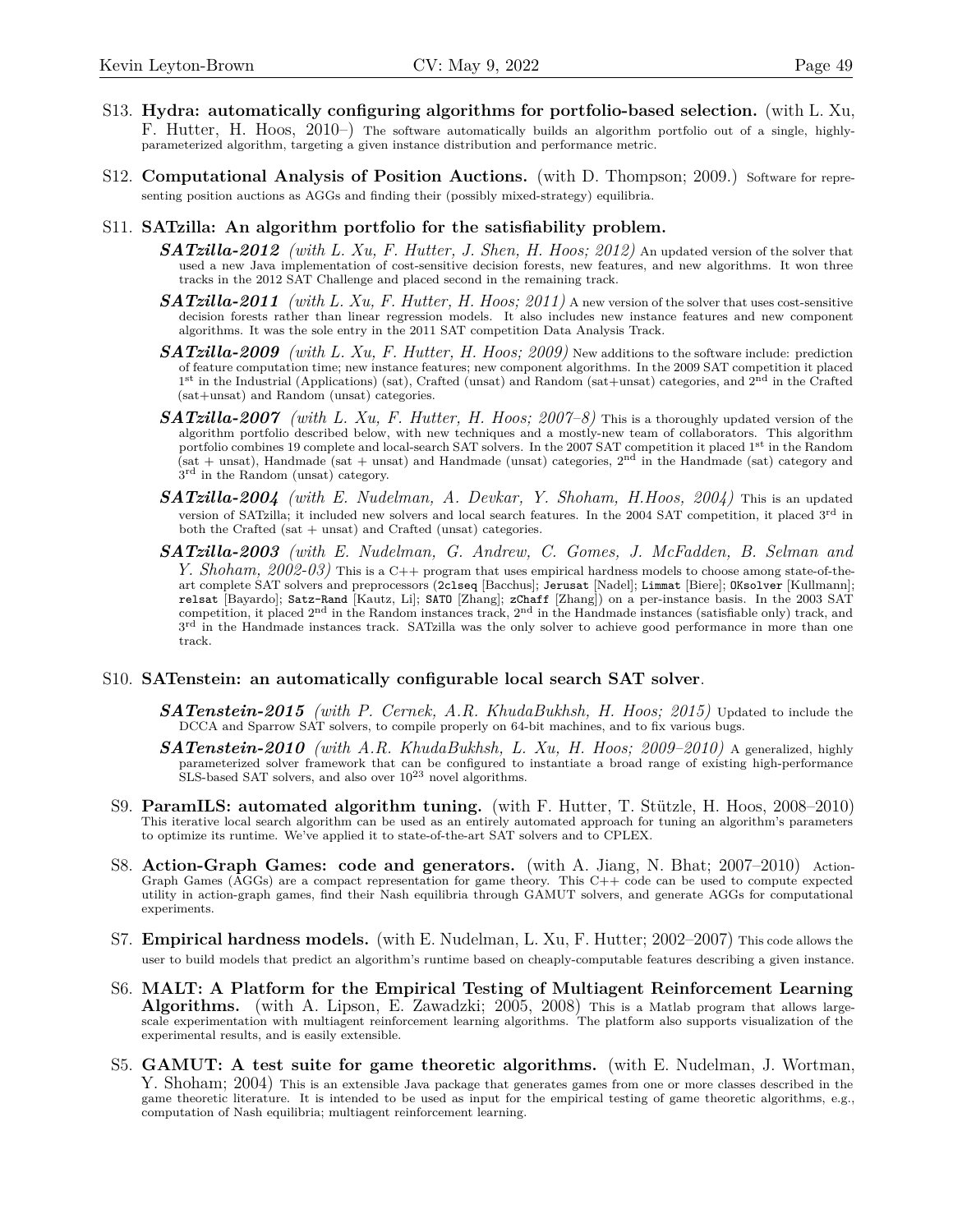S13. **Hydra: automatically configuring algorithms for portfolio-based selection.** (with L. Xu, F. Hutter, H. Hoos, 2010–) The software automatically builds an algorithm portfolio out of a single, highly-parameterized algorithm, targeting a given instance distribution and performance metric.

S12. **Computational Analysis of Position Auctions.** (with D. Thompson; 2009.) Software for representing position auctions as AGGs and finding their (possibly mixed-strategy) equilibria.

S11. **SATzilla: An algorithm portfolio for the satisfiability problem.**

- ***SATzilla-2012*** *(with L. Xu, F. Hutter, J. Shen, H. Hoos; 2012)* An updated version of the solver that used a new Java implementation of cost-sensitive decision forests, new features, and new algorithms. It won three tracks in the 2012 SAT Challenge and placed second in the remaining track.
- ***SATzilla-2011*** *(with L. Xu, F. Hutter, H. Hoos; 2011)* A new version of the solver that uses cost-sensitive decision forests rather than linear regression models. It also includes new instance features and new component algorithms. It was the sole entry in the 2011 SAT competition Data Analysis Track.
- ***SATzilla-2009*** *(with L. Xu, F. Hutter, H. Hoos; 2009)* New additions to the software include: prediction of feature computation time; new instance features; new component algorithms. In the 2009 SAT competition it placed 1st in the Industrial (Applications) (sat), Crafted (unsat) and Random (sat+unsat) categories, and 2nd in the Crafted (sat+unsat) and Random (unsat) categories.
- ***SATzilla-2007*** *(with L. Xu, F. Hutter, H. Hoos; 2007–8)* This is a thoroughly updated version of the algorithm portfolio described below, with new techniques and a mostly-new team of collaborators. This algorithm portfolio combines 19 complete and local-search SAT solvers. In the 2007 SAT competition it placed 1st in the Random (sat + unsat), Handmade (sat + unsat) and Handmade (unsat) categories, 2nd in the Handmade (sat) category and 3rd in the Random (unsat) category.
- ***SATzilla-2004*** *(with E. Nudelman, A. Devkar, Y. Shoham, H.Hoos, 2004)* This is an updated version of SATzilla; it included new solvers and local search features. In the 2004 SAT competition, it placed 3rd in both the Crafted (sat + unsat) and Crafted (unsat) categories.
- ***SATzilla-2003*** *(with E. Nudelman, G. Andrew, C. Gomes, J. McFadden, B. Selman and Y. Shoham, 2002-03)* This is a C++ program that uses empirical hardness models to choose among state-of-the-art complete SAT solvers and preprocessors (`2clseq` [Bacchus]; `Jerusat` [Nadel]; `Limmat` [Biere]; `OKsolver` [Kullmann]; `relsat` [Bayardo]; `Satz-Rand` [Kautz, Li]; `SATO` [Zhang]; `zChaff` [Zhang]) on a per-instance basis. In the 2003 SAT competition, it placed 2nd in the Random instances track, 2nd in the Handmade instances (satisfiable only) track, and 3rd in the Handmade instances track. SATzilla was the only solver to achieve good performance in more than one track.

S10. **SATenstein: an automatically configurable local search SAT solver**.

- ***SATenstein-2015*** *(with P. Cernek, A.R. KhudaBukhsh, H. Hoos; 2015)* Updated to include the DCCA and Sparrow SAT solvers, to compile properly on 64-bit machines, and to fix various bugs.
- ***SATenstein-2010*** *(with A.R. KhudaBukhsh, L. Xu, H. Hoos; 2009–2010)* A generalized, highly parameterized solver framework that can be configured to instantiate a broad range of existing high-performance SLS-based SAT solvers, and also over $10^{23}$ novel algorithms.

S9. **ParamILS: automated algorithm tuning.** (with F. Hutter, T. Stützle, H. Hoos, 2008–2010) This iterative local search algorithm can be used as an entirely automated approach for tuning an algorithm's parameters to optimize its runtime. We've applied it to state-of-the-art SAT solvers and to CPLEX.

S8. **Action-Graph Games: code and generators.** (with A. Jiang, N. Bhat; 2007–2010) Action-Graph Games (AGGs) are a compact representation for game theory. This C++ code can be used to compute expected utility in action-graph games, find their Nash equilibria through GAMUT solvers, and generate AGGs for computational experiments.

S7. **Empirical hardness models.** (with E. Nudelman, L. Xu, F. Hutter; 2002–2007) This code allows the user to build models that predict an algorithm's runtime based on cheaply-computable features describing a given instance.

S6. **MALT: A Platform for the Empirical Testing of Multiagent Reinforcement Learning Algorithms.** (with A. Lipson, E. Zawadzki; 2005, 2008) This is a Matlab program that allows large-scale experimentation with multiagent reinforcement learning algorithms. The platform also supports visualization of the experimental results, and is easily extensible.

S5. **GAMUT: A test suite for game theoretic algorithms.** (with E. Nudelman, J. Wortman, Y. Shoham; 2004) This is an extensible Java package that generates games from one or more classes described in the game theoretic literature. It is intended to be used as input for the empirical testing of game theoretic algorithms, e.g., computation of Nash equilibria; multiagent reinforcement learning.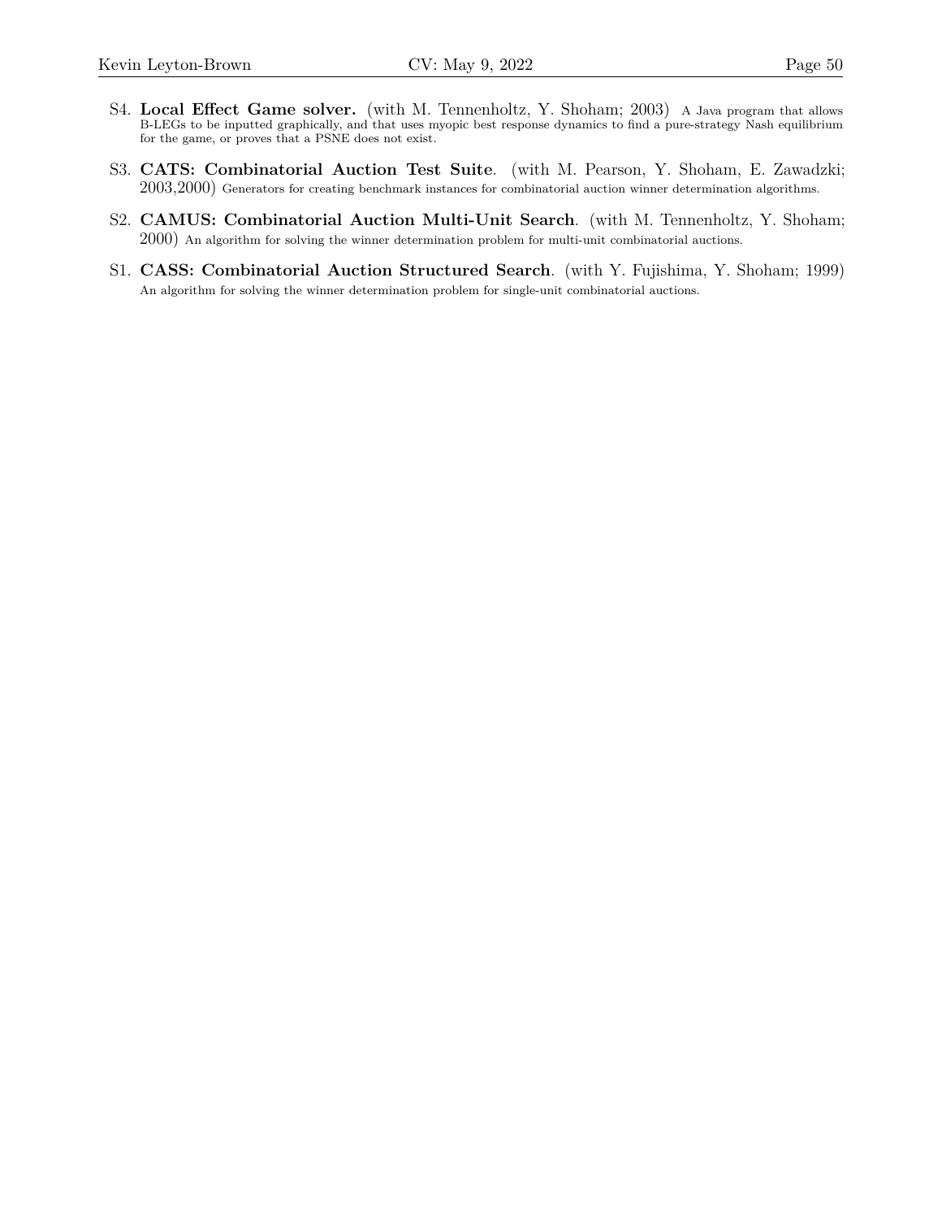S4. **Local Effect Game solver.** (with M. Tennenholtz, Y. Shoham; 2003) A Java program that allows B-LEGs to be inputted graphically, and that uses myopic best response dynamics to find a pure-strategy Nash equilibrium for the game, or proves that a PSNE does not exist.

S3. **CATS: Combinatorial Auction Test Suite**. (with M. Pearson, Y. Shoham, E. Zawadzki; 2003,2000) Generators for creating benchmark instances for combinatorial auction winner determination algorithms.

S2. **CAMUS: Combinatorial Auction Multi-Unit Search**. (with M. Tennenholtz, Y. Shoham; 2000) An algorithm for solving the winner determination problem for multi-unit combinatorial auctions.

S1. **CASS: Combinatorial Auction Structured Search**. (with Y. Fujishima, Y. Shoham; 1999) An algorithm for solving the winner determination problem for single-unit combinatorial auctions.